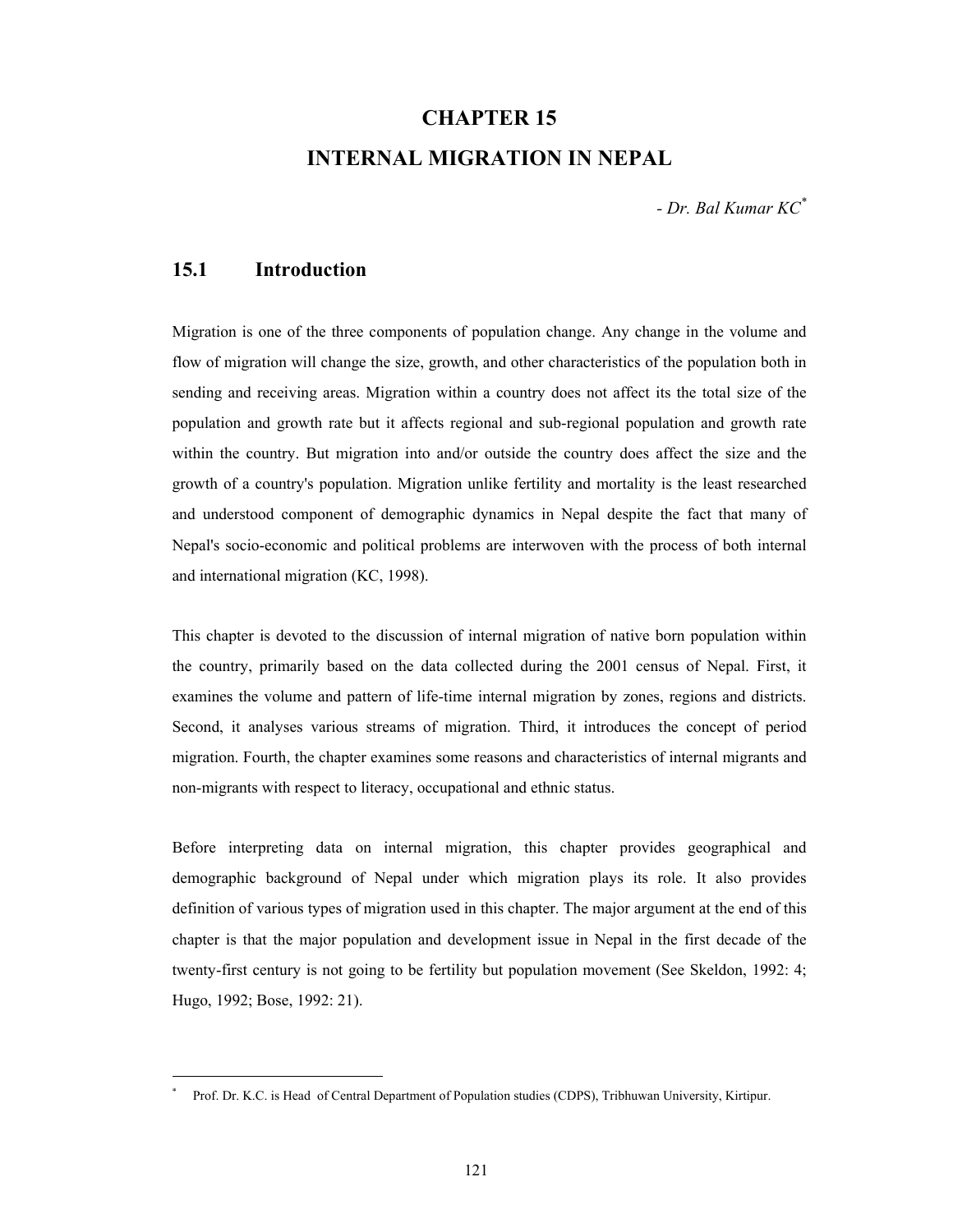# CHAPTER 15

# INTERNAL MIGRATION IN NEPAL

*- Dr. Bal Kumar KC*[*]

## 15.1 Introduction

Migration is one of the three components of population change. Any change in the volume and flow of migration will change the size, growth, and other characteristics of the population both in sending and receiving areas. Migration within a country does not affect its the total size of the population and growth rate but it affects regional and sub-regional population and growth rate within the country. But migration into and/or outside the country does affect the size and the growth of a country's population. Migration unlike fertility and mortality is the least researched and understood component of demographic dynamics in Nepal despite the fact that many of Nepal's socio-economic and political problems are interwoven with the process of both internal and international migration (KC, 1998).

This chapter is devoted to the discussion of internal migration of native born population within the country, primarily based on the data collected during the 2001 census of Nepal. First, it examines the volume and pattern of life-time internal migration by zones, regions and districts. Second, it analyses various streams of migration. Third, it introduces the concept of period migration. Fourth, the chapter examines some reasons and characteristics of internal migrants and non-migrants with respect to literacy, occupational and ethnic status.

Before interpreting data on internal migration, this chapter provides geographical and demographic background of Nepal under which migration plays its role. It also provides definition of various types of migration used in this chapter. The major argument at the end of this chapter is that the major population and development issue in Nepal in the first decade of the twenty-first century is not going to be fertility but population movement (See Skeldon, 1992: 4; Hugo, 1992; Bose, 1992: 21).

---

[*] Prof. Dr. K.C. is Head of Central Department of Population studies (CDPS), Tribhuwan University, Kirtipur.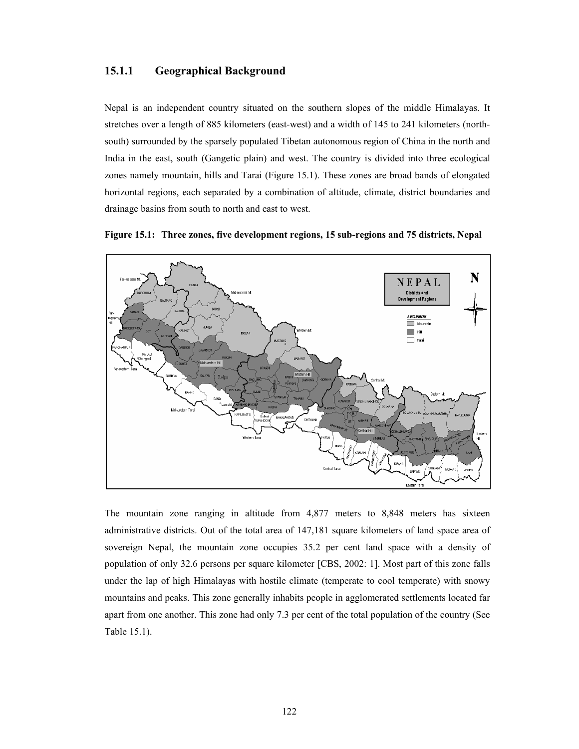### 15.1.1 Geographical Background

Nepal is an independent country situated on the southern slopes of the middle Himalayas. It stretches over a length of 885 kilometers (east-west) and a width of 145 to 241 kilometers (north-south) surrounded by the sparsely populated Tibetan autonomous region of China in the north and India in the east, south (Gangetic plain) and west. The country is divided into three ecological zones namely mountain, hills and Tarai (Figure 15.1). These zones are broad bands of elongated horizontal regions, each separated by a combination of altitude, climate, district boundaries and drainage basins from south to north and east to west.

**Figure 15.1: Three zones, five development regions, 15 sub-regions and 75 districts, Nepal**

The mountain zone ranging in altitude from 4,877 meters to 8,848 meters has sixteen administrative districts. Out of the total area of 147,181 square kilometers of land space area of sovereign Nepal, the mountain zone occupies 35.2 per cent land space with a density of population of only 32.6 persons per square kilometer [CBS, 2002: 1]. Most part of this zone falls under the lap of high Himalayas with hostile climate (temperate to cool temperate) with snowy mountains and peaks. This zone generally inhabits people in agglomerated settlements located far apart from one another. This zone had only 7.3 per cent of the total population of the country (See Table 15.1).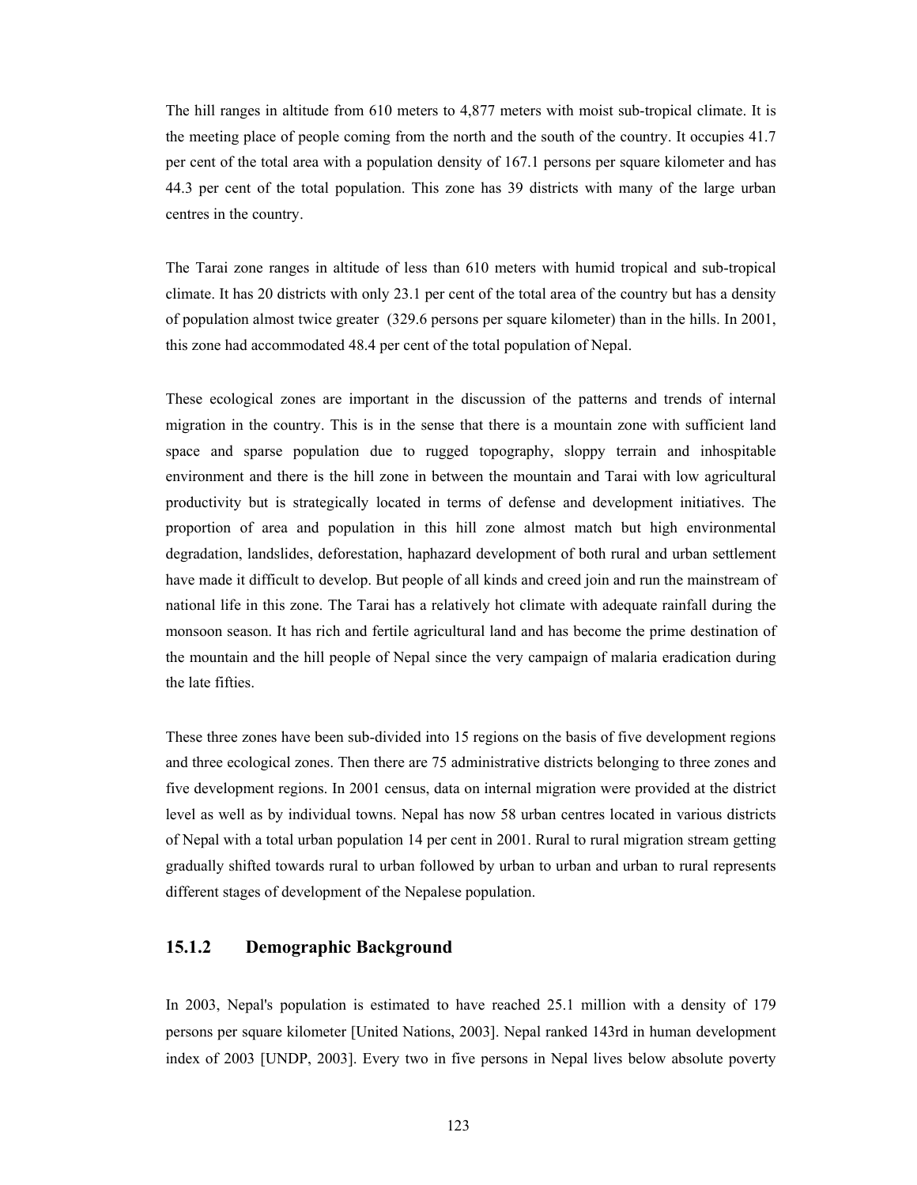The hill ranges in altitude from 610 meters to 4,877 meters with moist sub-tropical climate. It is the meeting place of people coming from the north and the south of the country. It occupies 41.7 per cent of the total area with a population density of 167.1 persons per square kilometer and has 44.3 per cent of the total population. This zone has 39 districts with many of the large urban centres in the country.

The Tarai zone ranges in altitude of less than 610 meters with humid tropical and sub-tropical climate. It has 20 districts with only 23.1 per cent of the total area of the country but has a density of population almost twice greater (329.6 persons per square kilometer) than in the hills. In 2001, this zone had accommodated 48.4 per cent of the total population of Nepal.

These ecological zones are important in the discussion of the patterns and trends of internal migration in the country. This is in the sense that there is a mountain zone with sufficient land space and sparse population due to rugged topography, sloppy terrain and inhospitable environment and there is the hill zone in between the mountain and Tarai with low agricultural productivity but is strategically located in terms of defense and development initiatives. The proportion of area and population in this hill zone almost match but high environmental degradation, landslides, deforestation, haphazard development of both rural and urban settlement have made it difficult to develop. But people of all kinds and creed join and run the mainstream of national life in this zone. The Tarai has a relatively hot climate with adequate rainfall during the monsoon season. It has rich and fertile agricultural land and has become the prime destination of the mountain and the hill people of Nepal since the very campaign of malaria eradication during the late fifties.

These three zones have been sub-divided into 15 regions on the basis of five development regions and three ecological zones. Then there are 75 administrative districts belonging to three zones and five development regions. In 2001 census, data on internal migration were provided at the district level as well as by individual towns. Nepal has now 58 urban centres located in various districts of Nepal with a total urban population 14 per cent in 2001. Rural to rural migration stream getting gradually shifted towards rural to urban followed by urban to urban and urban to rural represents different stages of development of the Nepalese population.

### 15.1.2 Demographic Background

In 2003, Nepal's population is estimated to have reached 25.1 million with a density of 179 persons per square kilometer [United Nations, 2003]. Nepal ranked 143rd in human development index of 2003 [UNDP, 2003]. Every two in five persons in Nepal lives below absolute poverty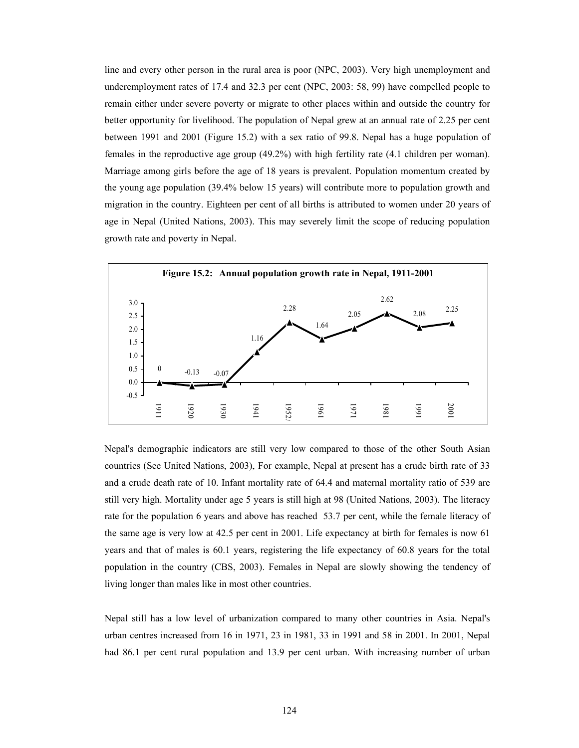line and every other person in the rural area is poor (NPC, 2003). Very high unemployment and underemployment rates of 17.4 and 32.3 per cent (NPC, 2003: 58, 99) have compelled people to remain either under severe poverty or migrate to other places within and outside the country for better opportunity for livelihood. The population of Nepal grew at an annual rate of 2.25 per cent between 1991 and 2001 (Figure 15.2) with a sex ratio of 99.8. Nepal has a huge population of females in the reproductive age group (49.2%) with high fertility rate (4.1 children per woman). Marriage among girls before the age of 18 years is prevalent. Population momentum created by the young age population (39.4% below 15 years) will contribute more to population growth and migration in the country. Eighteen per cent of all births is attributed to women under 20 years of age in Nepal (United Nations, 2003). This may severely limit the scope of reducing population growth rate and poverty in Nepal.

**Figure 15.2: Annual population growth rate in Nepal, 1911-2001**

| Year | Growth rate |
|---|---|
| 1911 | 0 |
| 1920 | -0.13 |
| 1930 | -0.07 |
| 1941 | 1.16 |
| 1952/ | 2.28 |
| 1961 | 1.64 |
| 1971 | 2.05 |
| 1981 | 2.62 |
| 1991 | 2.08 |
| 2001 | 2.25 |

Nepal's demographic indicators are still very low compared to those of the other South Asian countries (See United Nations, 2003), For example, Nepal at present has a crude birth rate of 33 and a crude death rate of 10. Infant mortality rate of 64.4 and maternal mortality ratio of 539 are still very high. Mortality under age 5 years is still high at 98 (United Nations, 2003). The literacy rate for the population 6 years and above has reached 53.7 per cent, while the female literacy of the same age is very low at 42.5 per cent in 2001. Life expectancy at birth for females is now 61 years and that of males is 60.1 years, registering the life expectancy of 60.8 years for the total population in the country (CBS, 2003). Females in Nepal are slowly showing the tendency of living longer than males like in most other countries.

Nepal still has a low level of urbanization compared to many other countries in Asia. Nepal's urban centres increased from 16 in 1971, 23 in 1981, 33 in 1991 and 58 in 2001. In 2001, Nepal had 86.1 per cent rural population and 13.9 per cent urban. With increasing number of urban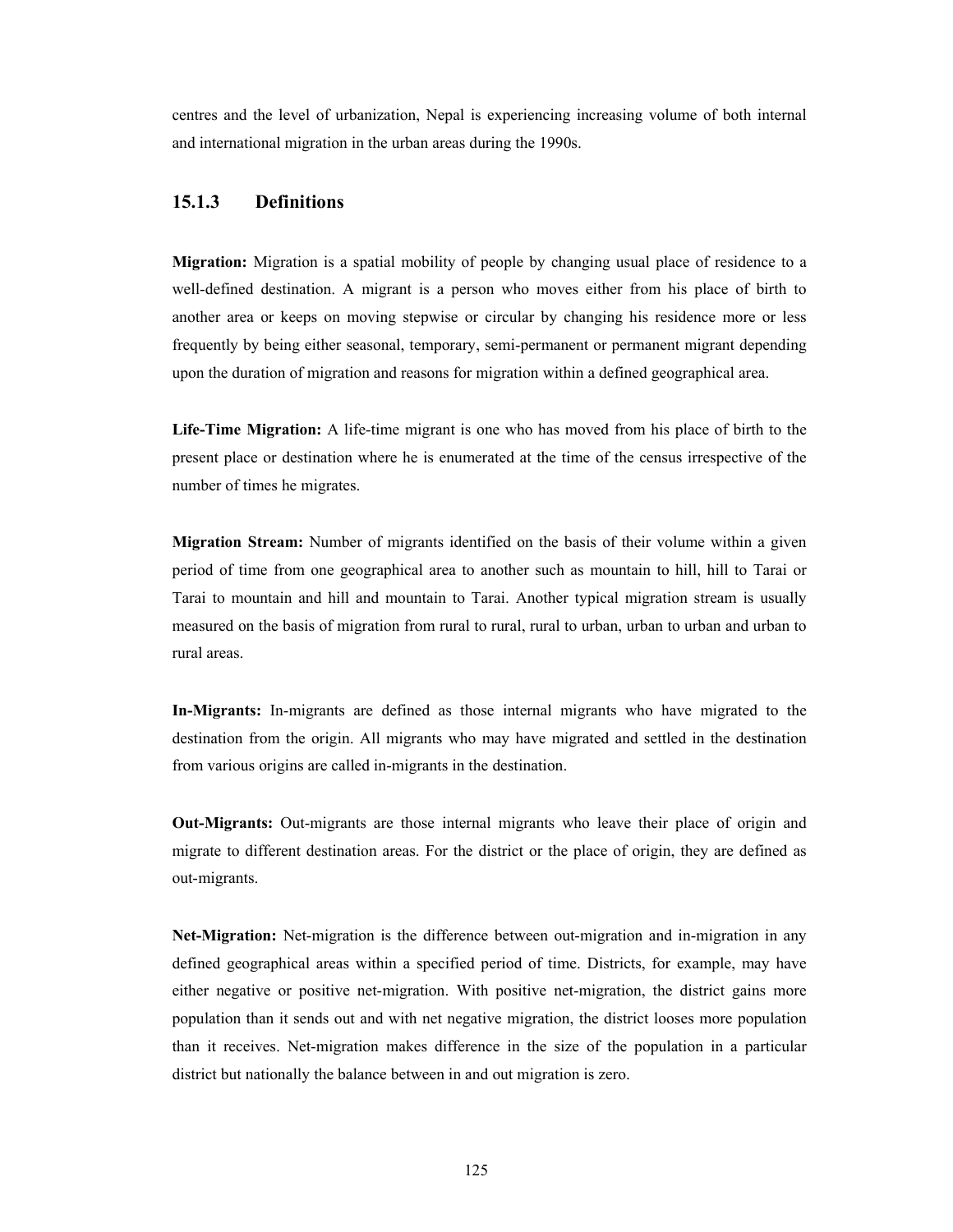centres and the level of urbanization, Nepal is experiencing increasing volume of both internal and international migration in the urban areas during the 1990s.

### 15.1.3 Definitions

**Migration:** Migration is a spatial mobility of people by changing usual place of residence to a well-defined destination. A migrant is a person who moves either from his place of birth to another area or keeps on moving stepwise or circular by changing his residence more or less frequently by being either seasonal, temporary, semi-permanent or permanent migrant depending upon the duration of migration and reasons for migration within a defined geographical area.

**Life-Time Migration:** A life-time migrant is one who has moved from his place of birth to the present place or destination where he is enumerated at the time of the census irrespective of the number of times he migrates.

**Migration Stream:** Number of migrants identified on the basis of their volume within a given period of time from one geographical area to another such as mountain to hill, hill to Tarai or Tarai to mountain and hill and mountain to Tarai. Another typical migration stream is usually measured on the basis of migration from rural to rural, rural to urban, urban to urban and urban to rural areas.

**In-Migrants:** In-migrants are defined as those internal migrants who have migrated to the destination from the origin. All migrants who may have migrated and settled in the destination from various origins are called in-migrants in the destination.

**Out-Migrants:** Out-migrants are those internal migrants who leave their place of origin and migrate to different destination areas. For the district or the place of origin, they are defined as out-migrants.

**Net-Migration:** Net-migration is the difference between out-migration and in-migration in any defined geographical areas within a specified period of time. Districts, for example, may have either negative or positive net-migration. With positive net-migration, the district gains more population than it sends out and with net negative migration, the district looses more population than it receives. Net-migration makes difference in the size of the population in a particular district but nationally the balance between in and out migration is zero.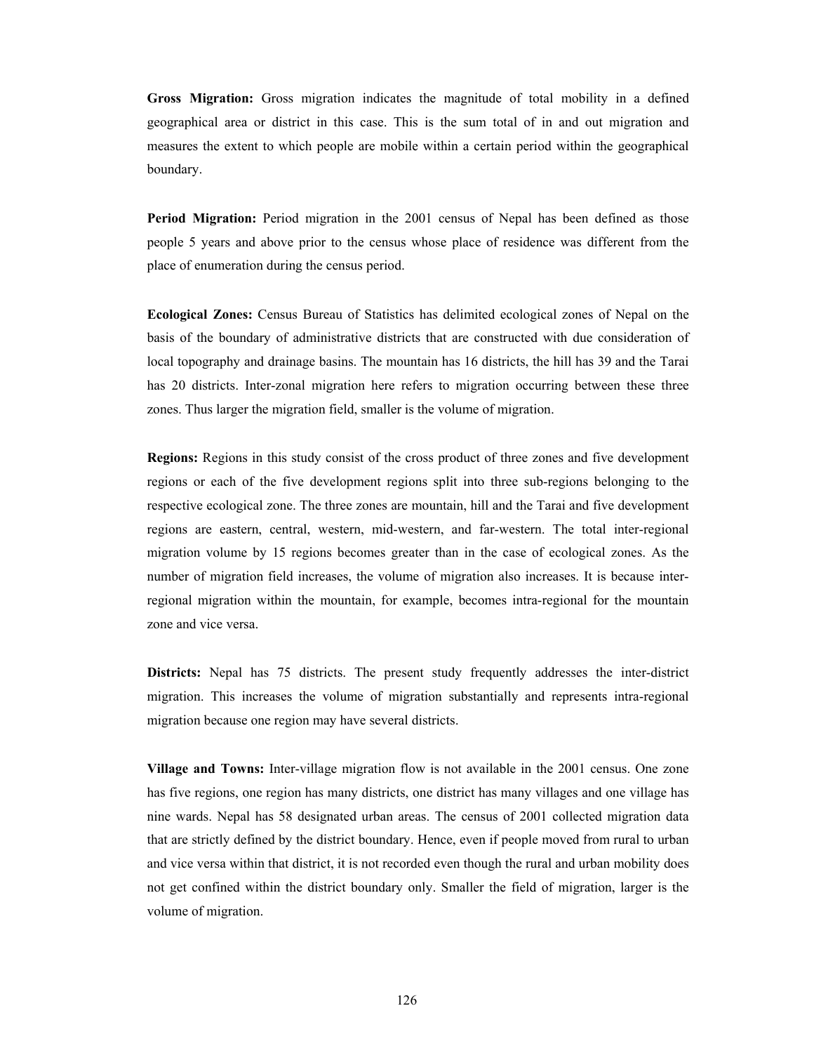**Gross Migration:** Gross migration indicates the magnitude of total mobility in a defined geographical area or district in this case. This is the sum total of in and out migration and measures the extent to which people are mobile within a certain period within the geographical boundary.

**Period Migration:** Period migration in the 2001 census of Nepal has been defined as those people 5 years and above prior to the census whose place of residence was different from the place of enumeration during the census period.

**Ecological Zones:** Census Bureau of Statistics has delimited ecological zones of Nepal on the basis of the boundary of administrative districts that are constructed with due consideration of local topography and drainage basins. The mountain has 16 districts, the hill has 39 and the Tarai has 20 districts. Inter-zonal migration here refers to migration occurring between these three zones. Thus larger the migration field, smaller is the volume of migration.

**Regions:** Regions in this study consist of the cross product of three zones and five development regions or each of the five development regions split into three sub-regions belonging to the respective ecological zone. The three zones are mountain, hill and the Tarai and five development regions are eastern, central, western, mid-western, and far-western. The total inter-regional migration volume by 15 regions becomes greater than in the case of ecological zones. As the number of migration field increases, the volume of migration also increases. It is because inter-regional migration within the mountain, for example, becomes intra-regional for the mountain zone and vice versa.

**Districts:** Nepal has 75 districts. The present study frequently addresses the inter-district migration. This increases the volume of migration substantially and represents intra-regional migration because one region may have several districts.

**Village and Towns:** Inter-village migration flow is not available in the 2001 census. One zone has five regions, one region has many districts, one district has many villages and one village has nine wards. Nepal has 58 designated urban areas. The census of 2001 collected migration data that are strictly defined by the district boundary. Hence, even if people moved from rural to urban and vice versa within that district, it is not recorded even though the rural and urban mobility does not get confined within the district boundary only. Smaller the field of migration, larger is the volume of migration.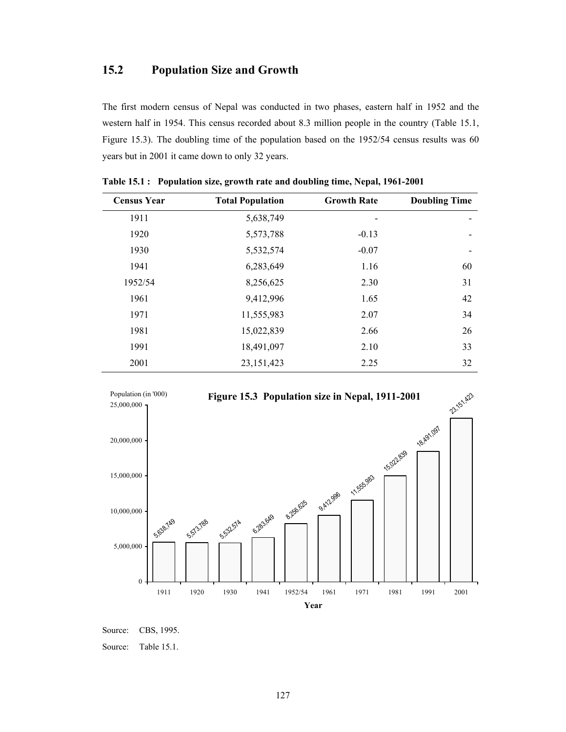## 15.2 Population Size and Growth

The first modern census of Nepal was conducted in two phases, eastern half in 1952 and the western half in 1954. This census recorded about 8.3 million people in the country (Table 15.1, Figure 15.3). The doubling time of the population based on the 1952/54 census results was 60 years but in 2001 it came down to only 32 years.

**Table 15.1 : Population size, growth rate and doubling time, Nepal, 1961-2001**

| Census Year | Total Population | Growth Rate | Doubling Time |
|---|---|---|---|
| 1911 | 5,638,749 | - | - |
| 1920 | 5,573,788 | -0.13 | - |
| 1930 | 5,532,574 | -0.07 | - |
| 1941 | 6,283,649 | 1.16 | 60 |
| 1952/54 | 8,256,625 | 2.30 | 31 |
| 1961 | 9,412,996 | 1.65 | 42 |
| 1971 | 11,555,983 | 2.07 | 34 |
| 1981 | 15,022,839 | 2.66 | 26 |
| 1991 | 18,491,097 | 2.10 | 33 |
| 2001 | 23,151,423 | 2.25 | 32 |

Source: CBS, 1995.

**Figure 15.3 Population size in Nepal, 1911-2001**

Population (in '000)

| Year | Population |
|---|---|
| 1911 | 5,638,749 |
| 1920 | 5,573,788 |
| 1930 | 5,532,574 |
| 1941 | 6,283,649 |
| 1952/54 | 8,256,625 |
| 1961 | 9,412,996 |
| 1971 | 11,555,983 |
| 1981 | 15,022,839 |
| 1991 | 18,491,097 |
| 2001 | 23,151,423 |

Source: Table 15.1.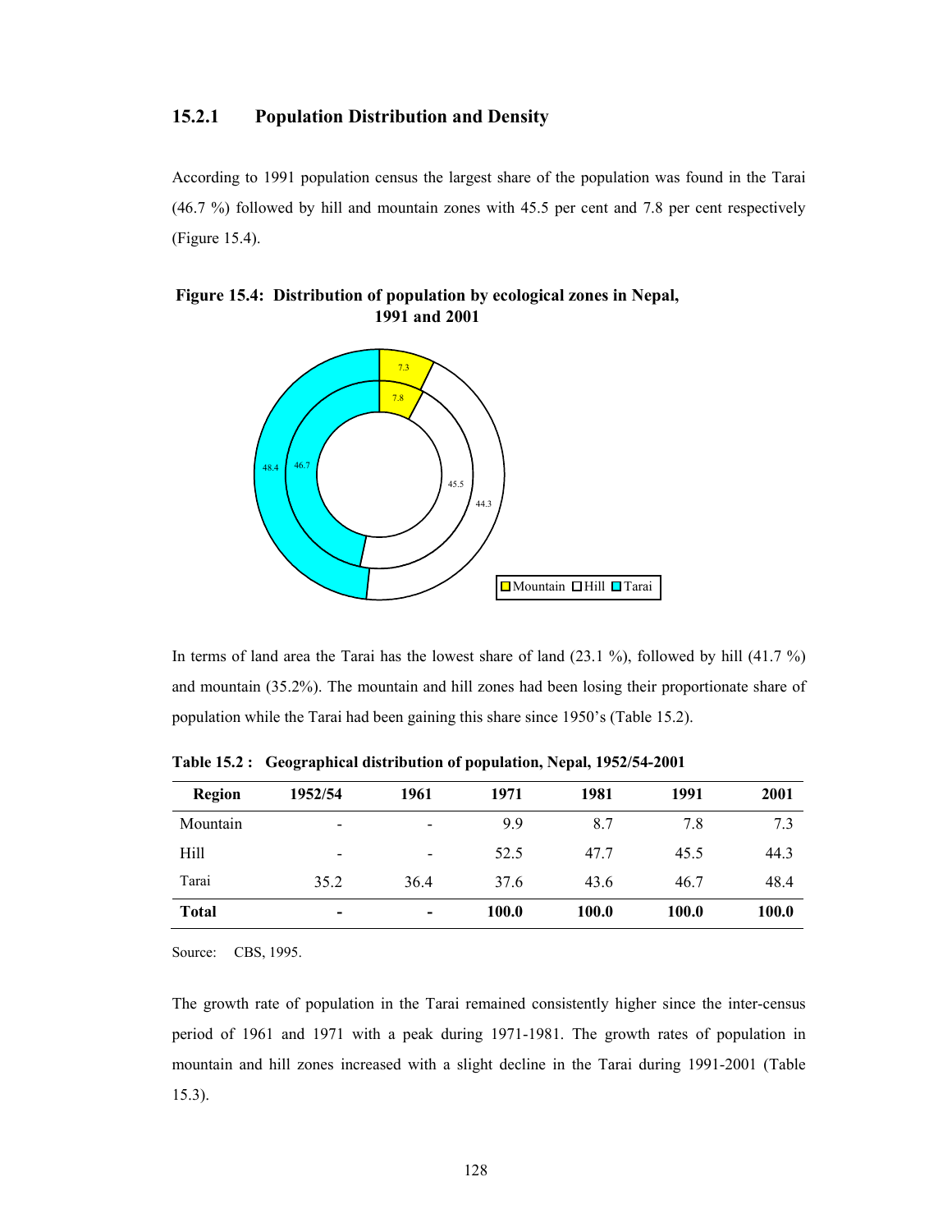### 15.2.1 Population Distribution and Density

According to 1991 population census the largest share of the population was found in the Tarai (46.7 %) followed by hill and mountain zones with 45.5 per cent and 7.8 per cent respectively (Figure 15.4).

**Figure 15.4: Distribution of population by ecological zones in Nepal, 1991 and 2001**

In terms of land area the Tarai has the lowest share of land (23.1 %), followed by hill (41.7 %) and mountain (35.2%). The mountain and hill zones had been losing their proportionate share of population while the Tarai had been gaining this share since 1950's (Table 15.2).

**Table 15.2 : Geographical distribution of population, Nepal, 1952/54-2001**

| Region | 1952/54 | 1961 | 1971 | 1981 | 1991 | 2001 |
|---|---|---|---|---|---|---|
| Mountain | - | - | 9.9 | 8.7 | 7.8 | 7.3 |
| Hill | - | - | 52.5 | 47.7 | 45.5 | 44.3 |
| Tarai | 35.2 | 36.4 | 37.6 | 43.6 | 46.7 | 48.4 |
| **Total** | **-** | **-** | **100.0** | **100.0** | **100.0** | **100.0** |

Source: CBS, 1995.

The growth rate of population in the Tarai remained consistently higher since the inter-census period of 1961 and 1971 with a peak during 1971-1981. The growth rates of population in mountain and hill zones increased with a slight decline in the Tarai during 1991-2001 (Table 15.3).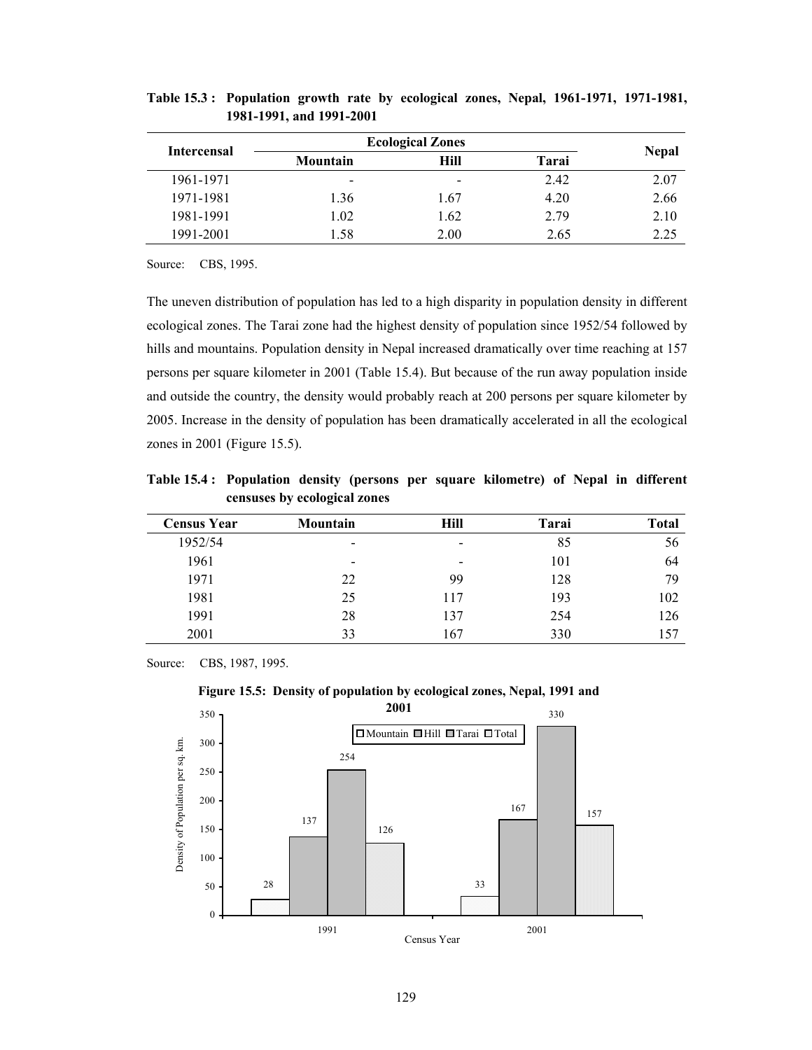**Table 15.3 : Population growth rate by ecological zones, Nepal, 1961-1971, 1971-1981, 1981-1991, and 1991-2001**

| Intercensal | Ecological Zones | | | Nepal |
|---|---|---|---|---|
| | Mountain | Hill | Tarai | |
| 1961-1971 | - | - | 2.42 | 2.07 |
| 1971-1981 | 1.36 | 1.67 | 4.20 | 2.66 |
| 1981-1991 | 1.02 | 1.62 | 2.79 | 2.10 |
| 1991-2001 | 1.58 | 2.00 | 2.65 | 2.25 |

Source: CBS, 1995.

The uneven distribution of population has led to a high disparity in population density in different ecological zones. The Tarai zone had the highest density of population since 1952/54 followed by hills and mountains. Population density in Nepal increased dramatically over time reaching at 157 persons per square kilometer in 2001 (Table 15.4). But because of the run away population inside and outside the country, the density would probably reach at 200 persons per square kilometer by 2005. Increase in the density of population has been dramatically accelerated in all the ecological zones in 2001 (Figure 15.5).

**Table 15.4 : Population density (persons per square kilometre) of Nepal in different censuses by ecological zones**

| Census Year | Mountain | Hill | Tarai | Total |
|---|---|---|---|---|
| 1952/54 | - | - | 85 | 56 |
| 1961 | - | - | 101 | 64 |
| 1971 | 22 | 99 | 128 | 79 |
| 1981 | 25 | 117 | 193 | 102 |
| 1991 | 28 | 137 | 254 | 126 |
| 2001 | 33 | 167 | 330 | 157 |

Source: CBS, 1987, 1995.

**Figure 15.5: Density of population by ecological zones, Nepal, 1991 and 2001**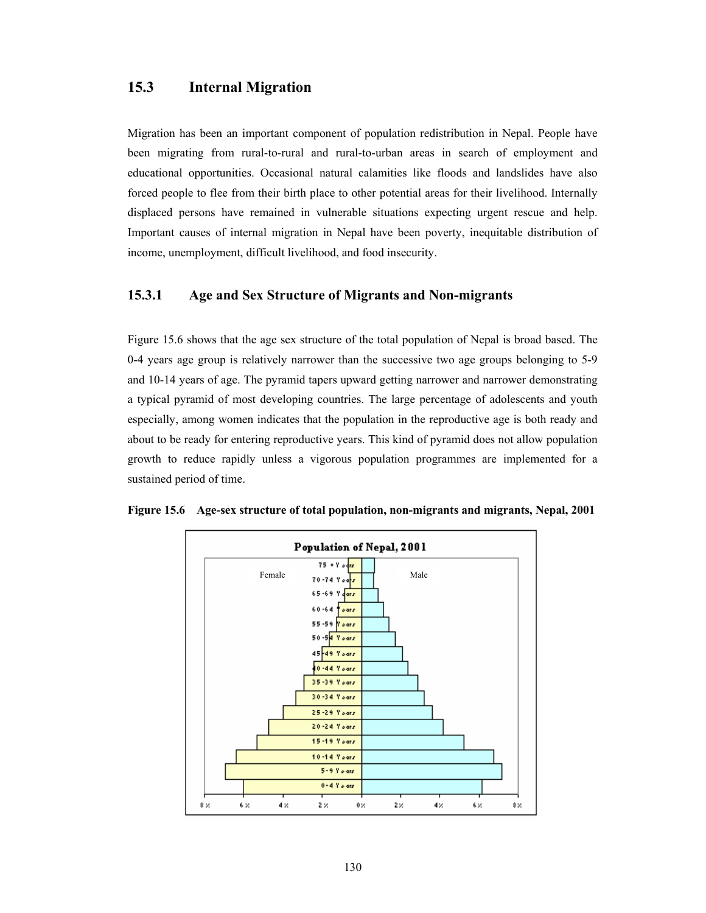## 15.3 Internal Migration

Migration has been an important component of population redistribution in Nepal. People have been migrating from rural-to-rural and rural-to-urban areas in search of employment and educational opportunities. Occasional natural calamities like floods and landslides have also forced people to flee from their birth place to other potential areas for their livelihood. Internally displaced persons have remained in vulnerable situations expecting urgent rescue and help. Important causes of internal migration in Nepal have been poverty, inequitable distribution of income, unemployment, difficult livelihood, and food insecurity.

### 15.3.1 Age and Sex Structure of Migrants and Non-migrants

Figure 15.6 shows that the age sex structure of the total population of Nepal is broad based. The 0-4 years age group is relatively narrower than the successive two age groups belonging to 5-9 and 10-14 years of age. The pyramid tapers upward getting narrower and narrower demonstrating a typical pyramid of most developing countries. The large percentage of adolescents and youth especially, among women indicates that the population in the reproductive age is both ready and about to be ready for entering reproductive years. This kind of pyramid does not allow population growth to reduce rapidly unless a vigorous population programmes are implemented for a sustained period of time.

**Figure 15.6 Age-sex structure of total population, non-migrants and migrants, Nepal, 2001**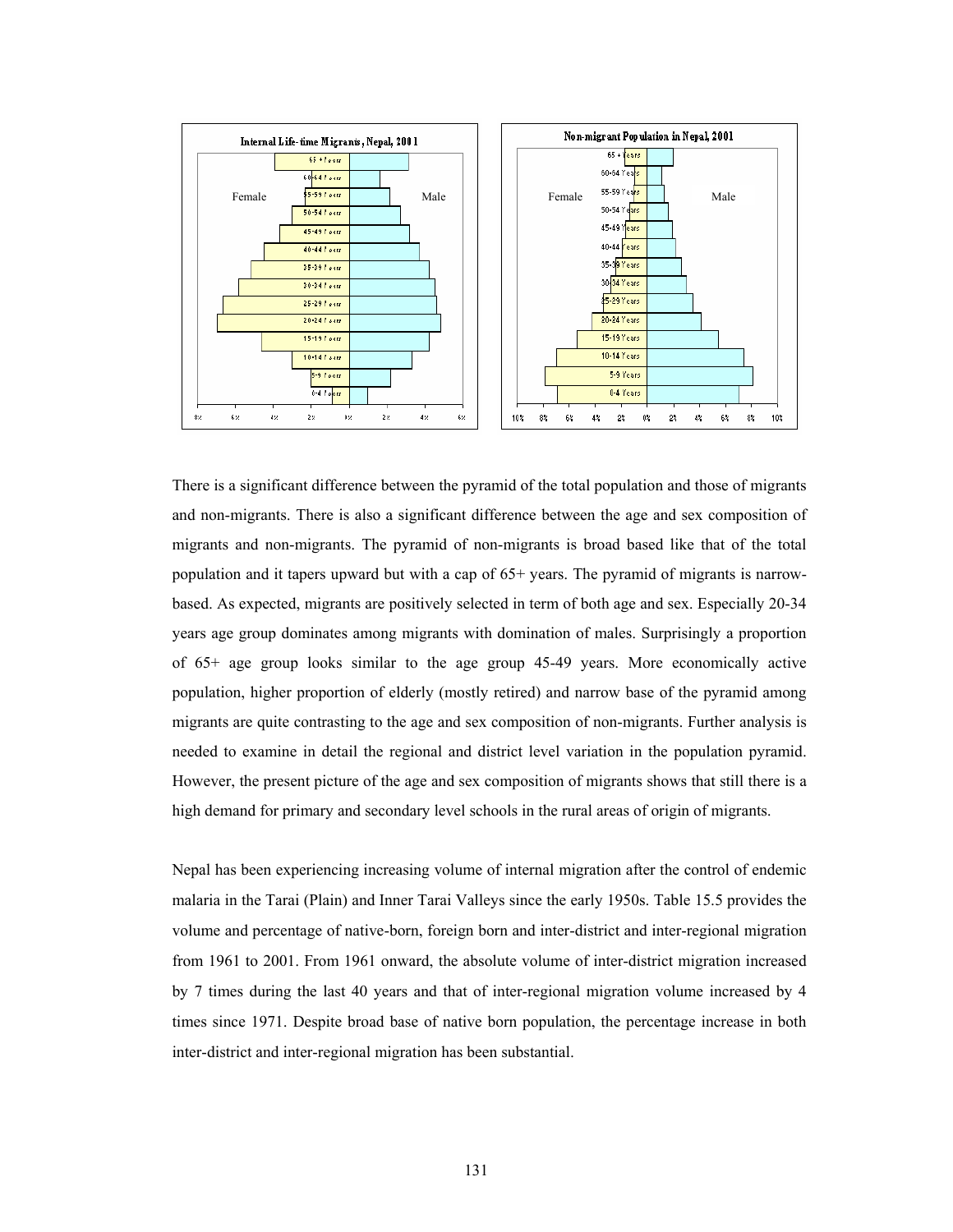There is a significant difference between the pyramid of the total population and those of migrants and non-migrants. There is also a significant difference between the age and sex composition of migrants and non-migrants. The pyramid of non-migrants is broad based like that of the total population and it tapers upward but with a cap of 65+ years. The pyramid of migrants is narrow-based. As expected, migrants are positively selected in term of both age and sex. Especially 20-34 years age group dominates among migrants with domination of males. Surprisingly a proportion of 65+ age group looks similar to the age group 45-49 years. More economically active population, higher proportion of elderly (mostly retired) and narrow base of the pyramid among migrants are quite contrasting to the age and sex composition of non-migrants. Further analysis is needed to examine in detail the regional and district level variation in the population pyramid. However, the present picture of the age and sex composition of migrants shows that still there is a high demand for primary and secondary level schools in the rural areas of origin of migrants.

Nepal has been experiencing increasing volume of internal migration after the control of endemic malaria in the Tarai (Plain) and Inner Tarai Valleys since the early 1950s. Table 15.5 provides the volume and percentage of native-born, foreign born and inter-district and inter-regional migration from 1961 to 2001. From 1961 onward, the absolute volume of inter-district migration increased by 7 times during the last 40 years and that of inter-regional migration volume increased by 4 times since 1971. Despite broad base of native born population, the percentage increase in both inter-district and inter-regional migration has been substantial.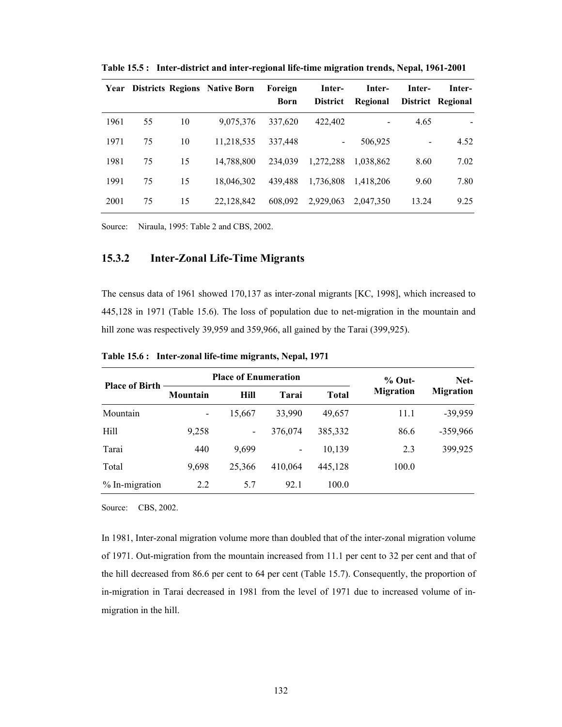**Table 15.5 : Inter-district and inter-regional life-time migration trends, Nepal, 1961-2001**

| Year | Districts | Regions | Native Born | Foreign Born | Inter-District | Inter-Regional | Inter-District | Inter-Regional |
|---|---|---|---|---|---|---|---|---|
| 1961 | 55 | 10 | 9,075,376 | 337,620 | 422,402 | - | 4.65 | - |
| 1971 | 75 | 10 | 11,218,535 | 337,448 | - | 506,925 | - | 4.52 |
| 1981 | 75 | 15 | 14,788,800 | 234,039 | 1,272,288 | 1,038,862 | 8.60 | 7.02 |
| 1991 | 75 | 15 | 18,046,302 | 439,488 | 1,736,808 | 1,418,206 | 9.60 | 7.80 |
| 2001 | 75 | 15 | 22,128,842 | 608,092 | 2,929,063 | 2,047,350 | 13.24 | 9.25 |

Source: Niraula, 1995: Table 2 and CBS, 2002.

### 15.3.2 Inter-Zonal Life-Time Migrants

The census data of 1961 showed 170,137 as inter-zonal migrants [KC, 1998], which increased to 445,128 in 1971 (Table 15.6). The loss of population due to net-migration in the mountain and hill zone was respectively 39,959 and 359,966, all gained by the Tarai (399,925).

**Table 15.6 : Inter-zonal life-time migrants, Nepal, 1971**

| Place of Birth | Place of Enumeration | | | | % Out-Migration | Net-Migration |
|---|---|---|---|---|---|---|
| | Mountain | Hill | Tarai | Total | | |
| Mountain | - | 15,667 | 33,990 | 49,657 | 11.1 | -39,959 |
| Hill | 9,258 | - | 376,074 | 385,332 | 86.6 | -359,966 |
| Tarai | 440 | 9,699 | - | 10,139 | 2.3 | 399,925 |
| Total | 9,698 | 25,366 | 410,064 | 445,128 | 100.0 | |
| % In-migration | 2.2 | 5.7 | 92.1 | 100.0 | | |

Source: CBS, 2002.

In 1981, Inter-zonal migration volume more than doubled that of the inter-zonal migration volume of 1971. Out-migration from the mountain increased from 11.1 per cent to 32 per cent and that of the hill decreased from 86.6 per cent to 64 per cent (Table 15.7). Consequently, the proportion of in-migration in Tarai decreased in 1981 from the level of 1971 due to increased volume of in-migration in the hill.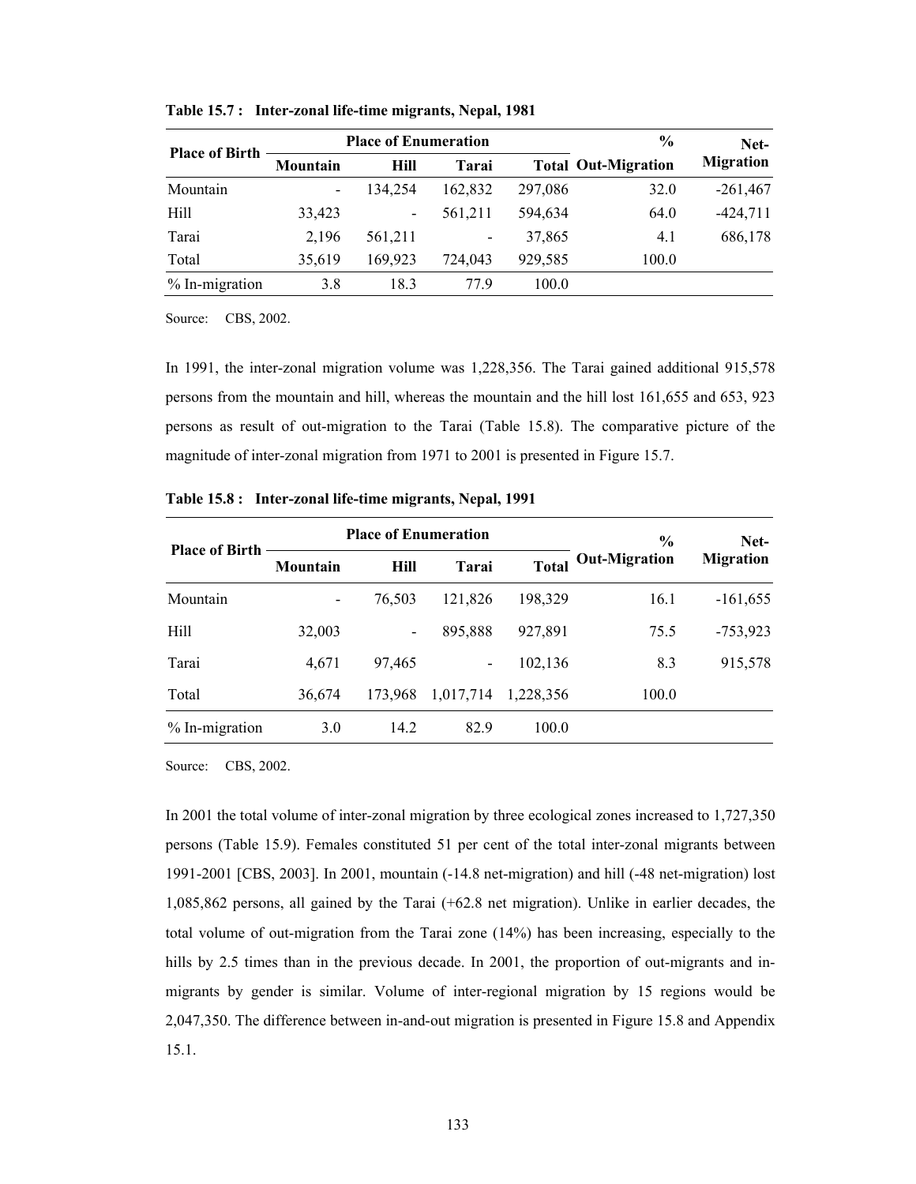**Table 15.7 : Inter-zonal life-time migrants, Nepal, 1981**

| Place of Birth | Place of Enumeration | | | | % Out-Migration | Net-Migration |
|---|---|---|---|---|---|---|
| | Mountain | Hill | Tarai | Total | | |
| Mountain | - | 134,254 | 162,832 | 297,086 | 32.0 | -261,467 |
| Hill | 33,423 | - | 561,211 | 594,634 | 64.0 | -424,711 |
| Tarai | 2,196 | 561,211 | - | 37,865 | 4.1 | 686,178 |
| Total | 35,619 | 169,923 | 724,043 | 929,585 | 100.0 | |
| % In-migration | 3.8 | 18.3 | 77.9 | 100.0 | | |

Source: CBS, 2002.

In 1991, the inter-zonal migration volume was 1,228,356. The Tarai gained additional 915,578 persons from the mountain and hill, whereas the mountain and the hill lost 161,655 and 653, 923 persons as result of out-migration to the Tarai (Table 15.8). The comparative picture of the magnitude of inter-zonal migration from 1971 to 2001 is presented in Figure 15.7.

**Table 15.8 : Inter-zonal life-time migrants, Nepal, 1991**

| Place of Birth | Place of Enumeration | | | | % Out-Migration | Net-Migration |
|---|---|---|---|---|---|---|
| | Mountain | Hill | Tarai | Total | | |
| Mountain | - | 76,503 | 121,826 | 198,329 | 16.1 | -161,655 |
| Hill | 32,003 | - | 895,888 | 927,891 | 75.5 | -753,923 |
| Tarai | 4,671 | 97,465 | - | 102,136 | 8.3 | 915,578 |
| Total | 36,674 | 173,968 | 1,017,714 | 1,228,356 | 100.0 | |
| % In-migration | 3.0 | 14.2 | 82.9 | 100.0 | | |

Source: CBS, 2002.

In 2001 the total volume of inter-zonal migration by three ecological zones increased to 1,727,350 persons (Table 15.9). Females constituted 51 per cent of the total inter-zonal migrants between 1991-2001 [CBS, 2003]. In 2001, mountain (-14.8 net-migration) and hill (-48 net-migration) lost 1,085,862 persons, all gained by the Tarai (+62.8 net migration). Unlike in earlier decades, the total volume of out-migration from the Tarai zone (14%) has been increasing, especially to the hills by 2.5 times than in the previous decade. In 2001, the proportion of out-migrants and in-migrants by gender is similar. Volume of inter-regional migration by 15 regions would be 2,047,350. The difference between in-and-out migration is presented in Figure 15.8 and Appendix 15.1.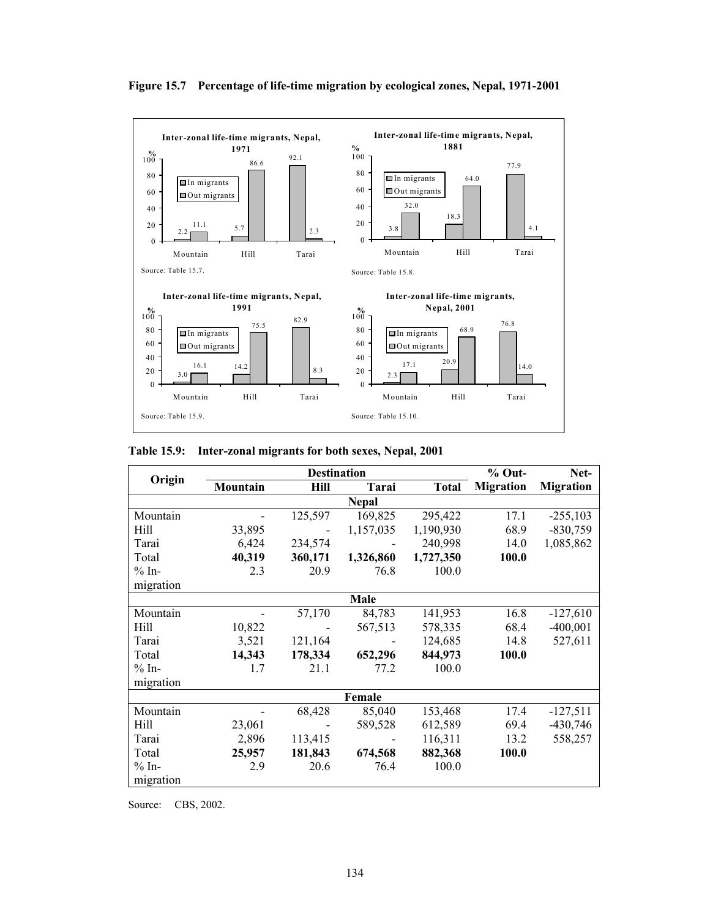**Figure 15.7 Percentage of life-time migration by ecological zones, Nepal, 1971-2001**

**Inter-zonal life-time migrants, Nepal, 1971**

| | Mountain | Hill | Tarai |
|---|---|---|---|
| In migrants | 2.2 | 5.7 | 92.1 |
| Out migrants | 11.1 | 86.6 | 2.3 |

Source: Table 15.7.

**Inter-zonal life-time migrants, Nepal, 1881**

| | Mountain | Hill | Tarai |
|---|---|---|---|
| In migrants | 3.8 | 18.3 | 77.9 |
| Out migrants | 32.0 | 64.0 | 4.1 |

Source: Table 15.8.

**Inter-zonal life-time migrants, Nepal, 1991**

| | Mountain | Hill | Tarai |
|---|---|---|---|
| In migrants | 3.0 | 14.2 | 82.9 |
| Out migrants | 16.1 | 75.5 | 8.3 |

Source: Table 15.9.

**Inter-zonal life-time migrants, Nepal, 2001**

| | Mountain | Hill | Tarai |
|---|---|---|---|
| In migrants | 2.3 | 20.9 | 76.8 |
| Out migrants | 17.1 | 68.9 | 14.0 |

Source: Table 15.10.

**Table 15.9: Inter-zonal migrants for both sexes, Nepal, 2001**

| Origin | Destination | | | | % Out-Migration | Net-Migration |
|---|---|---|---|---|---|---|
| | Mountain | Hill | Tarai | Total | | |
| **Nepal** | | | | | | |
| Mountain | - | 125,597 | 169,825 | 295,422 | 17.1 | -255,103 |
| Hill | 33,895 | - | 1,157,035 | 1,190,930 | 68.9 | -830,759 |
| Tarai | 6,424 | 234,574 | - | 240,998 | 14.0 | 1,085,862 |
| Total | **40,319** | **360,171** | **1,326,860** | **1,727,350** | **100.0** | |
| % In-migration | 2.3 | 20.9 | 76.8 | 100.0 | | |
| **Male** | | | | | | |
| Mountain | - | 57,170 | 84,783 | 141,953 | 16.8 | -127,610 |
| Hill | 10,822 | - | 567,513 | 578,335 | 68.4 | -400,001 |
| Tarai | 3,521 | 121,164 | - | 124,685 | 14.8 | 527,611 |
| Total | **14,343** | **178,334** | **652,296** | **844,973** | **100.0** | |
| % In-migration | 1.7 | 21.1 | 77.2 | 100.0 | | |
| **Female** | | | | | | |
| Mountain | - | 68,428 | 85,040 | 153,468 | 17.4 | -127,511 |
| Hill | 23,061 | - | 589,528 | 612,589 | 69.4 | -430,746 |
| Tarai | 2,896 | 113,415 | - | 116,311 | 13.2 | 558,257 |
| Total | **25,957** | **181,843** | **674,568** | **882,368** | **100.0** | |
| % In-migration | 2.9 | 20.6 | 76.4 | 100.0 | | |

Source: CBS, 2002.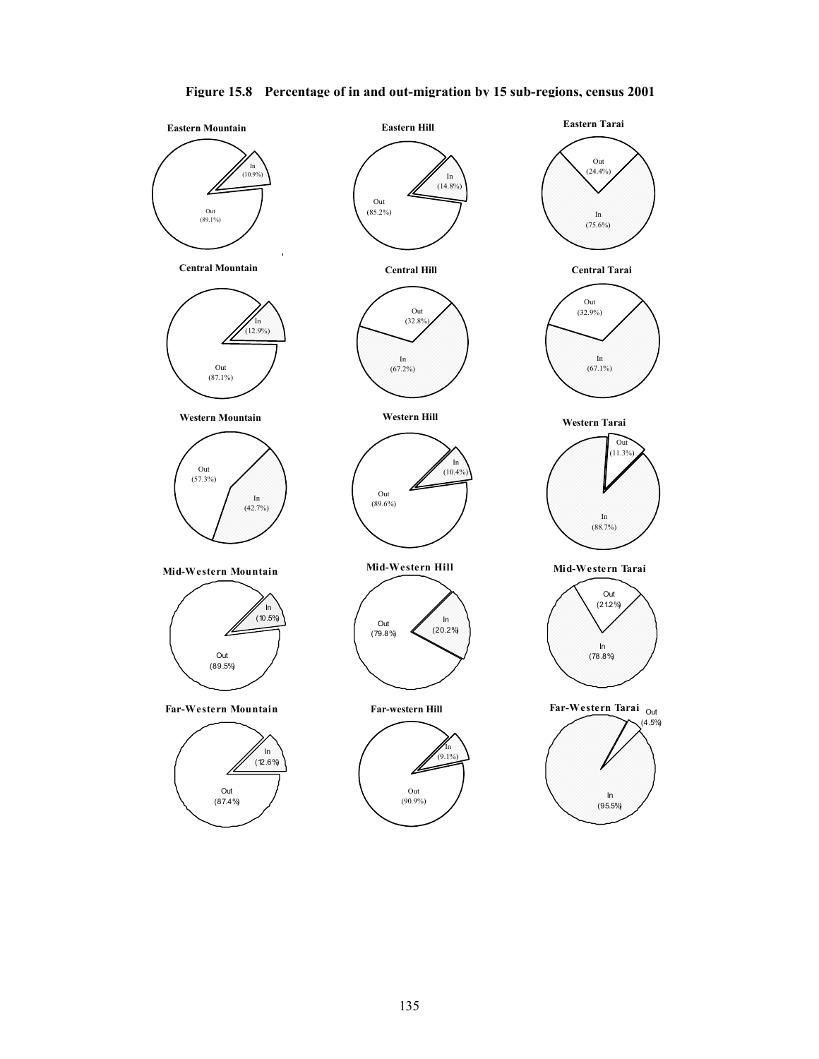**Figure 15.8 Percentage of in and out-migration by 15 sub-regions, census 2001**

| Sub-region | In | Out |
| --- | --- | --- |
| Eastern Mountain | 10.9% | 89.1% |
| Eastern Hill | 14.8% | 85.2% |
| Eastern Tarai | 75.6% | 24.4% |
| Central Mountain | 12.9% | 87.1% |
| Central Hill | 67.2% | 32.8% |
| Central Tarai | 67.1% | 32.9% |
| Western Mountain | 42.7% | 57.3% |
| Western Hill | 10.4% | 89.6% |
| Western Tarai | 88.7% | 11.3% |
| Mid-Western Mountain | 10.5% | 89.5% |
| Mid-Western Hill | 20.2% | 79.8% |
| Mid-Western Tarai | 78.8% | 21.2% |
| Far-Western Mountain | 12.6% | 87.4% |
| Far-western Hill | 9.1% | 90.9% |
| Far-Western Tarai | 95.5% | 4.5% |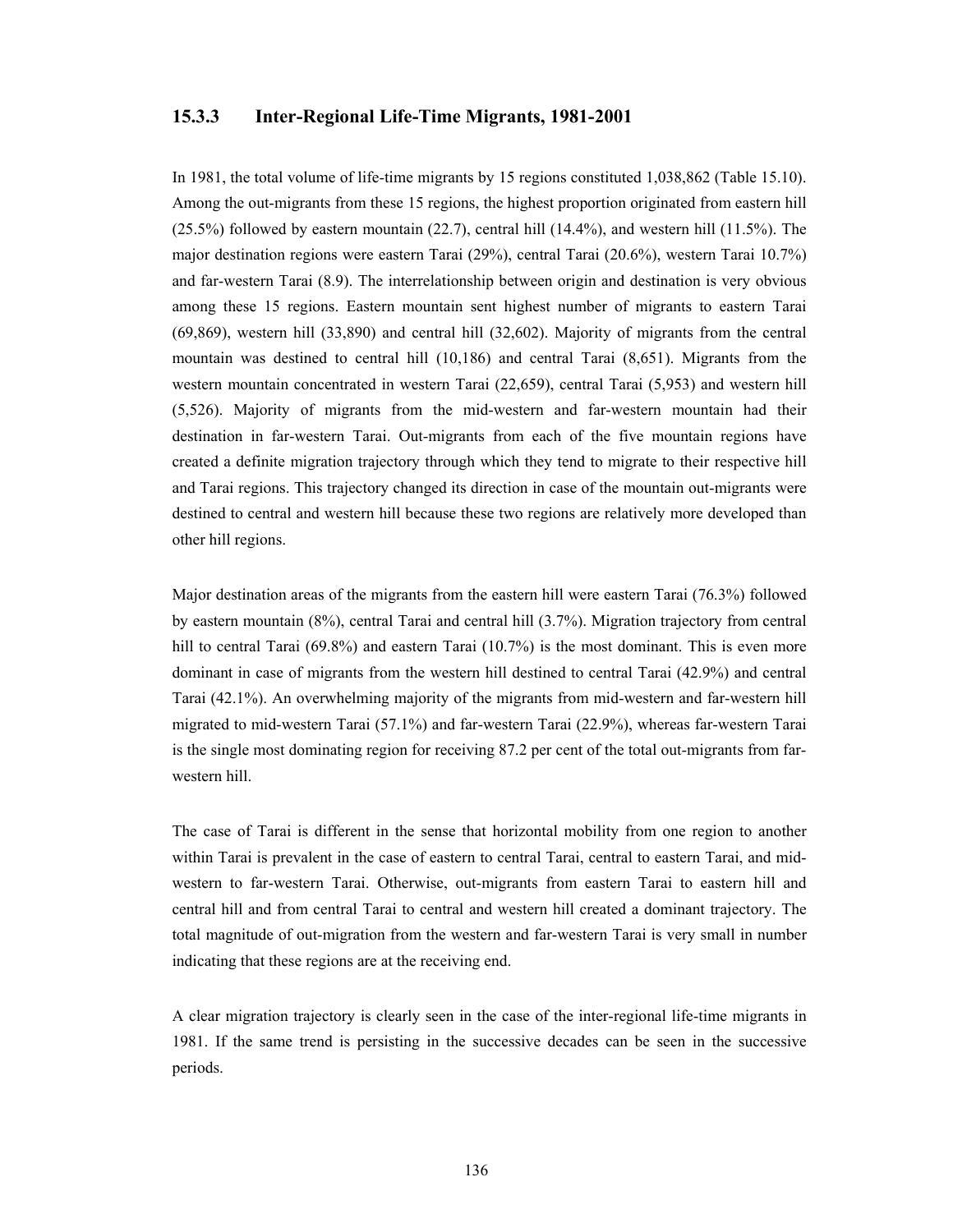### 15.3.3 Inter-Regional Life-Time Migrants, 1981-2001

In 1981, the total volume of life-time migrants by 15 regions constituted 1,038,862 (Table 15.10). Among the out-migrants from these 15 regions, the highest proportion originated from eastern hill (25.5%) followed by eastern mountain (22.7), central hill (14.4%), and western hill (11.5%). The major destination regions were eastern Tarai (29%), central Tarai (20.6%), western Tarai 10.7%) and far-western Tarai (8.9). The interrelationship between origin and destination is very obvious among these 15 regions. Eastern mountain sent highest number of migrants to eastern Tarai (69,869), western hill (33,890) and central hill (32,602). Majority of migrants from the central mountain was destined to central hill (10,186) and central Tarai (8,651). Migrants from the western mountain concentrated in western Tarai (22,659), central Tarai (5,953) and western hill (5,526). Majority of migrants from the mid-western and far-western mountain had their destination in far-western Tarai. Out-migrants from each of the five mountain regions have created a definite migration trajectory through which they tend to migrate to their respective hill and Tarai regions. This trajectory changed its direction in case of the mountain out-migrants were destined to central and western hill because these two regions are relatively more developed than other hill regions.

Major destination areas of the migrants from the eastern hill were eastern Tarai (76.3%) followed by eastern mountain (8%), central Tarai and central hill (3.7%). Migration trajectory from central hill to central Tarai (69.8%) and eastern Tarai (10.7%) is the most dominant. This is even more dominant in case of migrants from the western hill destined to central Tarai (42.9%) and central Tarai (42.1%). An overwhelming majority of the migrants from mid-western and far-western hill migrated to mid-western Tarai (57.1%) and far-western Tarai (22.9%), whereas far-western Tarai is the single most dominating region for receiving 87.2 per cent of the total out-migrants from far-western hill.

The case of Tarai is different in the sense that horizontal mobility from one region to another within Tarai is prevalent in the case of eastern to central Tarai, central to eastern Tarai, and mid-western to far-western Tarai. Otherwise, out-migrants from eastern Tarai to eastern hill and central hill and from central Tarai to central and western hill created a dominant trajectory. The total magnitude of out-migration from the western and far-western Tarai is very small in number indicating that these regions are at the receiving end.

A clear migration trajectory is clearly seen in the case of the inter-regional life-time migrants in 1981. If the same trend is persisting in the successive decades can be seen in the successive periods.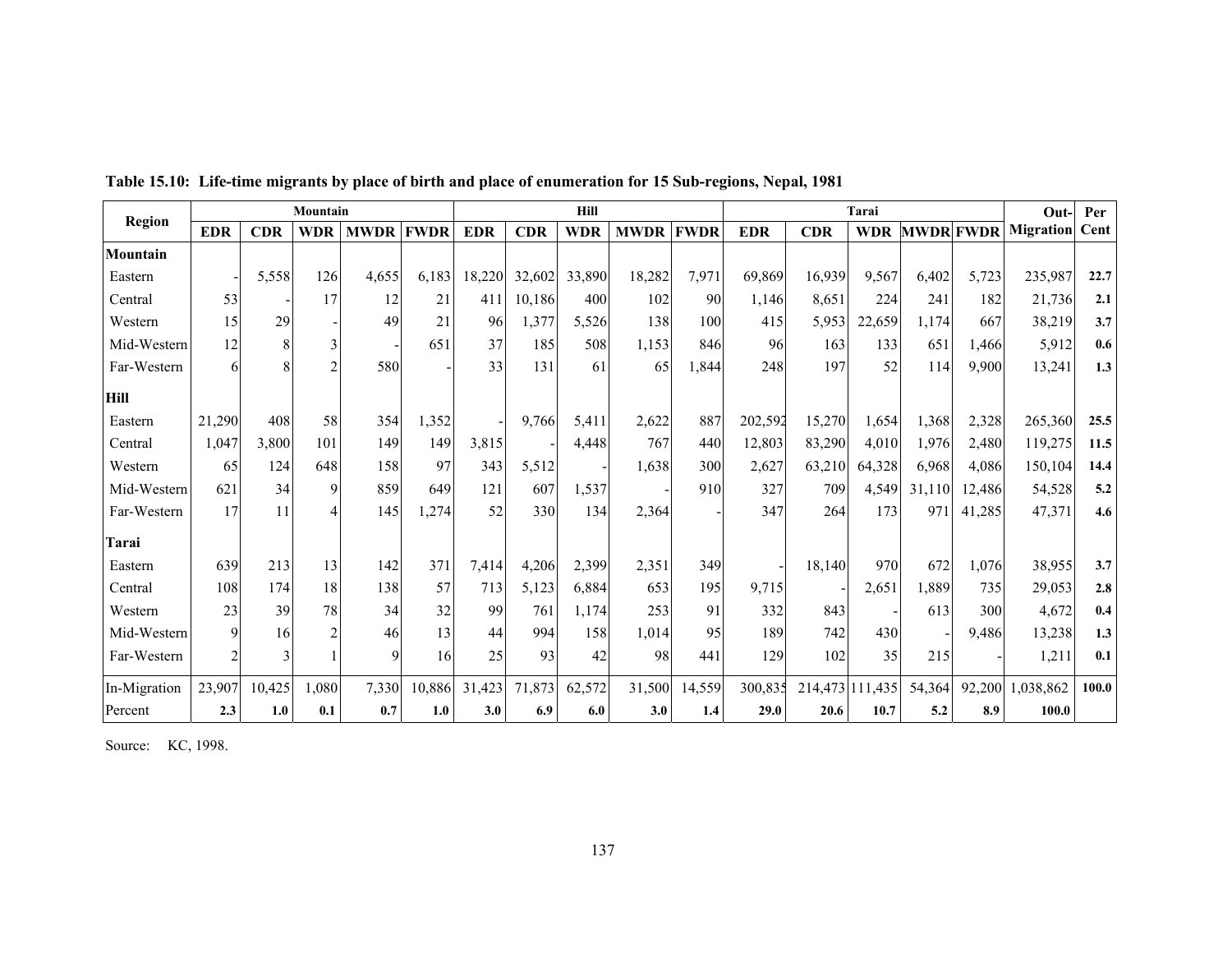**Table 15.10: Life-time migrants by place of birth and place of enumeration for 15 Sub-regions, Nepal, 1981**

| Region | Mountain | | | | | Hill | | | | | Tarai | | | | | Out-Migration | Per Cent |
|---|---|---|---|---|---|---|---|---|---|---|---|---|---|---|---|---|---|
| | EDR | CDR | WDR | MWDR | FWDR | EDR | CDR | WDR | MWDR | FWDR | EDR | CDR | WDR | MWDR | FWDR | | |
| **Mountain** | | | | | | | | | | | | | | | | | |
| Eastern | - | 5,558 | 126 | 4,655 | 6,183 | 18,220 | 32,602 | 33,890 | 18,282 | 7,971 | 69,869 | 16,939 | 9,567 | 6,402 | 5,723 | 235,987 | **22.7** |
| Central | 53 | - | 17 | 12 | 21 | 411 | 10,186 | 400 | 102 | 90 | 1,146 | 8,651 | 224 | 241 | 182 | 21,736 | **2.1** |
| Western | 15 | 29 | - | 49 | 21 | 96 | 1,377 | 5,526 | 138 | 100 | 415 | 5,953 | 22,659 | 1,174 | 667 | 38,219 | **3.7** |
| Mid-Western | 12 | 8 | 3 | - | 651 | 37 | 185 | 508 | 1,153 | 846 | 96 | 163 | 133 | 651 | 1,466 | 5,912 | **0.6** |
| Far-Western | 6 | 8 | 2 | 580 | - | 33 | 131 | 61 | 65 | 1,844 | 248 | 197 | 52 | 114 | 9,900 | 13,241 | **1.3** |
| **Hill** | | | | | | | | | | | | | | | | | |
| Eastern | 21,290 | 408 | 58 | 354 | 1,352 | - | 9,766 | 5,411 | 2,622 | 887 | 202,592 | 15,270 | 1,654 | 1,368 | 2,328 | 265,360 | **25.5** |
| Central | 1,047 | 3,800 | 101 | 149 | 149 | 3,815 | - | 4,448 | 767 | 440 | 12,803 | 83,290 | 4,010 | 1,976 | 2,480 | 119,275 | **11.5** |
| Western | 65 | 124 | 648 | 158 | 97 | 343 | 5,512 | - | 1,638 | 300 | 2,627 | 63,210 | 64,328 | 6,968 | 4,086 | 150,104 | **14.4** |
| Mid-Western | 621 | 34 | 9 | 859 | 649 | 121 | 607 | 1,537 | - | 910 | 327 | 709 | 4,549 | 31,110 | 12,486 | 54,528 | **5.2** |
| Far-Western | 17 | 11 | 4 | 145 | 1,274 | 52 | 330 | 134 | 2,364 | - | 347 | 264 | 173 | 971 | 41,285 | 47,371 | **4.6** |
| **Tarai** | | | | | | | | | | | | | | | | | |
| Eastern | 639 | 213 | 13 | 142 | 371 | 7,414 | 4,206 | 2,399 | 2,351 | 349 | - | 18,140 | 970 | 672 | 1,076 | 38,955 | **3.7** |
| Central | 108 | 174 | 18 | 138 | 57 | 713 | 5,123 | 6,884 | 653 | 195 | 9,715 | - | 2,651 | 1,889 | 735 | 29,053 | **2.8** |
| Western | 23 | 39 | 78 | 34 | 32 | 99 | 761 | 1,174 | 253 | 91 | 332 | 843 | - | 613 | 300 | 4,672 | **0.4** |
| Mid-Western | 9 | 16 | 2 | 46 | 13 | 44 | 994 | 158 | 1,014 | 95 | 189 | 742 | 430 | - | 9,486 | 13,238 | **1.3** |
| Far-Western | 2 | 3 | 1 | 9 | 16 | 25 | 93 | 42 | 98 | 441 | 129 | 102 | 35 | 215 | - | 1,211 | **0.1** |
| In-Migration | 23,907 | 10,425 | 1,080 | 7,330 | 10,886 | 31,423 | 71,873 | 62,572 | 31,500 | 14,559 | 300,835 | 214,473 | 111,435 | 54,364 | 92,200 | 1,038,862 | **100.0** |
| Percent | **2.3** | **1.0** | **0.1** | **0.7** | **1.0** | **3.0** | **6.9** | **6.0** | **3.0** | **1.4** | **29.0** | **20.6** | **10.7** | **5.2** | **8.9** | **100.0** | |

Source: KC, 1998.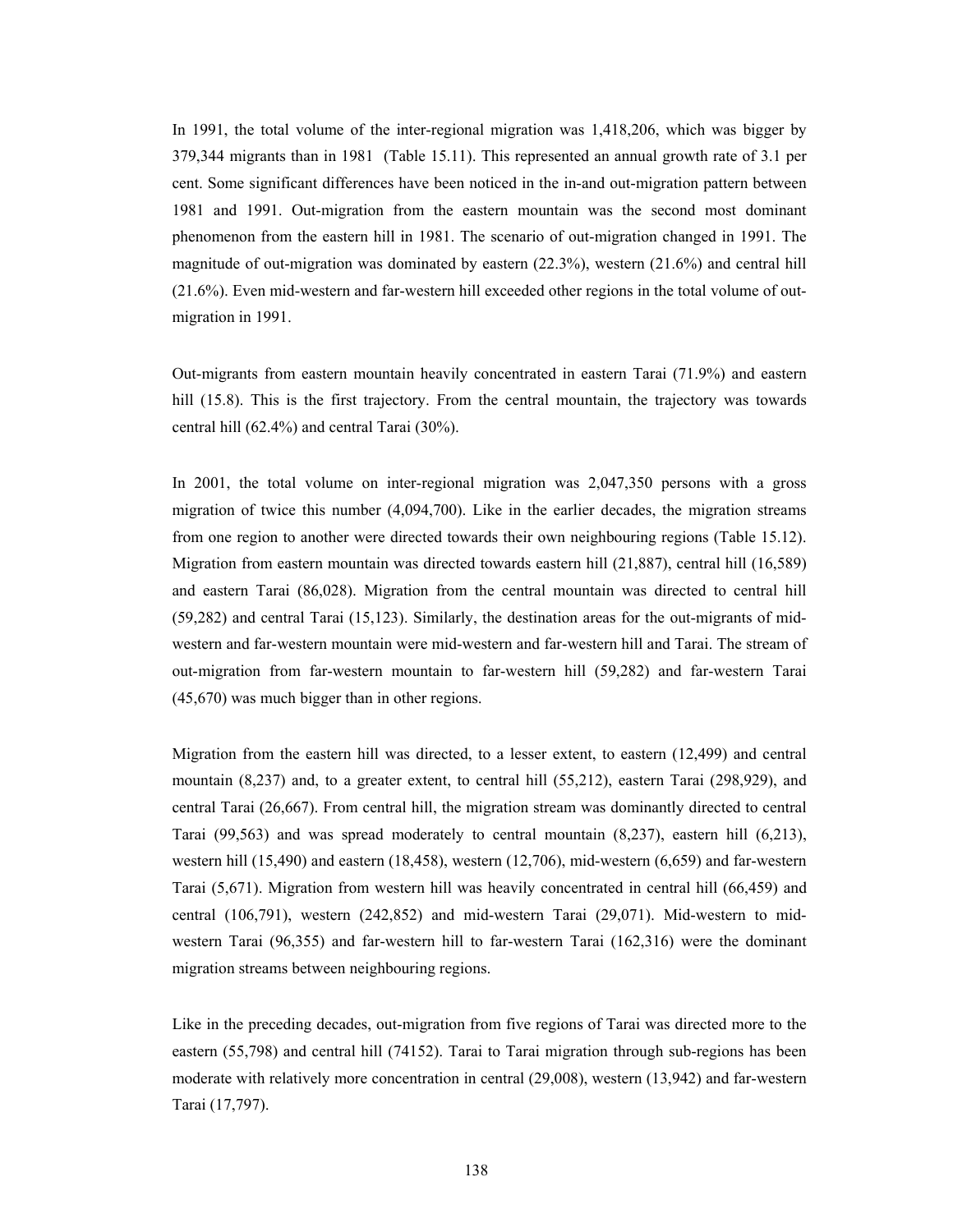In 1991, the total volume of the inter-regional migration was 1,418,206, which was bigger by 379,344 migrants than in 1981 (Table 15.11). This represented an annual growth rate of 3.1 per cent. Some significant differences have been noticed in the in-and out-migration pattern between 1981 and 1991. Out-migration from the eastern mountain was the second most dominant phenomenon from the eastern hill in 1981. The scenario of out-migration changed in 1991. The magnitude of out-migration was dominated by eastern (22.3%), western (21.6%) and central hill (21.6%). Even mid-western and far-western hill exceeded other regions in the total volume of out-migration in 1991.

Out-migrants from eastern mountain heavily concentrated in eastern Tarai (71.9%) and eastern hill (15.8). This is the first trajectory. From the central mountain, the trajectory was towards central hill (62.4%) and central Tarai (30%).

In 2001, the total volume on inter-regional migration was 2,047,350 persons with a gross migration of twice this number (4,094,700). Like in the earlier decades, the migration streams from one region to another were directed towards their own neighbouring regions (Table 15.12). Migration from eastern mountain was directed towards eastern hill (21,887), central hill (16,589) and eastern Tarai (86,028). Migration from the central mountain was directed to central hill (59,282) and central Tarai (15,123). Similarly, the destination areas for the out-migrants of mid-western and far-western mountain were mid-western and far-western hill and Tarai. The stream of out-migration from far-western mountain to far-western hill (59,282) and far-western Tarai (45,670) was much bigger than in other regions.

Migration from the eastern hill was directed, to a lesser extent, to eastern (12,499) and central mountain (8,237) and, to a greater extent, to central hill (55,212), eastern Tarai (298,929), and central Tarai (26,667). From central hill, the migration stream was dominantly directed to central Tarai (99,563) and was spread moderately to central mountain (8,237), eastern hill (6,213), western hill (15,490) and eastern (18,458), western (12,706), mid-western (6,659) and far-western Tarai (5,671). Migration from western hill was heavily concentrated in central hill (66,459) and central (106,791), western (242,852) and mid-western Tarai (29,071). Mid-western to mid-western Tarai (96,355) and far-western hill to far-western Tarai (162,316) were the dominant migration streams between neighbouring regions.

Like in the preceding decades, out-migration from five regions of Tarai was directed more to the eastern (55,798) and central hill (74152). Tarai to Tarai migration through sub-regions has been moderate with relatively more concentration in central (29,008), western (13,942) and far-western Tarai (17,797).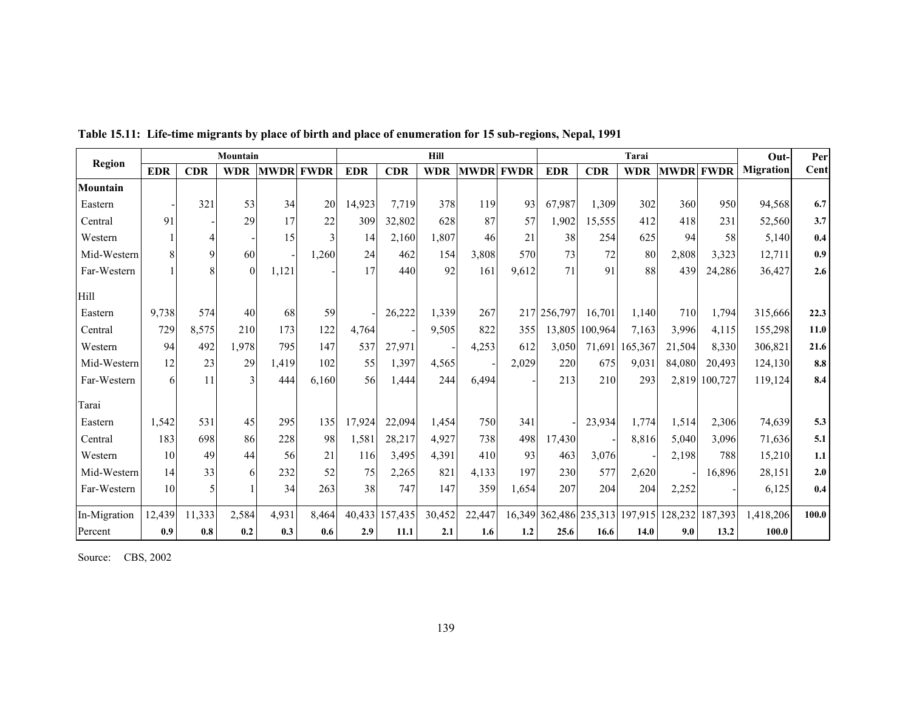**Table 15.11: Life-time migrants by place of birth and place of enumeration for 15 sub-regions, Nepal, 1991**

| Region | Mountain | | | | | Hill | | | | | Tarai | | | | | Out-Migration | Per Cent |
|---|---|---|---|---|---|---|---|---|---|---|---|---|---|---|---|---|---|
| | EDR | CDR | WDR | MWDR | FWDR | EDR | CDR | WDR | MWDR | FWDR | EDR | CDR | WDR | MWDR | FWDR | | |
| **Mountain** | | | | | | | | | | | | | | | | | |
| Eastern | - | 321 | 53 | 34 | 20 | 14,923 | 7,719 | 378 | 119 | 93 | 67,987 | 1,309 | 302 | 360 | 950 | 94,568 | **6.7** |
| Central | 91 | - | 29 | 17 | 22 | 309 | 32,802 | 628 | 87 | 57 | 1,902 | 15,555 | 412 | 418 | 231 | 52,560 | **3.7** |
| Western | 1 | 4 | - | 15 | 3 | 14 | 2,160 | 1,807 | 46 | 21 | 38 | 254 | 625 | 94 | 58 | 5,140 | **0.4** |
| Mid-Western | 8 | 9 | 60 | - | 1,260 | 24 | 462 | 154 | 3,808 | 570 | 73 | 72 | 80 | 2,808 | 3,323 | 12,711 | **0.9** |
| Far-Western | 1 | 8 | 0 | 1,121 | - | 17 | 440 | 92 | 161 | 9,612 | 71 | 91 | 88 | 439 | 24,286 | 36,427 | **2.6** |
| Hill | | | | | | | | | | | | | | | | | |
| Eastern | 9,738 | 574 | 40 | 68 | 59 | - | 26,222 | 1,339 | 267 | 217 | 256,797 | 16,701 | 1,140 | 710 | 1,794 | 315,666 | **22.3** |
| Central | 729 | 8,575 | 210 | 173 | 122 | 4,764 | - | 9,505 | 822 | 355 | 13,805 | 100,964 | 7,163 | 3,996 | 4,115 | 155,298 | **11.0** |
| Western | 94 | 492 | 1,978 | 795 | 147 | 537 | 27,971 | - | 4,253 | 612 | 3,050 | 71,691 | 165,367 | 21,504 | 8,330 | 306,821 | **21.6** |
| Mid-Western | 12 | 23 | 29 | 1,419 | 102 | 55 | 1,397 | 4,565 | - | 2,029 | 220 | 675 | 9,031 | 84,080 | 20,493 | 124,130 | **8.8** |
| Far-Western | 6 | 11 | 3 | 444 | 6,160 | 56 | 1,444 | 244 | 6,494 | - | 213 | 210 | 293 | 2,819 | 100,727 | 119,124 | **8.4** |
| Tarai | | | | | | | | | | | | | | | | | |
| Eastern | 1,542 | 531 | 45 | 295 | 135 | 17,924 | 22,094 | 1,454 | 750 | 341 | - | 23,934 | 1,774 | 1,514 | 2,306 | 74,639 | **5.3** |
| Central | 183 | 698 | 86 | 228 | 98 | 1,581 | 28,217 | 4,927 | 738 | 498 | 17,430 | - | 8,816 | 5,040 | 3,096 | 71,636 | **5.1** |
| Western | 10 | 49 | 44 | 56 | 21 | 116 | 3,495 | 4,391 | 410 | 93 | 463 | 3,076 | - | 2,198 | 788 | 15,210 | **1.1** |
| Mid-Western | 14 | 33 | 6 | 232 | 52 | 75 | 2,265 | 821 | 4,133 | 197 | 230 | 577 | 2,620 | - | 16,896 | 28,151 | **2.0** |
| Far-Western | 10 | 5 | 1 | 34 | 263 | 38 | 747 | 147 | 359 | 1,654 | 207 | 204 | 204 | 2,252 | - | 6,125 | **0.4** |
| In-Migration | 12,439 | 11,333 | 2,584 | 4,931 | 8,464 | 40,433 | 157,435 | 30,452 | 22,447 | 16,349 | 362,486 | 235,313 | 197,915 | 128,232 | 187,393 | 1,418,206 | **100.0** |
| Percent | **0.9** | **0.8** | **0.2** | **0.3** | **0.6** | **2.9** | **11.1** | **2.1** | **1.6** | **1.2** | **25.6** | **16.6** | **14.0** | **9.0** | **13.2** | **100.0** | |

Source: CBS, 2002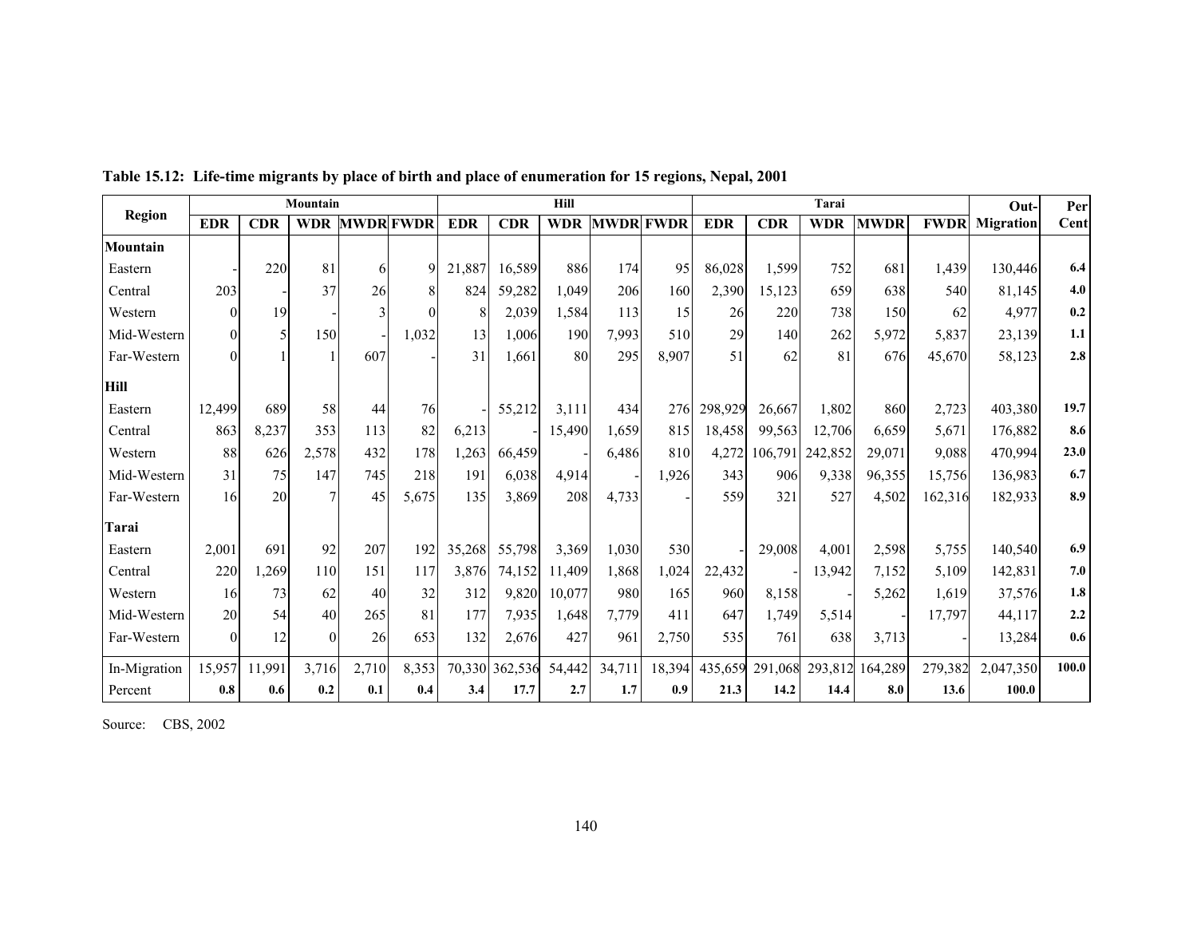**Table 15.12: Life-time migrants by place of birth and place of enumeration for 15 regions, Nepal, 2001**

| Region | Mountain | | | | | Hill | | | | | Tarai | | | | | Out-Migration | Per Cent |
|---|---|---|---|---|---|---|---|---|---|---|---|---|---|---|---|---|---|
| | EDR | CDR | WDR | MWDR | FWDR | EDR | CDR | WDR | MWDR | FWDR | EDR | CDR | WDR | MWDR | FWDR | | |
| **Mountain** | | | | | | | | | | | | | | | | | |
| Eastern | - | 220 | 81 | 6 | 9 | 21,887 | 16,589 | 886 | 174 | 95 | 86,028 | 1,599 | 752 | 681 | 1,439 | 130,446 | **6.4** |
| Central | 203 | - | 37 | 26 | 8 | 824 | 59,282 | 1,049 | 206 | 160 | 2,390 | 15,123 | 659 | 638 | 540 | 81,145 | **4.0** |
| Western | 0 | 19 | - | 3 | 0 | 8 | 2,039 | 1,584 | 113 | 15 | 26 | 220 | 738 | 150 | 62 | 4,977 | **0.2** |
| Mid-Western | 0 | 5 | 150 | - | 1,032 | 13 | 1,006 | 190 | 7,993 | 510 | 29 | 140 | 262 | 5,972 | 5,837 | 23,139 | **1.1** |
| Far-Western | 0 | 1 | 1 | 607 | - | 31 | 1,661 | 80 | 295 | 8,907 | 51 | 62 | 81 | 676 | 45,670 | 58,123 | **2.8** |
| **Hill** | | | | | | | | | | | | | | | | | |
| Eastern | 12,499 | 689 | 58 | 44 | 76 | - | 55,212 | 3,111 | 434 | 276 | 298,929 | 26,667 | 1,802 | 860 | 2,723 | 403,380 | **19.7** |
| Central | 863 | 8,237 | 353 | 113 | 82 | 6,213 | - | 15,490 | 1,659 | 815 | 18,458 | 99,563 | 12,706 | 6,659 | 5,671 | 176,882 | **8.6** |
| Western | 88 | 626 | 2,578 | 432 | 178 | 1,263 | 66,459 | - | 6,486 | 810 | 4,272 | 106,791 | 242,852 | 29,071 | 9,088 | 470,994 | **23.0** |
| Mid-Western | 31 | 75 | 147 | 745 | 218 | 191 | 6,038 | 4,914 | - | 1,926 | 343 | 906 | 9,338 | 96,355 | 15,756 | 136,983 | **6.7** |
| Far-Western | 16 | 20 | 7 | 45 | 5,675 | 135 | 3,869 | 208 | 4,733 | - | 559 | 321 | 527 | 4,502 | 162,316 | 182,933 | **8.9** |
| **Tarai** | | | | | | | | | | | | | | | | | |
| Eastern | 2,001 | 691 | 92 | 207 | 192 | 35,268 | 55,798 | 3,369 | 1,030 | 530 | - | 29,008 | 4,001 | 2,598 | 5,755 | 140,540 | **6.9** |
| Central | 220 | 1,269 | 110 | 151 | 117 | 3,876 | 74,152 | 11,409 | 1,868 | 1,024 | 22,432 | - | 13,942 | 7,152 | 5,109 | 142,831 | **7.0** |
| Western | 16 | 73 | 62 | 40 | 32 | 312 | 9,820 | 10,077 | 980 | 165 | 960 | 8,158 | - | 5,262 | 1,619 | 37,576 | **1.8** |
| Mid-Western | 20 | 54 | 40 | 265 | 81 | 177 | 7,935 | 1,648 | 7,779 | 411 | 647 | 1,749 | 5,514 | - | 17,797 | 44,117 | **2.2** |
| Far-Western | 0 | 12 | 0 | 26 | 653 | 132 | 2,676 | 427 | 961 | 2,750 | 535 | 761 | 638 | 3,713 | - | 13,284 | **0.6** |
| In-Migration | 15,957 | 11,991 | 3,716 | 2,710 | 8,353 | 70,330 | 362,536 | 54,442 | 34,711 | 18,394 | 435,659 | 291,068 | 293,812 | 164,289 | 279,382 | 2,047,350 | **100.0** |
| Percent | **0.8** | **0.6** | **0.2** | **0.1** | **0.4** | **3.4** | **17.7** | **2.7** | **1.7** | **0.9** | **21.3** | **14.2** | **14.4** | **8.0** | **13.6** | **100.0** | |

Source: CBS, 2002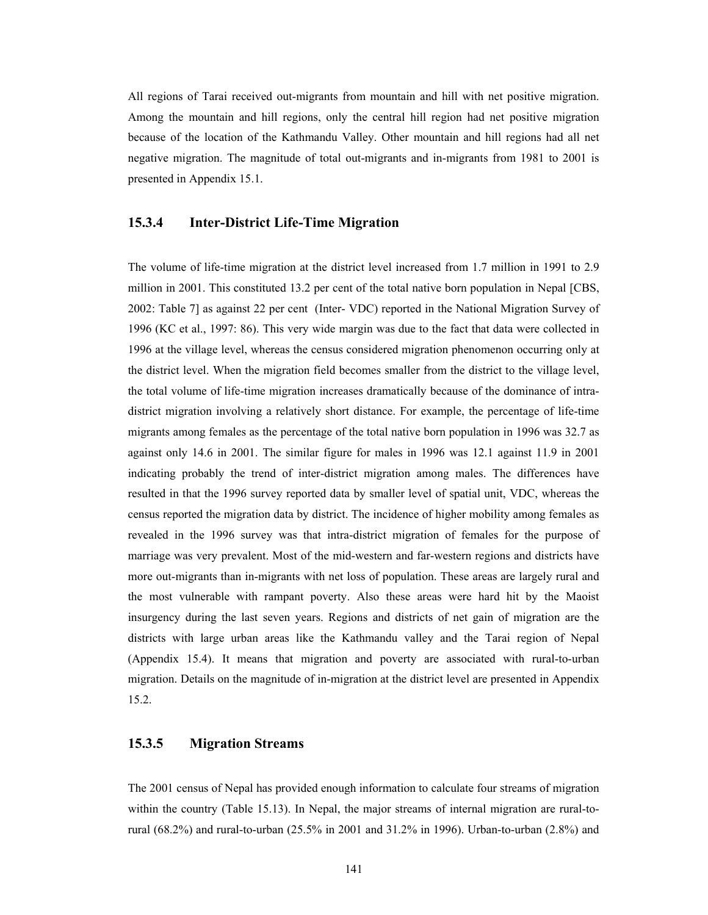All regions of Tarai received out-migrants from mountain and hill with net positive migration. Among the mountain and hill regions, only the central hill region had net positive migration because of the location of the Kathmandu Valley. Other mountain and hill regions had all net negative migration. The magnitude of total out-migrants and in-migrants from 1981 to 2001 is presented in Appendix 15.1.

### 15.3.4 Inter-District Life-Time Migration

The volume of life-time migration at the district level increased from 1.7 million in 1991 to 2.9 million in 2001. This constituted 13.2 per cent of the total native born population in Nepal [CBS, 2002: Table 7] as against 22 per cent (Inter- VDC) reported in the National Migration Survey of 1996 (KC et al., 1997: 86). This very wide margin was due to the fact that data were collected in 1996 at the village level, whereas the census considered migration phenomenon occurring only at the district level. When the migration field becomes smaller from the district to the village level, the total volume of life-time migration increases dramatically because of the dominance of intra-district migration involving a relatively short distance. For example, the percentage of life-time migrants among females as the percentage of the total native born population in 1996 was 32.7 as against only 14.6 in 2001. The similar figure for males in 1996 was 12.1 against 11.9 in 2001 indicating probably the trend of inter-district migration among males. The differences have resulted in that the 1996 survey reported data by smaller level of spatial unit, VDC, whereas the census reported the migration data by district. The incidence of higher mobility among females as revealed in the 1996 survey was that intra-district migration of females for the purpose of marriage was very prevalent. Most of the mid-western and far-western regions and districts have more out-migrants than in-migrants with net loss of population. These areas are largely rural and the most vulnerable with rampant poverty. Also these areas were hard hit by the Maoist insurgency during the last seven years. Regions and districts of net gain of migration are the districts with large urban areas like the Kathmandu valley and the Tarai region of Nepal (Appendix 15.4). It means that migration and poverty are associated with rural-to-urban migration. Details on the magnitude of in-migration at the district level are presented in Appendix 15.2.

### 15.3.5 Migration Streams

The 2001 census of Nepal has provided enough information to calculate four streams of migration within the country (Table 15.13). In Nepal, the major streams of internal migration are rural-to-rural (68.2%) and rural-to-urban (25.5% in 2001 and 31.2% in 1996). Urban-to-urban (2.8%) and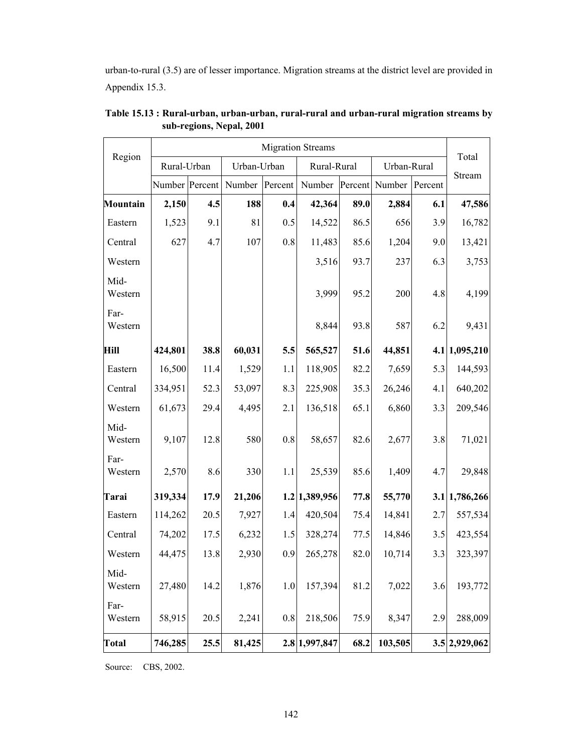urban-to-rural (3.5) are of lesser importance. Migration streams at the district level are provided in Appendix 15.3.

**Table 15.13 : Rural-urban, urban-urban, rural-rural and urban-rural migration streams by sub-regions, Nepal, 2001**

| Region | Migration Streams | | | | | | | | Total Stream |
|---|---|---|---|---|---|---|---|---|---|
| | Rural-Urban | | Urban-Urban | | Rural-Rural | | Urban-Rural | | |
| | Number | Percent | Number | Percent | Number | Percent | Number | Percent | |
| **Mountain** | **2,150** | **4.5** | **188** | **0.4** | **42,364** | **89.0** | **2,884** | **6.1** | **47,586** |
| Eastern | 1,523 | 9.1 | 81 | 0.5 | 14,522 | 86.5 | 656 | 3.9 | 16,782 |
| Central | 627 | 4.7 | 107 | 0.8 | 11,483 | 85.6 | 1,204 | 9.0 | 13,421 |
| Western | | | | | 3,516 | 93.7 | 237 | 6.3 | 3,753 |
| Mid-Western | | | | | 3,999 | 95.2 | 200 | 4.8 | 4,199 |
| Far-Western | | | | | 8,844 | 93.8 | 587 | 6.2 | 9,431 |
| **Hill** | **424,801** | **38.8** | **60,031** | **5.5** | **565,527** | **51.6** | **44,851** | **4.1** | **1,095,210** |
| Eastern | 16,500 | 11.4 | 1,529 | 1.1 | 118,905 | 82.2 | 7,659 | 5.3 | 144,593 |
| Central | 334,951 | 52.3 | 53,097 | 8.3 | 225,908 | 35.3 | 26,246 | 4.1 | 640,202 |
| Western | 61,673 | 29.4 | 4,495 | 2.1 | 136,518 | 65.1 | 6,860 | 3.3 | 209,546 |
| Mid-Western | 9,107 | 12.8 | 580 | 0.8 | 58,657 | 82.6 | 2,677 | 3.8 | 71,021 |
| Far-Western | 2,570 | 8.6 | 330 | 1.1 | 25,539 | 85.6 | 1,409 | 4.7 | 29,848 |
| **Tarai** | **319,334** | **17.9** | **21,206** | **1.2** | **1,389,956** | **77.8** | **55,770** | **3.1** | **1,786,266** |
| Eastern | 114,262 | 20.5 | 7,927 | 1.4 | 420,504 | 75.4 | 14,841 | 2.7 | 557,534 |
| Central | 74,202 | 17.5 | 6,232 | 1.5 | 328,274 | 77.5 | 14,846 | 3.5 | 423,554 |
| Western | 44,475 | 13.8 | 2,930 | 0.9 | 265,278 | 82.0 | 10,714 | 3.3 | 323,397 |
| Mid-Western | 27,480 | 14.2 | 1,876 | 1.0 | 157,394 | 81.2 | 7,022 | 3.6 | 193,772 |
| Far-Western | 58,915 | 20.5 | 2,241 | 0.8 | 218,506 | 75.9 | 8,347 | 2.9 | 288,009 |
| **Total** | **746,285** | **25.5** | **81,425** | **2.8** | **1,997,847** | **68.2** | **103,505** | **3.5** | **2,929,062** |

Source: CBS, 2002.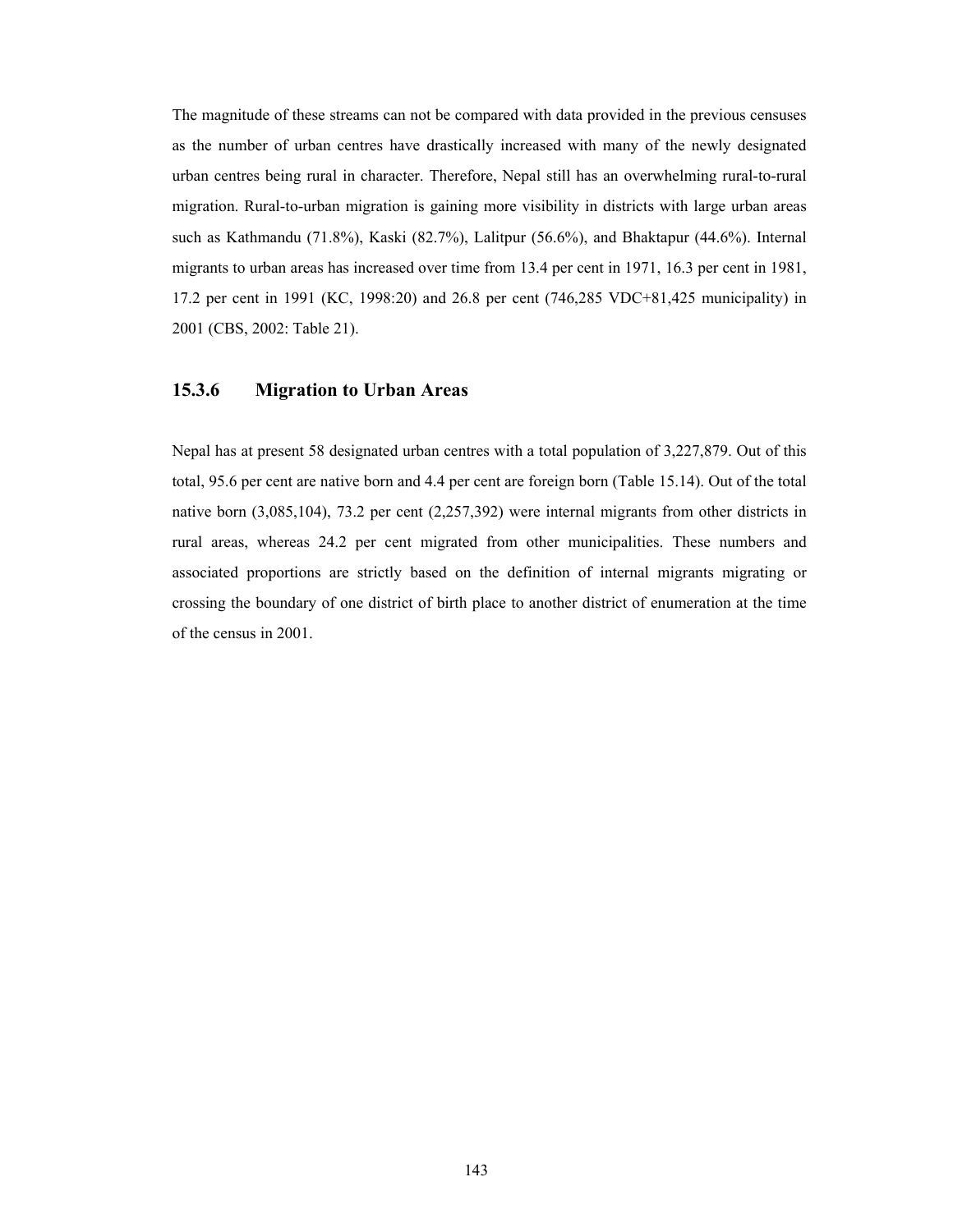The magnitude of these streams can not be compared with data provided in the previous censuses as the number of urban centres have drastically increased with many of the newly designated urban centres being rural in character. Therefore, Nepal still has an overwhelming rural-to-rural migration. Rural-to-urban migration is gaining more visibility in districts with large urban areas such as Kathmandu (71.8%), Kaski (82.7%), Lalitpur (56.6%), and Bhaktapur (44.6%). Internal migrants to urban areas has increased over time from 13.4 per cent in 1971, 16.3 per cent in 1981, 17.2 per cent in 1991 (KC, 1998:20) and 26.8 per cent (746,285 VDC+81,425 municipality) in 2001 (CBS, 2002: Table 21).

### 15.3.6 Migration to Urban Areas

Nepal has at present 58 designated urban centres with a total population of 3,227,879. Out of this total, 95.6 per cent are native born and 4.4 per cent are foreign born (Table 15.14). Out of the total native born (3,085,104), 73.2 per cent (2,257,392) were internal migrants from other districts in rural areas, whereas 24.2 per cent migrated from other municipalities. These numbers and associated proportions are strictly based on the definition of internal migrants migrating or crossing the boundary of one district of birth place to another district of enumeration at the time of the census in 2001.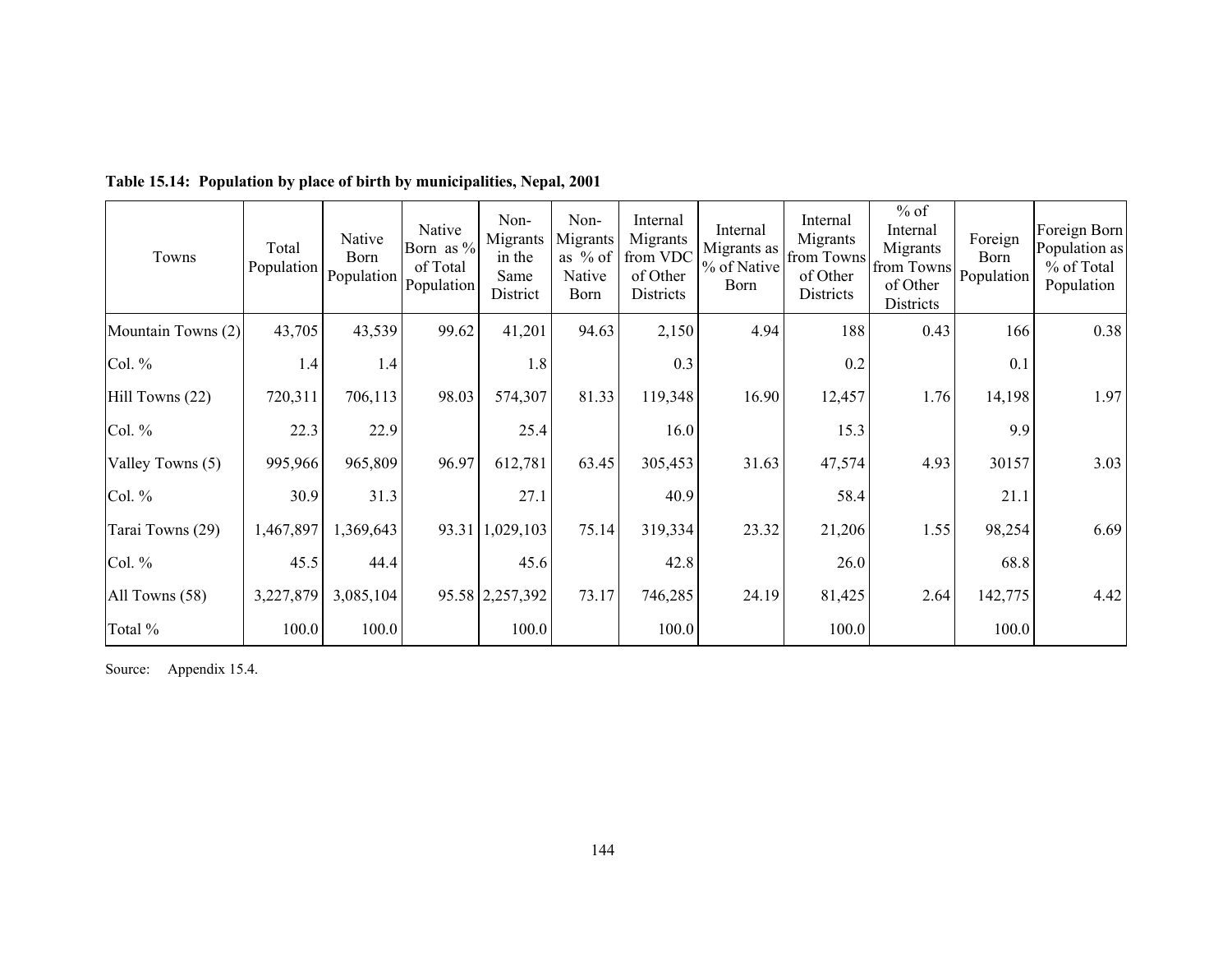**Table 15.14: Population by place of birth by municipalities, Nepal, 2001**

| Towns | Total Population | Native Born Population | Native Born as % of Total Population | Non-Migrants in the Same District | Non-Migrants as % of Native Born | Internal Migrants from VDC of Other Districts | Internal Migrants as % of Native Born | Internal Migrants from Towns of Other Districts | % of Internal Migrants from Towns of Other Districts | Foreign Born Population | Foreign Born Population as % of Total Population |
|---|---|---|---|---|---|---|---|---|---|---|---|
| Mountain Towns (2) | 43,705 | 43,539 | 99.62 | 41,201 | 94.63 | 2,150 | 4.94 | 188 | 0.43 | 166 | 0.38 |
| Col. % | 1.4 | 1.4 | | 1.8 | | 0.3 | | 0.2 | | 0.1 | |
| Hill Towns (22) | 720,311 | 706,113 | 98.03 | 574,307 | 81.33 | 119,348 | 16.90 | 12,457 | 1.76 | 14,198 | 1.97 |
| Col. % | 22.3 | 22.9 | | 25.4 | | 16.0 | | 15.3 | | 9.9 | |
| Valley Towns (5) | 995,966 | 965,809 | 96.97 | 612,781 | 63.45 | 305,453 | 31.63 | 47,574 | 4.93 | 30157 | 3.03 |
| Col. % | 30.9 | 31.3 | | 27.1 | | 40.9 | | 58.4 | | 21.1 | |
| Tarai Towns (29) | 1,467,897 | 1,369,643 | 93.31 | 1,029,103 | 75.14 | 319,334 | 23.32 | 21,206 | 1.55 | 98,254 | 6.69 |
| Col. % | 45.5 | 44.4 | | 45.6 | | 42.8 | | 26.0 | | 68.8 | |
| All Towns (58) | 3,227,879 | 3,085,104 | 95.58 | 2,257,392 | 73.17 | 746,285 | 24.19 | 81,425 | 2.64 | 142,775 | 4.42 |
| Total % | 100.0 | 100.0 | | 100.0 | | 100.0 | | 100.0 | | 100.0 | |

Source: Appendix 15.4.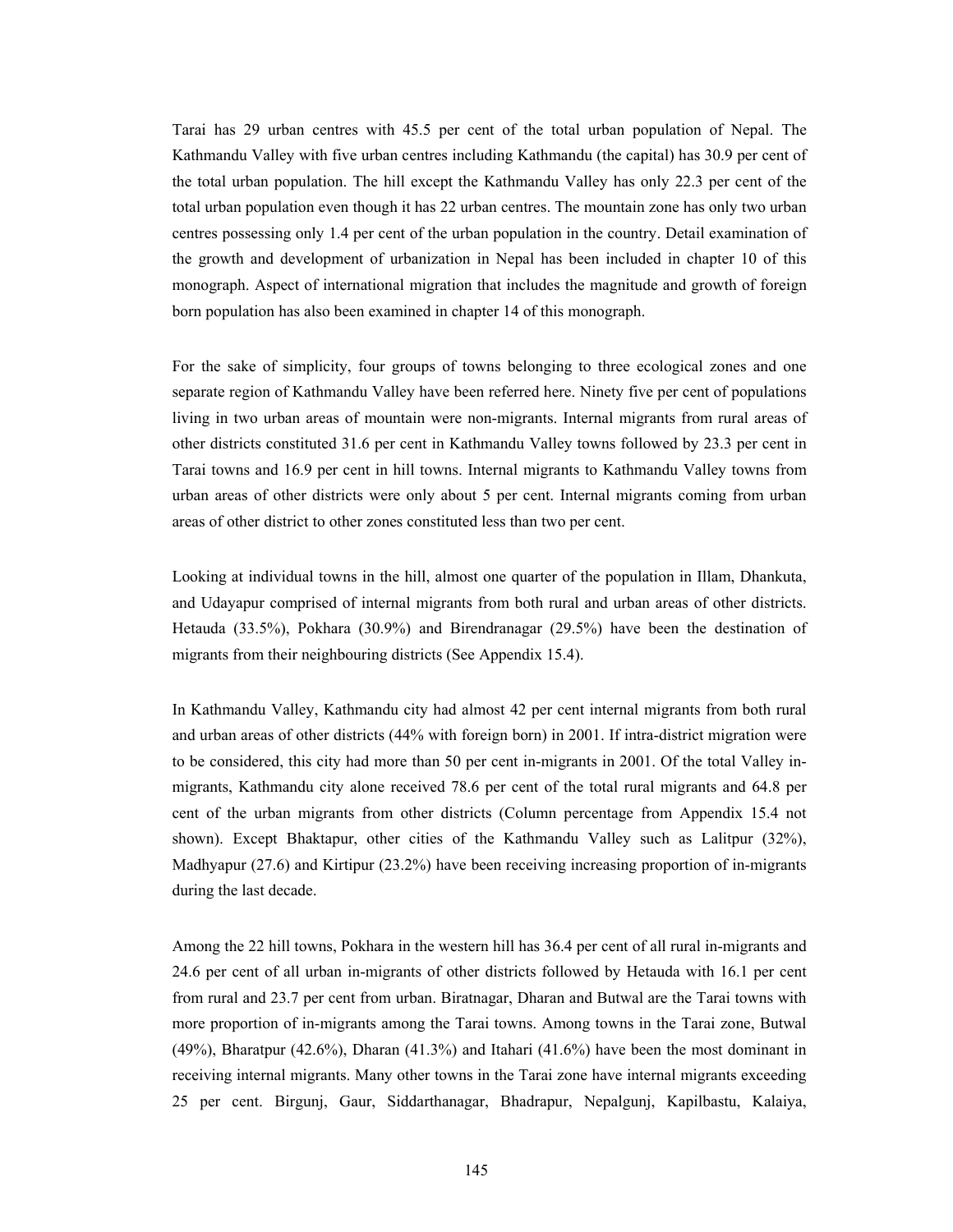Tarai has 29 urban centres with 45.5 per cent of the total urban population of Nepal. The Kathmandu Valley with five urban centres including Kathmandu (the capital) has 30.9 per cent of the total urban population. The hill except the Kathmandu Valley has only 22.3 per cent of the total urban population even though it has 22 urban centres. The mountain zone has only two urban centres possessing only 1.4 per cent of the urban population in the country. Detail examination of the growth and development of urbanization in Nepal has been included in chapter 10 of this monograph. Aspect of international migration that includes the magnitude and growth of foreign born population has also been examined in chapter 14 of this monograph.

For the sake of simplicity, four groups of towns belonging to three ecological zones and one separate region of Kathmandu Valley have been referred here. Ninety five per cent of populations living in two urban areas of mountain were non-migrants. Internal migrants from rural areas of other districts constituted 31.6 per cent in Kathmandu Valley towns followed by 23.3 per cent in Tarai towns and 16.9 per cent in hill towns. Internal migrants to Kathmandu Valley towns from urban areas of other districts were only about 5 per cent. Internal migrants coming from urban areas of other district to other zones constituted less than two per cent.

Looking at individual towns in the hill, almost one quarter of the population in Illam, Dhankuta, and Udayapur comprised of internal migrants from both rural and urban areas of other districts. Hetauda (33.5%), Pokhara (30.9%) and Birendranagar (29.5%) have been the destination of migrants from their neighbouring districts (See Appendix 15.4).

In Kathmandu Valley, Kathmandu city had almost 42 per cent internal migrants from both rural and urban areas of other districts (44% with foreign born) in 2001. If intra-district migration were to be considered, this city had more than 50 per cent in-migrants in 2001. Of the total Valley in-migrants, Kathmandu city alone received 78.6 per cent of the total rural migrants and 64.8 per cent of the urban migrants from other districts (Column percentage from Appendix 15.4 not shown). Except Bhaktapur, other cities of the Kathmandu Valley such as Lalitpur (32%), Madhyapur (27.6) and Kirtipur (23.2%) have been receiving increasing proportion of in-migrants during the last decade.

Among the 22 hill towns, Pokhara in the western hill has 36.4 per cent of all rural in-migrants and 24.6 per cent of all urban in-migrants of other districts followed by Hetauda with 16.1 per cent from rural and 23.7 per cent from urban. Biratnagar, Dharan and Butwal are the Tarai towns with more proportion of in-migrants among the Tarai towns. Among towns in the Tarai zone, Butwal (49%), Bharatpur (42.6%), Dharan (41.3%) and Itahari (41.6%) have been the most dominant in receiving internal migrants. Many other towns in the Tarai zone have internal migrants exceeding 25 per cent. Birgunj, Gaur, Siddarthanagar, Bhadrapur, Nepalgunj, Kapilbastu, Kalaiya,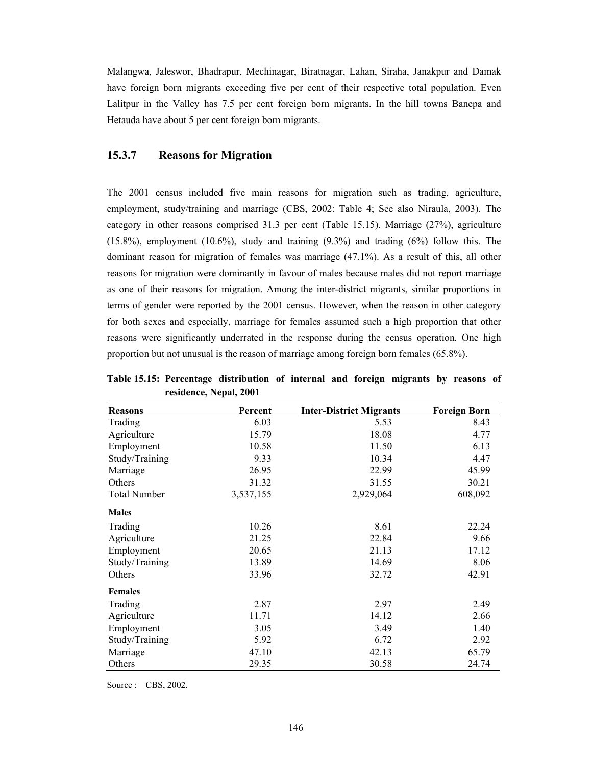Malangwa, Jaleswor, Bhadrapur, Mechinagar, Biratnagar, Lahan, Siraha, Janakpur and Damak have foreign born migrants exceeding five per cent of their respective total population. Even Lalitpur in the Valley has 7.5 per cent foreign born migrants. In the hill towns Banepa and Hetauda have about 5 per cent foreign born migrants.

### 15.3.7 Reasons for Migration

The 2001 census included five main reasons for migration such as trading, agriculture, employment, study/training and marriage (CBS, 2002: Table 4; See also Niraula, 2003). The category in other reasons comprised 31.3 per cent (Table 15.15). Marriage (27%), agriculture (15.8%), employment (10.6%), study and training (9.3%) and trading (6%) follow this. The dominant reason for migration of females was marriage (47.1%). As a result of this, all other reasons for migration were dominantly in favour of males because males did not report marriage as one of their reasons for migration. Among the inter-district migrants, similar proportions in terms of gender were reported by the 2001 census. However, when the reason in other category for both sexes and especially, marriage for females assumed such a high proportion that other reasons were significantly underrated in the response during the census operation. One high proportion but not unusual is the reason of marriage among foreign born females (65.8%).

**Table 15.15: Percentage distribution of internal and foreign migrants by reasons of residence, Nepal, 2001**

| Reasons | Percent | Inter-District Migrants | Foreign Born |
|---|---|---|---|
| Trading | 6.03 | 5.53 | 8.43 |
| Agriculture | 15.79 | 18.08 | 4.77 |
| Employment | 10.58 | 11.50 | 6.13 |
| Study/Training | 9.33 | 10.34 | 4.47 |
| Marriage | 26.95 | 22.99 | 45.99 |
| Others | 31.32 | 31.55 | 30.21 |
| Total Number | 3,537,155 | 2,929,064 | 608,092 |
| **Males** | | | |
| Trading | 10.26 | 8.61 | 22.24 |
| Agriculture | 21.25 | 22.84 | 9.66 |
| Employment | 20.65 | 21.13 | 17.12 |
| Study/Training | 13.89 | 14.69 | 8.06 |
| Others | 33.96 | 32.72 | 42.91 |
| **Females** | | | |
| Trading | 2.87 | 2.97 | 2.49 |
| Agriculture | 11.71 | 14.12 | 2.66 |
| Employment | 3.05 | 3.49 | 1.40 |
| Study/Training | 5.92 | 6.72 | 2.92 |
| Marriage | 47.10 | 42.13 | 65.79 |
| Others | 29.35 | 30.58 | 24.74 |

Source : CBS, 2002.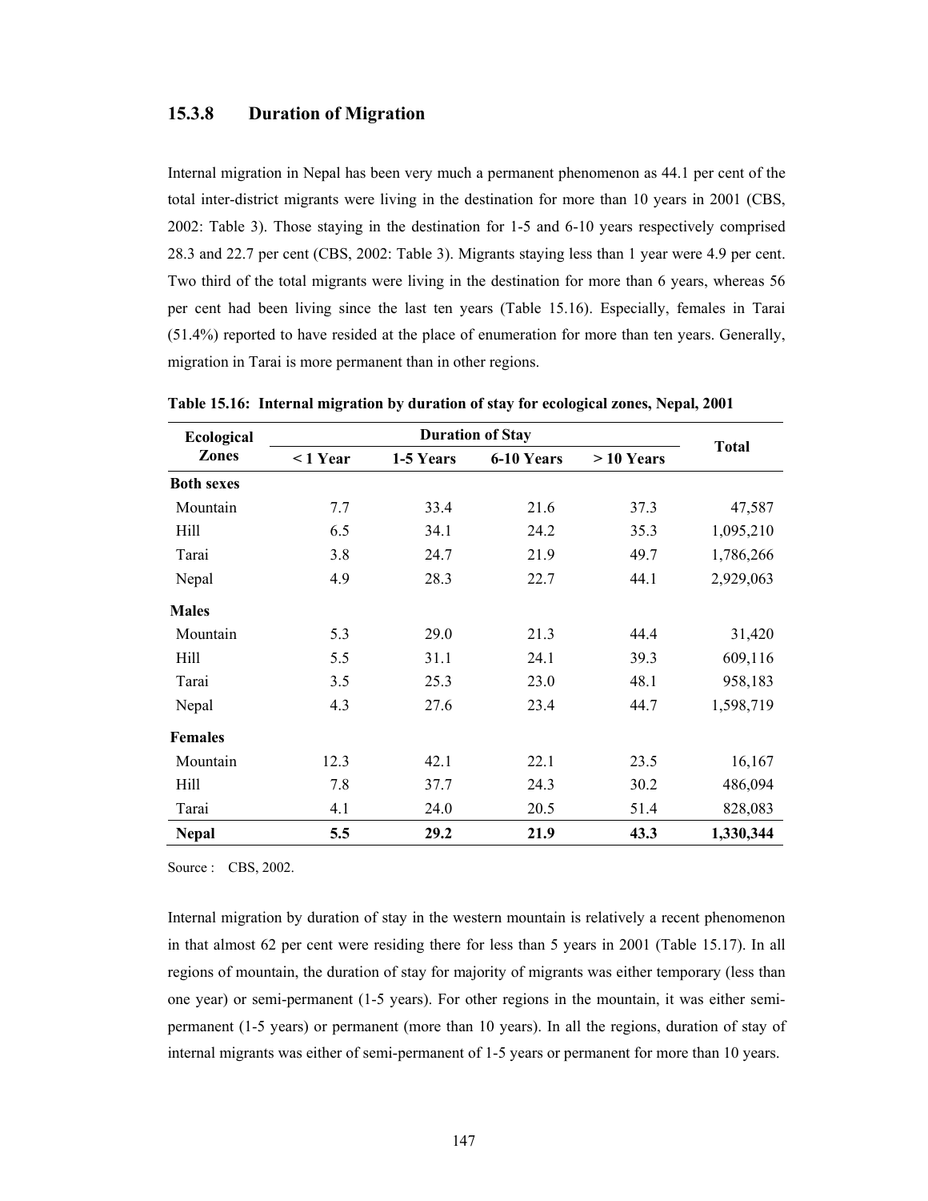### 15.3.8 Duration of Migration

Internal migration in Nepal has been very much a permanent phenomenon as 44.1 per cent of the total inter-district migrants were living in the destination for more than 10 years in 2001 (CBS, 2002: Table 3). Those staying in the destination for 1-5 and 6-10 years respectively comprised 28.3 and 22.7 per cent (CBS, 2002: Table 3). Migrants staying less than 1 year were 4.9 per cent. Two third of the total migrants were living in the destination for more than 6 years, whereas 56 per cent had been living since the last ten years (Table 15.16). Especially, females in Tarai (51.4%) reported to have resided at the place of enumeration for more than ten years. Generally, migration in Tarai is more permanent than in other regions.

**Table 15.16: Internal migration by duration of stay for ecological zones, Nepal, 2001**

| Ecological Zones | Duration of Stay | | | | Total |
|---|---|---|---|---|---|
| | < 1 Year | 1-5 Years | 6-10 Years | > 10 Years | |
| **Both sexes** | | | | | |
| Mountain | 7.7 | 33.4 | 21.6 | 37.3 | 47,587 |
| Hill | 6.5 | 34.1 | 24.2 | 35.3 | 1,095,210 |
| Tarai | 3.8 | 24.7 | 21.9 | 49.7 | 1,786,266 |
| Nepal | 4.9 | 28.3 | 22.7 | 44.1 | 2,929,063 |
| **Males** | | | | | |
| Mountain | 5.3 | 29.0 | 21.3 | 44.4 | 31,420 |
| Hill | 5.5 | 31.1 | 24.1 | 39.3 | 609,116 |
| Tarai | 3.5 | 25.3 | 23.0 | 48.1 | 958,183 |
| Nepal | 4.3 | 27.6 | 23.4 | 44.7 | 1,598,719 |
| **Females** | | | | | |
| Mountain | 12.3 | 42.1 | 22.1 | 23.5 | 16,167 |
| Hill | 7.8 | 37.7 | 24.3 | 30.2 | 486,094 |
| Tarai | 4.1 | 24.0 | 20.5 | 51.4 | 828,083 |
| **Nepal** | **5.5** | **29.2** | **21.9** | **43.3** | **1,330,344** |

Source : CBS, 2002.

Internal migration by duration of stay in the western mountain is relatively a recent phenomenon in that almost 62 per cent were residing there for less than 5 years in 2001 (Table 15.17). In all regions of mountain, the duration of stay for majority of migrants was either temporary (less than one year) or semi-permanent (1-5 years). For other regions in the mountain, it was either semi-permanent (1-5 years) or permanent (more than 10 years). In all the regions, duration of stay of internal migrants was either of semi-permanent of 1-5 years or permanent for more than 10 years.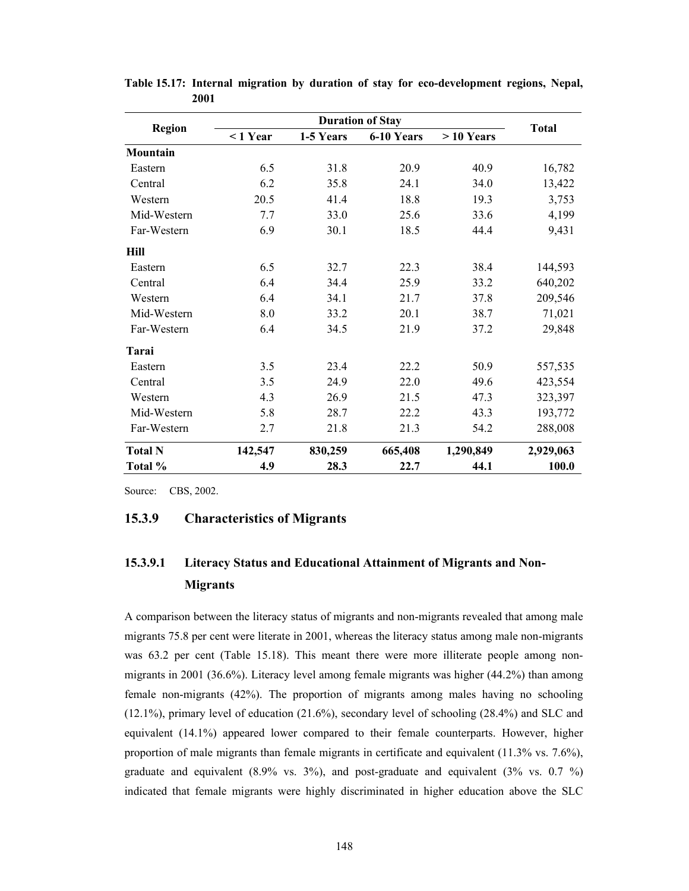**Table 15.17: Internal migration by duration of stay for eco-development regions, Nepal, 2001**

| Region | Duration of Stay | | | | Total |
|---|---|---|---|---|---|
| | < 1 Year | 1-5 Years | 6-10 Years | > 10 Years | |
| **Mountain** | | | | | |
| Eastern | 6.5 | 31.8 | 20.9 | 40.9 | 16,782 |
| Central | 6.2 | 35.8 | 24.1 | 34.0 | 13,422 |
| Western | 20.5 | 41.4 | 18.8 | 19.3 | 3,753 |
| Mid-Western | 7.7 | 33.0 | 25.6 | 33.6 | 4,199 |
| Far-Western | 6.9 | 30.1 | 18.5 | 44.4 | 9,431 |
| **Hill** | | | | | |
| Eastern | 6.5 | 32.7 | 22.3 | 38.4 | 144,593 |
| Central | 6.4 | 34.4 | 25.9 | 33.2 | 640,202 |
| Western | 6.4 | 34.1 | 21.7 | 37.8 | 209,546 |
| Mid-Western | 8.0 | 33.2 | 20.1 | 38.7 | 71,021 |
| Far-Western | 6.4 | 34.5 | 21.9 | 37.2 | 29,848 |
| **Tarai** | | | | | |
| Eastern | 3.5 | 23.4 | 22.2 | 50.9 | 557,535 |
| Central | 3.5 | 24.9 | 22.0 | 49.6 | 423,554 |
| Western | 4.3 | 26.9 | 21.5 | 47.3 | 323,397 |
| Mid-Western | 5.8 | 28.7 | 22.2 | 43.3 | 193,772 |
| Far-Western | 2.7 | 21.8 | 21.3 | 54.2 | 288,008 |
| **Total N** | **142,547** | **830,259** | **665,408** | **1,290,849** | **2,929,063** |
| **Total %** | **4.9** | **28.3** | **22.7** | **44.1** | **100.0** |

Source: CBS, 2002.

### 15.3.9 Characteristics of Migrants

#### 15.3.9.1 Literacy Status and Educational Attainment of Migrants and Non-Migrants

A comparison between the literacy status of migrants and non-migrants revealed that among male migrants 75.8 per cent were literate in 2001, whereas the literacy status among male non-migrants was 63.2 per cent (Table 15.18). This meant there were more illiterate people among non-migrants in 2001 (36.6%). Literacy level among female migrants was higher (44.2%) than among female non-migrants (42%). The proportion of migrants among males having no schooling (12.1%), primary level of education (21.6%), secondary level of schooling (28.4%) and SLC and equivalent (14.1%) appeared lower compared to their female counterparts. However, higher proportion of male migrants than female migrants in certificate and equivalent (11.3% vs. 7.6%), graduate and equivalent (8.9% vs. 3%), and post-graduate and equivalent (3% vs. 0.7 %) indicated that female migrants were highly discriminated in higher education above the SLC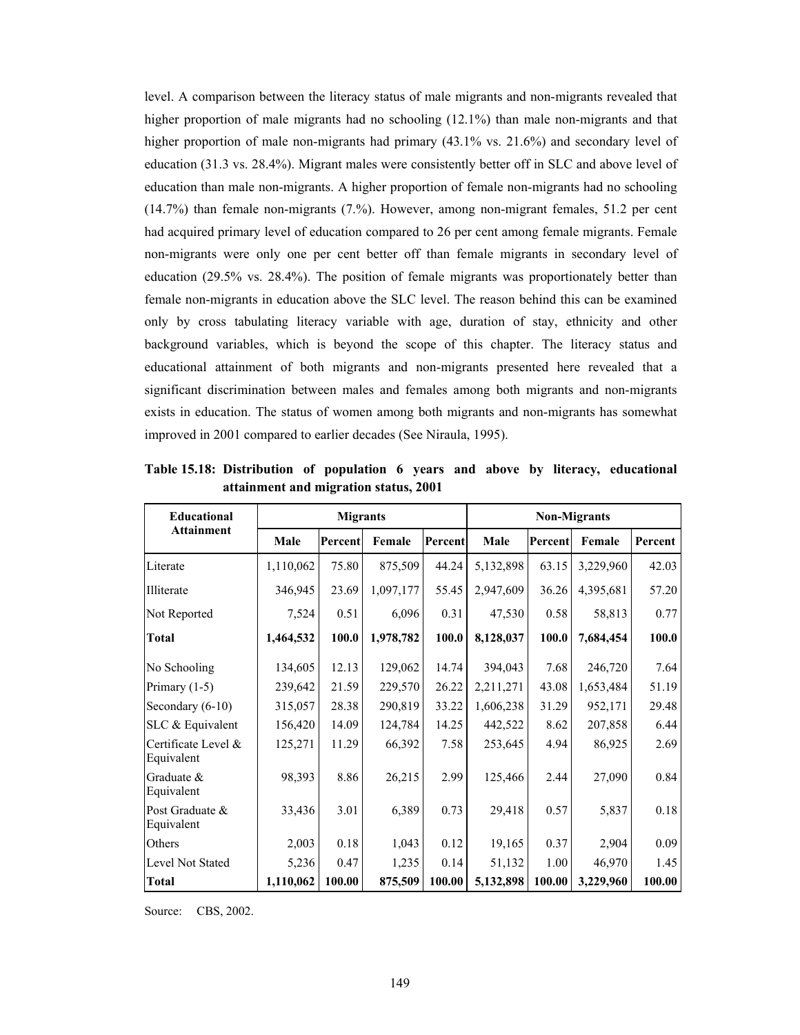level. A comparison between the literacy status of male migrants and non-migrants revealed that higher proportion of male migrants had no schooling (12.1%) than male non-migrants and that higher proportion of male non-migrants had primary (43.1% vs. 21.6%) and secondary level of education (31.3 vs. 28.4%). Migrant males were consistently better off in SLC and above level of education than male non-migrants. A higher proportion of female non-migrants had no schooling (14.7%) than female non-migrants (7.%). However, among non-migrant females, 51.2 per cent had acquired primary level of education compared to 26 per cent among female migrants. Female non-migrants were only one per cent better off than female migrants in secondary level of education (29.5% vs. 28.4%). The position of female migrants was proportionately better than female non-migrants in education above the SLC level. The reason behind this can be examined only by cross tabulating literacy variable with age, duration of stay, ethnicity and other background variables, which is beyond the scope of this chapter. The literacy status and educational attainment of both migrants and non-migrants presented here revealed that a significant discrimination between males and females among both migrants and non-migrants exists in education. The status of women among both migrants and non-migrants has somewhat improved in 2001 compared to earlier decades (See Niraula, 1995).

**Table 15.18: Distribution of population 6 years and above by literacy, educational attainment and migration status, 2001**

| Educational Attainment | Migrants | | | | Non-Migrants | | | |
|---|---|---|---|---|---|---|---|---|
| | Male | Percent | Female | Percent | Male | Percent | Female | Percent |
| Literate | 1,110,062 | 75.80 | 875,509 | 44.24 | 5,132,898 | 63.15 | 3,229,960 | 42.03 |
| Illiterate | 346,945 | 23.69 | 1,097,177 | 55.45 | 2,947,609 | 36.26 | 4,395,681 | 57.20 |
| Not Reported | 7,524 | 0.51 | 6,096 | 0.31 | 47,530 | 0.58 | 58,813 | 0.77 |
| **Total** | **1,464,532** | **100.0** | **1,978,782** | **100.0** | **8,128,037** | **100.0** | **7,684,454** | **100.0** |
| No Schooling | 134,605 | 12.13 | 129,062 | 14.74 | 394,043 | 7.68 | 246,720 | 7.64 |
| Primary (1-5) | 239,642 | 21.59 | 229,570 | 26.22 | 2,211,271 | 43.08 | 1,653,484 | 51.19 |
| Secondary (6-10) | 315,057 | 28.38 | 290,819 | 33.22 | 1,606,238 | 31.29 | 952,171 | 29.48 |
| SLC & Equivalent | 156,420 | 14.09 | 124,784 | 14.25 | 442,522 | 8.62 | 207,858 | 6.44 |
| Certificate Level & Equivalent | 125,271 | 11.29 | 66,392 | 7.58 | 253,645 | 4.94 | 86,925 | 2.69 |
| Graduate & Equivalent | 98,393 | 8.86 | 26,215 | 2.99 | 125,466 | 2.44 | 27,090 | 0.84 |
| Post Graduate & Equivalent | 33,436 | 3.01 | 6,389 | 0.73 | 29,418 | 0.57 | 5,837 | 0.18 |
| Others | 2,003 | 0.18 | 1,043 | 0.12 | 19,165 | 0.37 | 2,904 | 0.09 |
| Level Not Stated | 5,236 | 0.47 | 1,235 | 0.14 | 51,132 | 1.00 | 46,970 | 1.45 |
| **Total** | **1,110,062** | **100.00** | **875,509** | **100.00** | **5,132,898** | **100.00** | **3,229,960** | **100.00** |

Source: CBS, 2002.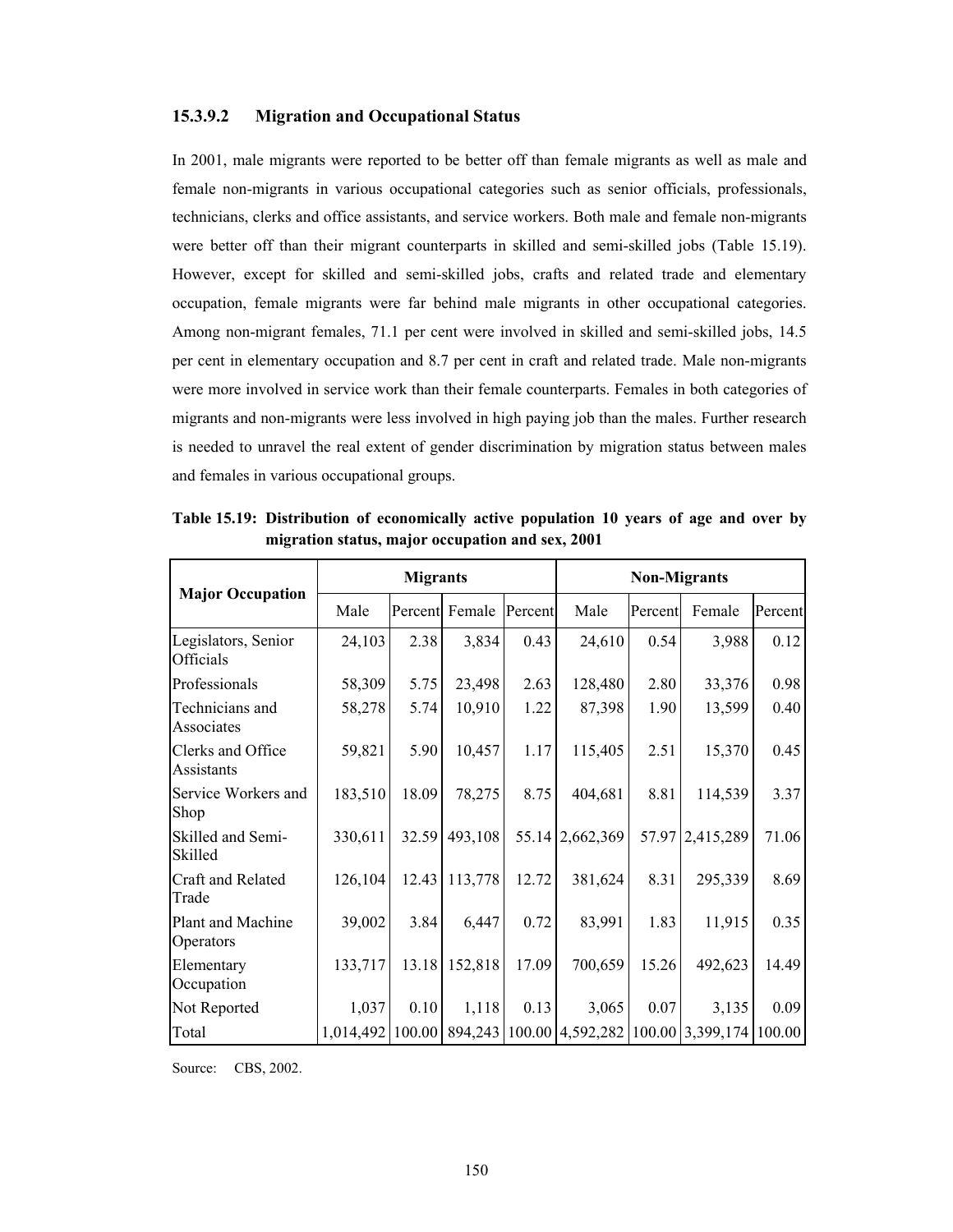### 15.3.9.2 Migration and Occupational Status

In 2001, male migrants were reported to be better off than female migrants as well as male and female non-migrants in various occupational categories such as senior officials, professionals, technicians, clerks and office assistants, and service workers. Both male and female non-migrants were better off than their migrant counterparts in skilled and semi-skilled jobs (Table 15.19). However, except for skilled and semi-skilled jobs, crafts and related trade and elementary occupation, female migrants were far behind male migrants in other occupational categories. Among non-migrant females, 71.1 per cent were involved in skilled and semi-skilled jobs, 14.5 per cent in elementary occupation and 8.7 per cent in craft and related trade. Male non-migrants were more involved in service work than their female counterparts. Females in both categories of migrants and non-migrants were less involved in high paying job than the males. Further research is needed to unravel the real extent of gender discrimination by migration status between males and females in various occupational groups.

**Table 15.19: Distribution of economically active population 10 years of age and over by migration status, major occupation and sex, 2001**

| Major Occupation | Migrants | | | | Non-Migrants | | | |
|---|---|---|---|---|---|---|---|---|
| | Male | Percent | Female | Percent | Male | Percent | Female | Percent |
| Legislators, Senior Officials | 24,103 | 2.38 | 3,834 | 0.43 | 24,610 | 0.54 | 3,988 | 0.12 |
| Professionals | 58,309 | 5.75 | 23,498 | 2.63 | 128,480 | 2.80 | 33,376 | 0.98 |
| Technicians and Associates | 58,278 | 5.74 | 10,910 | 1.22 | 87,398 | 1.90 | 13,599 | 0.40 |
| Clerks and Office Assistants | 59,821 | 5.90 | 10,457 | 1.17 | 115,405 | 2.51 | 15,370 | 0.45 |
| Service Workers and Shop | 183,510 | 18.09 | 78,275 | 8.75 | 404,681 | 8.81 | 114,539 | 3.37 |
| Skilled and Semi-Skilled | 330,611 | 32.59 | 493,108 | 55.14 | 2,662,369 | 57.97 | 2,415,289 | 71.06 |
| Craft and Related Trade | 126,104 | 12.43 | 113,778 | 12.72 | 381,624 | 8.31 | 295,339 | 8.69 |
| Plant and Machine Operators | 39,002 | 3.84 | 6,447 | 0.72 | 83,991 | 1.83 | 11,915 | 0.35 |
| Elementary Occupation | 133,717 | 13.18 | 152,818 | 17.09 | 700,659 | 15.26 | 492,623 | 14.49 |
| Not Reported | 1,037 | 0.10 | 1,118 | 0.13 | 3,065 | 0.07 | 3,135 | 0.09 |
| Total | 1,014,492 | 100.00 | 894,243 | 100.00 | 4,592,282 | 100.00 | 3,399,174 | 100.00 |

Source: CBS, 2002.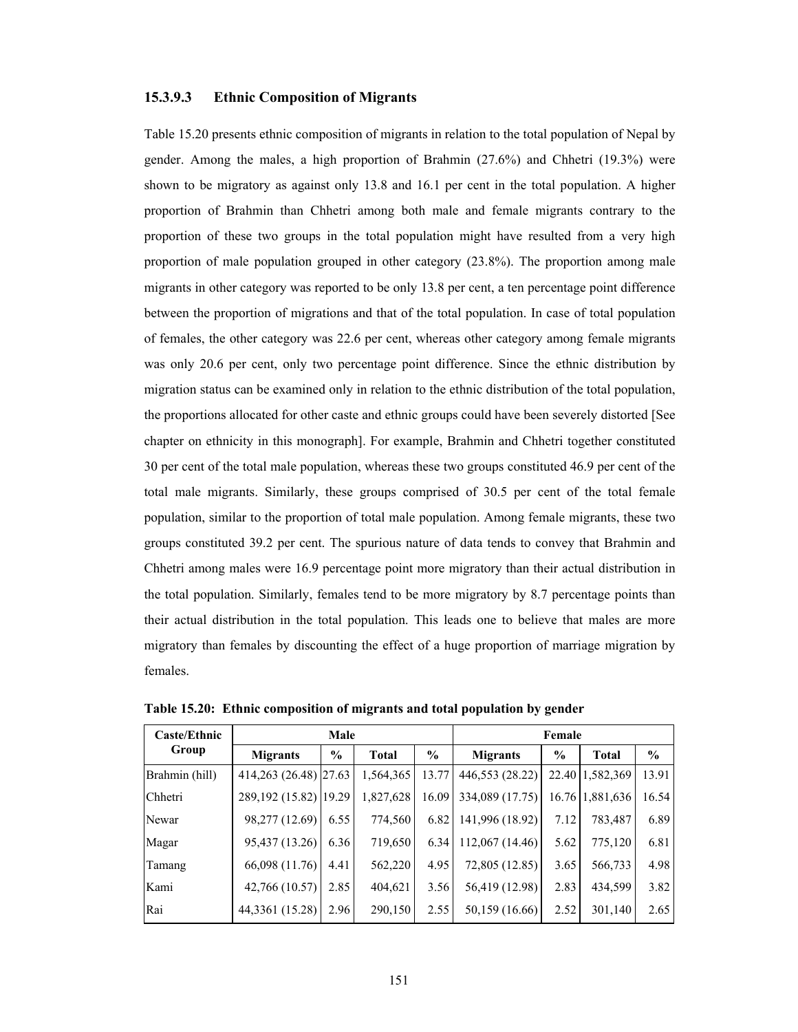### 15.3.9.3 Ethnic Composition of Migrants

Table 15.20 presents ethnic composition of migrants in relation to the total population of Nepal by gender. Among the males, a high proportion of Brahmin (27.6%) and Chhetri (19.3%) were shown to be migratory as against only 13.8 and 16.1 per cent in the total population. A higher proportion of Brahmin than Chhetri among both male and female migrants contrary to the proportion of these two groups in the total population might have resulted from a very high proportion of male population grouped in other category (23.8%). The proportion among male migrants in other category was reported to be only 13.8 per cent, a ten percentage point difference between the proportion of migrations and that of the total population. In case of total population of females, the other category was 22.6 per cent, whereas other category among female migrants was only 20.6 per cent, only two percentage point difference. Since the ethnic distribution by migration status can be examined only in relation to the ethnic distribution of the total population, the proportions allocated for other caste and ethnic groups could have been severely distorted [See chapter on ethnicity in this monograph]. For example, Brahmin and Chhetri together constituted 30 per cent of the total male population, whereas these two groups constituted 46.9 per cent of the total male migrants. Similarly, these groups comprised of 30.5 per cent of the total female population, similar to the proportion of total male population. Among female migrants, these two groups constituted 39.2 per cent. The spurious nature of data tends to convey that Brahmin and Chhetri among males were 16.9 percentage point more migratory than their actual distribution in the total population. Similarly, females tend to be more migratory by 8.7 percentage points than their actual distribution in the total population. This leads one to believe that males are more migratory than females by discounting the effect of a huge proportion of marriage migration by females.

**Table 15.20: Ethnic composition of migrants and total population by gender**

| Caste/Ethnic Group | Male | | | | Female | | | |
|---|---|---|---|---|---|---|---|---|
| | Migrants | % | Total | % | Migrants | % | Total | % |
| Brahmin (hill) | 414,263 (26.48) | 27.63 | 1,564,365 | 13.77 | 446,553 (28.22) | 22.40 | 1,582,369 | 13.91 |
| Chhetri | 289,192 (15.82) | 19.29 | 1,827,628 | 16.09 | 334,089 (17.75) | 16.76 | 1,881,636 | 16.54 |
| Newar | 98,277 (12.69) | 6.55 | 774,560 | 6.82 | 141,996 (18.92) | 7.12 | 783,487 | 6.89 |
| Magar | 95,437 (13.26) | 6.36 | 719,650 | 6.34 | 112,067 (14.46) | 5.62 | 775,120 | 6.81 |
| Tamang | 66,098 (11.76) | 4.41 | 562,220 | 4.95 | 72,805 (12.85) | 3.65 | 566,733 | 4.98 |
| Kami | 42,766 (10.57) | 2.85 | 404,621 | 3.56 | 56,419 (12.98) | 2.83 | 434,599 | 3.82 |
| Rai | 44,3361 (15.28) | 2.96 | 290,150 | 2.55 | 50,159 (16.66) | 2.52 | 301,140 | 2.65 |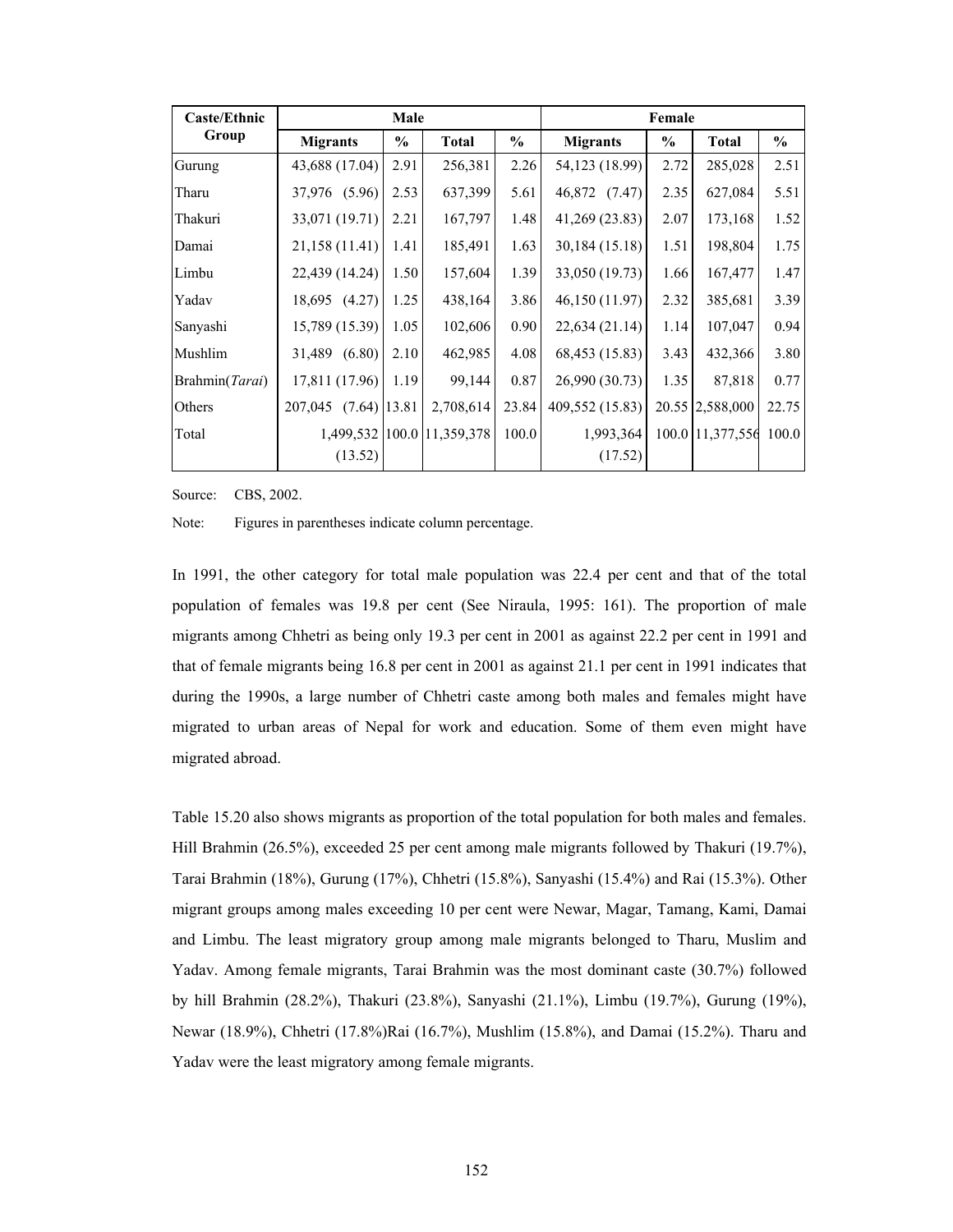| Caste/Ethnic Group | Male | | | | Female | | | |
|---|---|---|---|---|---|---|---|---|
| | Migrants | % | Total | % | Migrants | % | Total | % |
| Gurung | 43,688 (17.04) | 2.91 | 256,381 | 2.26 | 54,123 (18.99) | 2.72 | 285,028 | 2.51 |
| Tharu | 37,976 (5.96) | 2.53 | 637,399 | 5.61 | 46,872 (7.47) | 2.35 | 627,084 | 5.51 |
| Thakuri | 33,071 (19.71) | 2.21 | 167,797 | 1.48 | 41,269 (23.83) | 2.07 | 173,168 | 1.52 |
| Damai | 21,158 (11.41) | 1.41 | 185,491 | 1.63 | 30,184 (15.18) | 1.51 | 198,804 | 1.75 |
| Limbu | 22,439 (14.24) | 1.50 | 157,604 | 1.39 | 33,050 (19.73) | 1.66 | 167,477 | 1.47 |
| Yadav | 18,695 (4.27) | 1.25 | 438,164 | 3.86 | 46,150 (11.97) | 2.32 | 385,681 | 3.39 |
| Sanyashi | 15,789 (15.39) | 1.05 | 102,606 | 0.90 | 22,634 (21.14) | 1.14 | 107,047 | 0.94 |
| Mushlim | 31,489 (6.80) | 2.10 | 462,985 | 4.08 | 68,453 (15.83) | 3.43 | 432,366 | 3.80 |
| Brahmin(*Tarai*) | 17,811 (17.96) | 1.19 | 99,144 | 0.87 | 26,990 (30.73) | 1.35 | 87,818 | 0.77 |
| Others | 207,045 (7.64) | 13.81 | 2,708,614 | 23.84 | 409,552 (15.83) | 20.55 | 2,588,000 | 22.75 |
| Total | 1,499,532 (13.52) | 100.0 | 11,359,378 | 100.0 | 1,993,364 (17.52) | 100.0 | 11,377,556 | 100.0 |

Source: CBS, 2002.

Note: Figures in parentheses indicate column percentage.

In 1991, the other category for total male population was 22.4 per cent and that of the total population of females was 19.8 per cent (See Niraula, 1995: 161). The proportion of male migrants among Chhetri as being only 19.3 per cent in 2001 as against 22.2 per cent in 1991 and that of female migrants being 16.8 per cent in 2001 as against 21.1 per cent in 1991 indicates that during the 1990s, a large number of Chhetri caste among both males and females might have migrated to urban areas of Nepal for work and education. Some of them even might have migrated abroad.

Table 15.20 also shows migrants as proportion of the total population for both males and females. Hill Brahmin (26.5%), exceeded 25 per cent among male migrants followed by Thakuri (19.7%), Tarai Brahmin (18%), Gurung (17%), Chhetri (15.8%), Sanyashi (15.4%) and Rai (15.3%). Other migrant groups among males exceeding 10 per cent were Newar, Magar, Tamang, Kami, Damai and Limbu. The least migratory group among male migrants belonged to Tharu, Muslim and Yadav. Among female migrants, Tarai Brahmin was the most dominant caste (30.7%) followed by hill Brahmin (28.2%), Thakuri (23.8%), Sanyashi (21.1%), Limbu (19.7%), Gurung (19%), Newar (18.9%), Chhetri (17.8%)Rai (16.7%), Mushlim (15.8%), and Damai (15.2%). Tharu and Yadav were the least migratory among female migrants.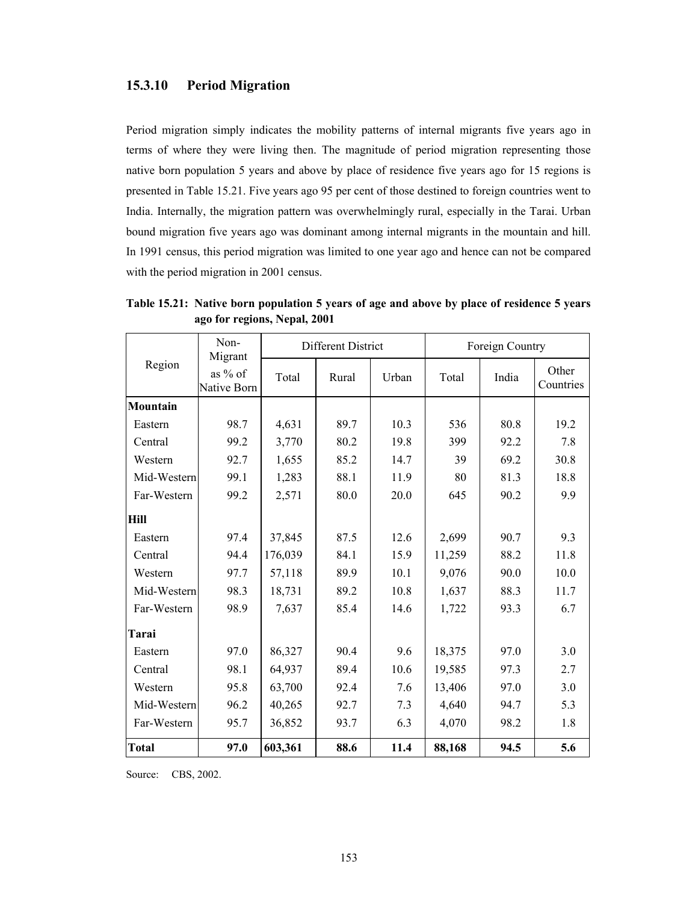### 15.3.10 Period Migration

Period migration simply indicates the mobility patterns of internal migrants five years ago in terms of where they were living then. The magnitude of period migration representing those native born population 5 years and above by place of residence five years ago for 15 regions is presented in Table 15.21. Five years ago 95 per cent of those destined to foreign countries went to India. Internally, the migration pattern was overwhelmingly rural, especially in the Tarai. Urban bound migration five years ago was dominant among internal migrants in the mountain and hill. In 1991 census, this period migration was limited to one year ago and hence can not be compared with the period migration in 2001 census.

**Table 15.21: Native born population 5 years of age and above by place of residence 5 years ago for regions, Nepal, 2001**

| Region | Non-Migrant as % of Native Born | Different District | | | Foreign Country | | |
|---|---|---|---|---|---|---|---|
| | | Total | Rural | Urban | Total | India | Other Countries |
| **Mountain** | | | | | | | |
| Eastern | 98.7 | 4,631 | 89.7 | 10.3 | 536 | 80.8 | 19.2 |
| Central | 99.2 | 3,770 | 80.2 | 19.8 | 399 | 92.2 | 7.8 |
| Western | 92.7 | 1,655 | 85.2 | 14.7 | 39 | 69.2 | 30.8 |
| Mid-Western | 99.1 | 1,283 | 88.1 | 11.9 | 80 | 81.3 | 18.8 |
| Far-Western | 99.2 | 2,571 | 80.0 | 20.0 | 645 | 90.2 | 9.9 |
| **Hill** | | | | | | | |
| Eastern | 97.4 | 37,845 | 87.5 | 12.6 | 2,699 | 90.7 | 9.3 |
| Central | 94.4 | 176,039 | 84.1 | 15.9 | 11,259 | 88.2 | 11.8 |
| Western | 97.7 | 57,118 | 89.9 | 10.1 | 9,076 | 90.0 | 10.0 |
| Mid-Western | 98.3 | 18,731 | 89.2 | 10.8 | 1,637 | 88.3 | 11.7 |
| Far-Western | 98.9 | 7,637 | 85.4 | 14.6 | 1,722 | 93.3 | 6.7 |
| **Tarai** | | | | | | | |
| Eastern | 97.0 | 86,327 | 90.4 | 9.6 | 18,375 | 97.0 | 3.0 |
| Central | 98.1 | 64,937 | 89.4 | 10.6 | 19,585 | 97.3 | 2.7 |
| Western | 95.8 | 63,700 | 92.4 | 7.6 | 13,406 | 97.0 | 3.0 |
| Mid-Western | 96.2 | 40,265 | 92.7 | 7.3 | 4,640 | 94.7 | 5.3 |
| Far-Western | 95.7 | 36,852 | 93.7 | 6.3 | 4,070 | 98.2 | 1.8 |
| **Total** | **97.0** | **603,361** | **88.6** | **11.4** | **88,168** | **94.5** | **5.6** |

Source: CBS, 2002.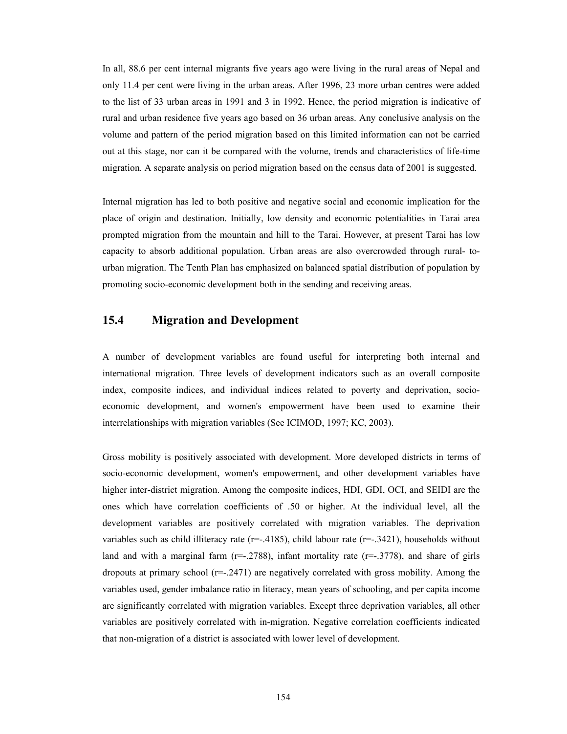In all, 88.6 per cent internal migrants five years ago were living in the rural areas of Nepal and only 11.4 per cent were living in the urban areas. After 1996, 23 more urban centres were added to the list of 33 urban areas in 1991 and 3 in 1992. Hence, the period migration is indicative of rural and urban residence five years ago based on 36 urban areas. Any conclusive analysis on the volume and pattern of the period migration based on this limited information can not be carried out at this stage, nor can it be compared with the volume, trends and characteristics of life-time migration. A separate analysis on period migration based on the census data of 2001 is suggested.

Internal migration has led to both positive and negative social and economic implication for the place of origin and destination. Initially, low density and economic potentialities in Tarai area prompted migration from the mountain and hill to the Tarai. However, at present Tarai has low capacity to absorb additional population. Urban areas are also overcrowded through rural- to-urban migration. The Tenth Plan has emphasized on balanced spatial distribution of population by promoting socio-economic development both in the sending and receiving areas.

## 15.4 Migration and Development

A number of development variables are found useful for interpreting both internal and international migration. Three levels of development indicators such as an overall composite index, composite indices, and individual indices related to poverty and deprivation, socio-economic development, and women's empowerment have been used to examine their interrelationships with migration variables (See ICIMOD, 1997; KC, 2003).

Gross mobility is positively associated with development. More developed districts in terms of socio-economic development, women's empowerment, and other development variables have higher inter-district migration. Among the composite indices, HDI, GDI, OCI, and SEIDI are the ones which have correlation coefficients of .50 or higher. At the individual level, all the development variables are positively correlated with migration variables. The deprivation variables such as child illiteracy rate (r=-.4185), child labour rate (r=-.3421), households without land and with a marginal farm (r=-.2788), infant mortality rate (r=-.3778), and share of girls dropouts at primary school (r=-.2471) are negatively correlated with gross mobility. Among the variables used, gender imbalance ratio in literacy, mean years of schooling, and per capita income are significantly correlated with migration variables. Except three deprivation variables, all other variables are positively correlated with in-migration. Negative correlation coefficients indicated that non-migration of a district is associated with lower level of development.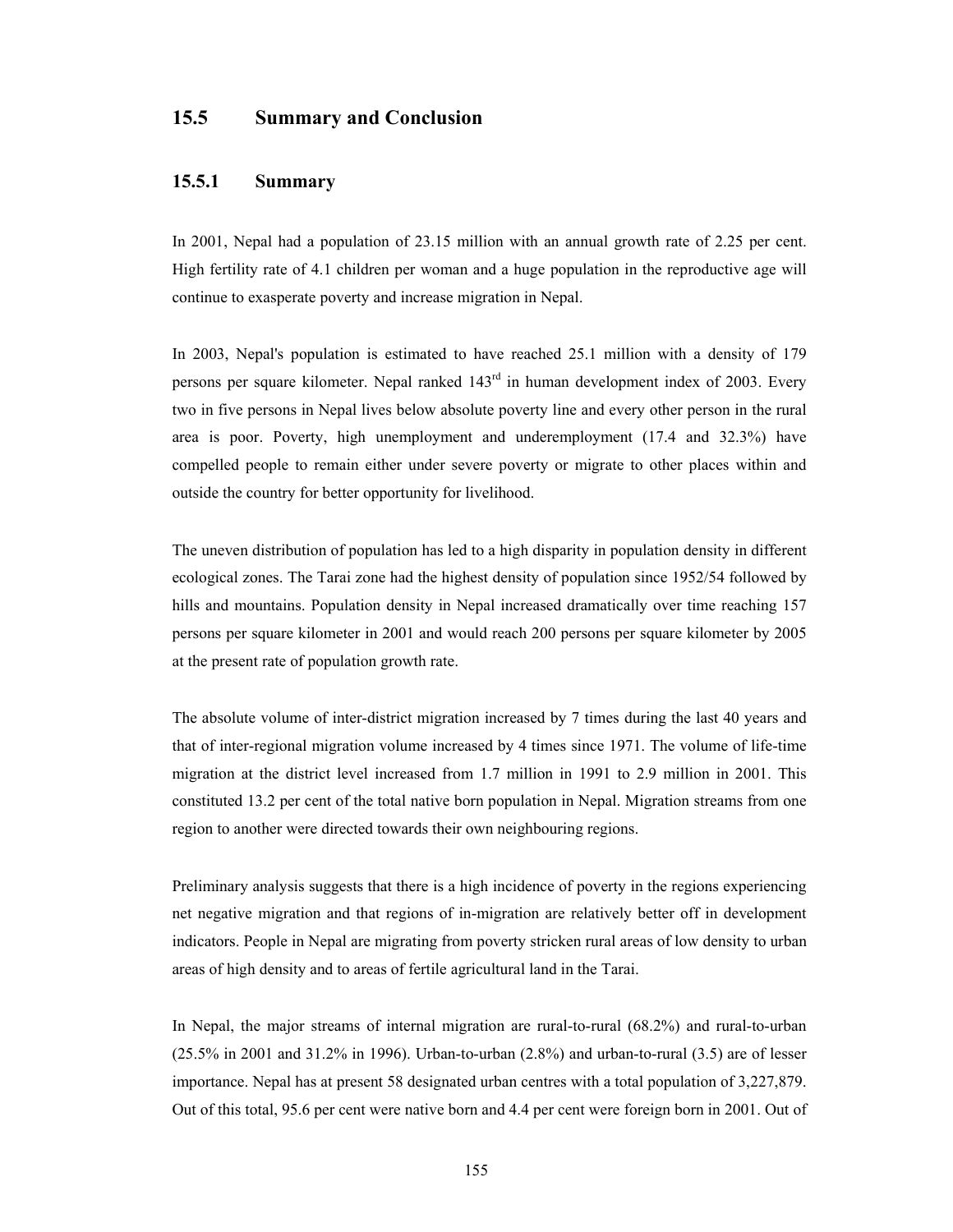## 15.5 Summary and Conclusion

### 15.5.1 Summary

In 2001, Nepal had a population of 23.15 million with an annual growth rate of 2.25 per cent. High fertility rate of 4.1 children per woman and a huge population in the reproductive age will continue to exasperate poverty and increase migration in Nepal.

In 2003, Nepal's population is estimated to have reached 25.1 million with a density of 179 persons per square kilometer. Nepal ranked 143rd in human development index of 2003. Every two in five persons in Nepal lives below absolute poverty line and every other person in the rural area is poor. Poverty, high unemployment and underemployment (17.4 and 32.3%) have compelled people to remain either under severe poverty or migrate to other places within and outside the country for better opportunity for livelihood.

The uneven distribution of population has led to a high disparity in population density in different ecological zones. The Tarai zone had the highest density of population since 1952/54 followed by hills and mountains. Population density in Nepal increased dramatically over time reaching 157 persons per square kilometer in 2001 and would reach 200 persons per square kilometer by 2005 at the present rate of population growth rate.

The absolute volume of inter-district migration increased by 7 times during the last 40 years and that of inter-regional migration volume increased by 4 times since 1971. The volume of life-time migration at the district level increased from 1.7 million in 1991 to 2.9 million in 2001. This constituted 13.2 per cent of the total native born population in Nepal. Migration streams from one region to another were directed towards their own neighbouring regions.

Preliminary analysis suggests that there is a high incidence of poverty in the regions experiencing net negative migration and that regions of in-migration are relatively better off in development indicators. People in Nepal are migrating from poverty stricken rural areas of low density to urban areas of high density and to areas of fertile agricultural land in the Tarai.

In Nepal, the major streams of internal migration are rural-to-rural (68.2%) and rural-to-urban (25.5% in 2001 and 31.2% in 1996). Urban-to-urban (2.8%) and urban-to-rural (3.5) are of lesser importance. Nepal has at present 58 designated urban centres with a total population of 3,227,879. Out of this total, 95.6 per cent were native born and 4.4 per cent were foreign born in 2001. Out of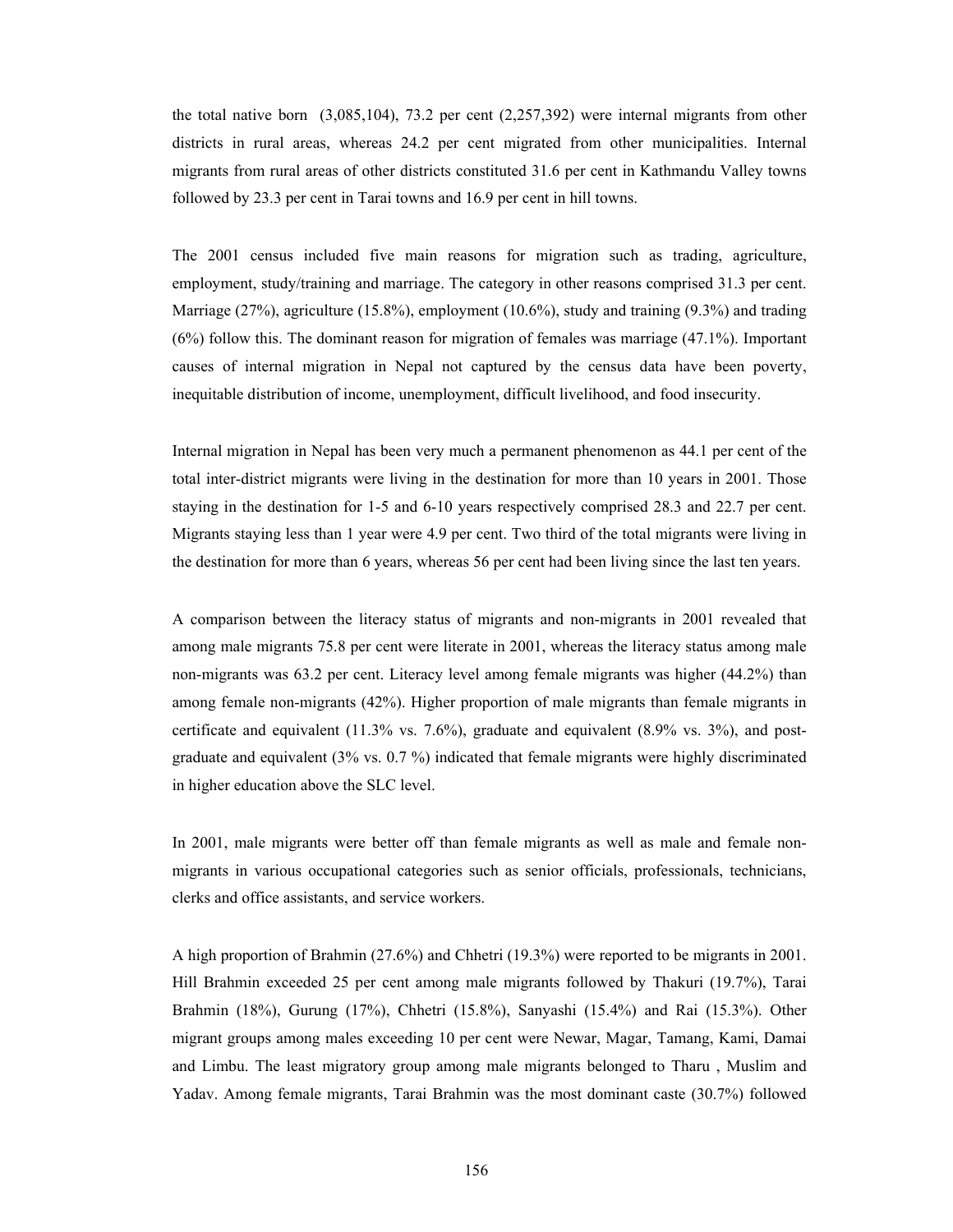the total native born (3,085,104), 73.2 per cent (2,257,392) were internal migrants from other districts in rural areas, whereas 24.2 per cent migrated from other municipalities. Internal migrants from rural areas of other districts constituted 31.6 per cent in Kathmandu Valley towns followed by 23.3 per cent in Tarai towns and 16.9 per cent in hill towns.

The 2001 census included five main reasons for migration such as trading, agriculture, employment, study/training and marriage. The category in other reasons comprised 31.3 per cent. Marriage (27%), agriculture (15.8%), employment (10.6%), study and training (9.3%) and trading (6%) follow this. The dominant reason for migration of females was marriage (47.1%). Important causes of internal migration in Nepal not captured by the census data have been poverty, inequitable distribution of income, unemployment, difficult livelihood, and food insecurity.

Internal migration in Nepal has been very much a permanent phenomenon as 44.1 per cent of the total inter-district migrants were living in the destination for more than 10 years in 2001. Those staying in the destination for 1-5 and 6-10 years respectively comprised 28.3 and 22.7 per cent. Migrants staying less than 1 year were 4.9 per cent. Two third of the total migrants were living in the destination for more than 6 years, whereas 56 per cent had been living since the last ten years.

A comparison between the literacy status of migrants and non-migrants in 2001 revealed that among male migrants 75.8 per cent were literate in 2001, whereas the literacy status among male non-migrants was 63.2 per cent. Literacy level among female migrants was higher (44.2%) than among female non-migrants (42%). Higher proportion of male migrants than female migrants in certificate and equivalent (11.3% vs. 7.6%), graduate and equivalent (8.9% vs. 3%), and post-graduate and equivalent (3% vs. 0.7 %) indicated that female migrants were highly discriminated in higher education above the SLC level.

In 2001, male migrants were better off than female migrants as well as male and female non-migrants in various occupational categories such as senior officials, professionals, technicians, clerks and office assistants, and service workers.

A high proportion of Brahmin (27.6%) and Chhetri (19.3%) were reported to be migrants in 2001. Hill Brahmin exceeded 25 per cent among male migrants followed by Thakuri (19.7%), Tarai Brahmin (18%), Gurung (17%), Chhetri (15.8%), Sanyashi (15.4%) and Rai (15.3%). Other migrant groups among males exceeding 10 per cent were Newar, Magar, Tamang, Kami, Damai and Limbu. The least migratory group among male migrants belonged to Tharu , Muslim and Yadav. Among female migrants, Tarai Brahmin was the most dominant caste (30.7%) followed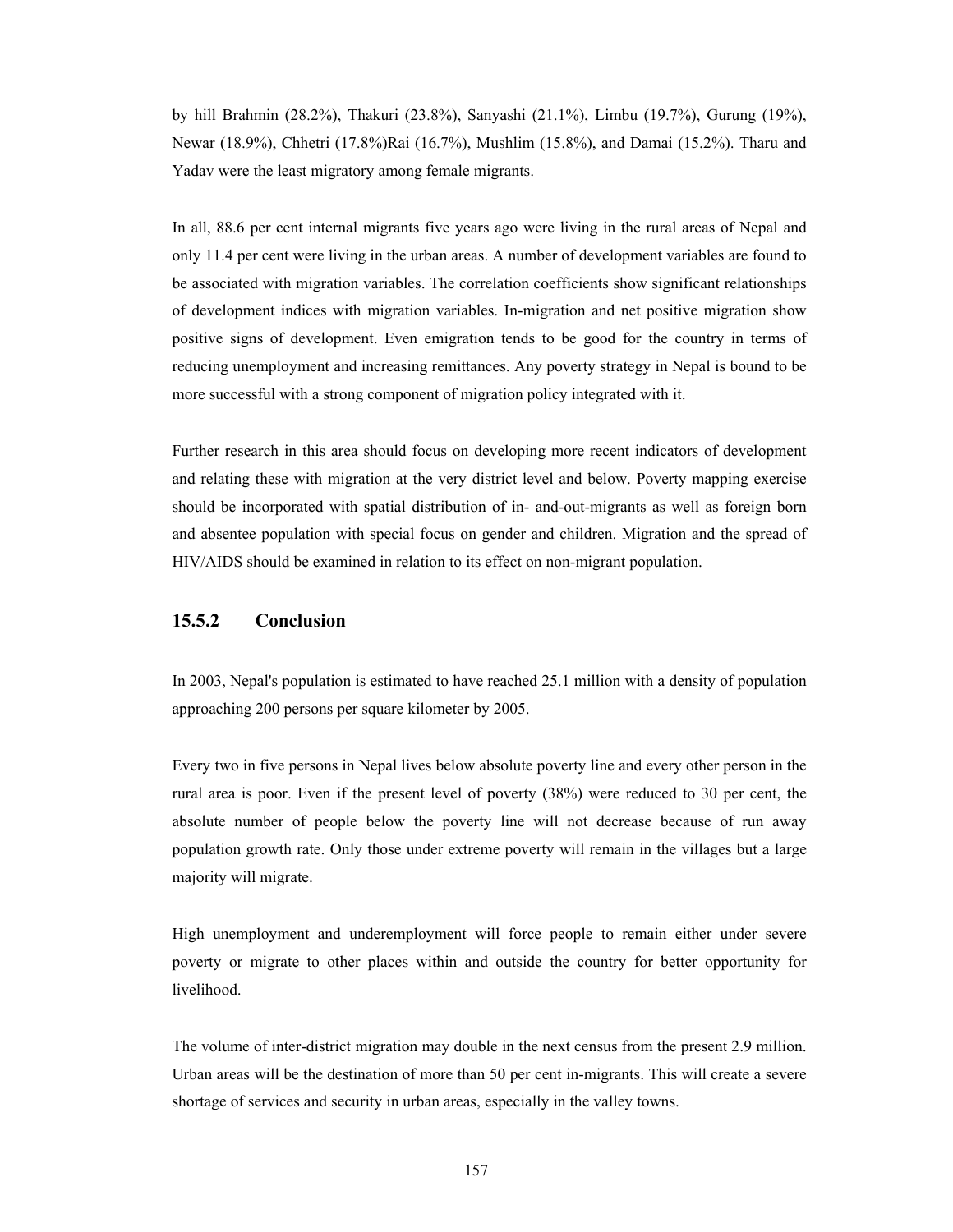by hill Brahmin (28.2%), Thakuri (23.8%), Sanyashi (21.1%), Limbu (19.7%), Gurung (19%), Newar (18.9%), Chhetri (17.8%)Rai (16.7%), Mushlim (15.8%), and Damai (15.2%). Tharu and Yadav were the least migratory among female migrants.

In all, 88.6 per cent internal migrants five years ago were living in the rural areas of Nepal and only 11.4 per cent were living in the urban areas. A number of development variables are found to be associated with migration variables. The correlation coefficients show significant relationships of development indices with migration variables. In-migration and net positive migration show positive signs of development. Even emigration tends to be good for the country in terms of reducing unemployment and increasing remittances. Any poverty strategy in Nepal is bound to be more successful with a strong component of migration policy integrated with it.

Further research in this area should focus on developing more recent indicators of development and relating these with migration at the very district level and below. Poverty mapping exercise should be incorporated with spatial distribution of in- and-out-migrants as well as foreign born and absentee population with special focus on gender and children. Migration and the spread of HIV/AIDS should be examined in relation to its effect on non-migrant population.

### 15.5.2 Conclusion

In 2003, Nepal's population is estimated to have reached 25.1 million with a density of population approaching 200 persons per square kilometer by 2005.

Every two in five persons in Nepal lives below absolute poverty line and every other person in the rural area is poor. Even if the present level of poverty (38%) were reduced to 30 per cent, the absolute number of people below the poverty line will not decrease because of run away population growth rate. Only those under extreme poverty will remain in the villages but a large majority will migrate.

High unemployment and underemployment will force people to remain either under severe poverty or migrate to other places within and outside the country for better opportunity for livelihood.

The volume of inter-district migration may double in the next census from the present 2.9 million. Urban areas will be the destination of more than 50 per cent in-migrants. This will create a severe shortage of services and security in urban areas, especially in the valley towns.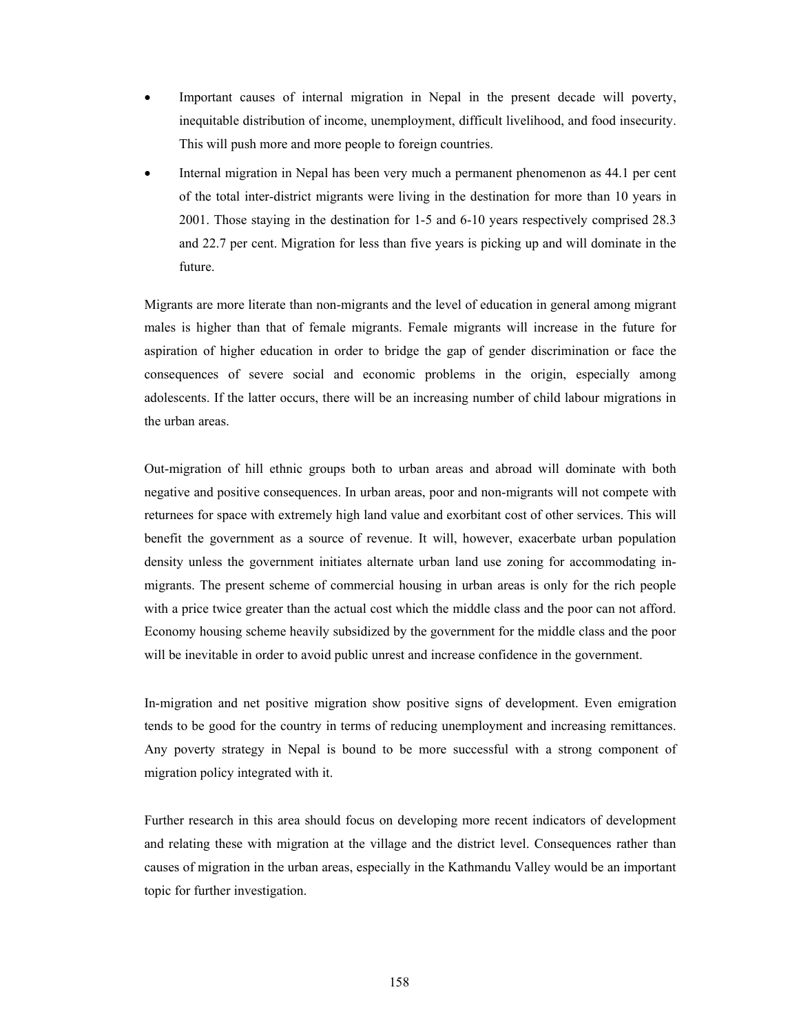- Important causes of internal migration in Nepal in the present decade will poverty, inequitable distribution of income, unemployment, difficult livelihood, and food insecurity. This will push more and more people to foreign countries.
- Internal migration in Nepal has been very much a permanent phenomenon as 44.1 per cent of the total inter-district migrants were living in the destination for more than 10 years in 2001. Those staying in the destination for 1-5 and 6-10 years respectively comprised 28.3 and 22.7 per cent. Migration for less than five years is picking up and will dominate in the future.

Migrants are more literate than non-migrants and the level of education in general among migrant males is higher than that of female migrants. Female migrants will increase in the future for aspiration of higher education in order to bridge the gap of gender discrimination or face the consequences of severe social and economic problems in the origin, especially among adolescents. If the latter occurs, there will be an increasing number of child labour migrations in the urban areas.

Out-migration of hill ethnic groups both to urban areas and abroad will dominate with both negative and positive consequences. In urban areas, poor and non-migrants will not compete with returnees for space with extremely high land value and exorbitant cost of other services. This will benefit the government as a source of revenue. It will, however, exacerbate urban population density unless the government initiates alternate urban land use zoning for accommodating in-migrants. The present scheme of commercial housing in urban areas is only for the rich people with a price twice greater than the actual cost which the middle class and the poor can not afford. Economy housing scheme heavily subsidized by the government for the middle class and the poor will be inevitable in order to avoid public unrest and increase confidence in the government.

In-migration and net positive migration show positive signs of development. Even emigration tends to be good for the country in terms of reducing unemployment and increasing remittances. Any poverty strategy in Nepal is bound to be more successful with a strong component of migration policy integrated with it.

Further research in this area should focus on developing more recent indicators of development and relating these with migration at the village and the district level. Consequences rather than causes of migration in the urban areas, especially in the Kathmandu Valley would be an important topic for further investigation.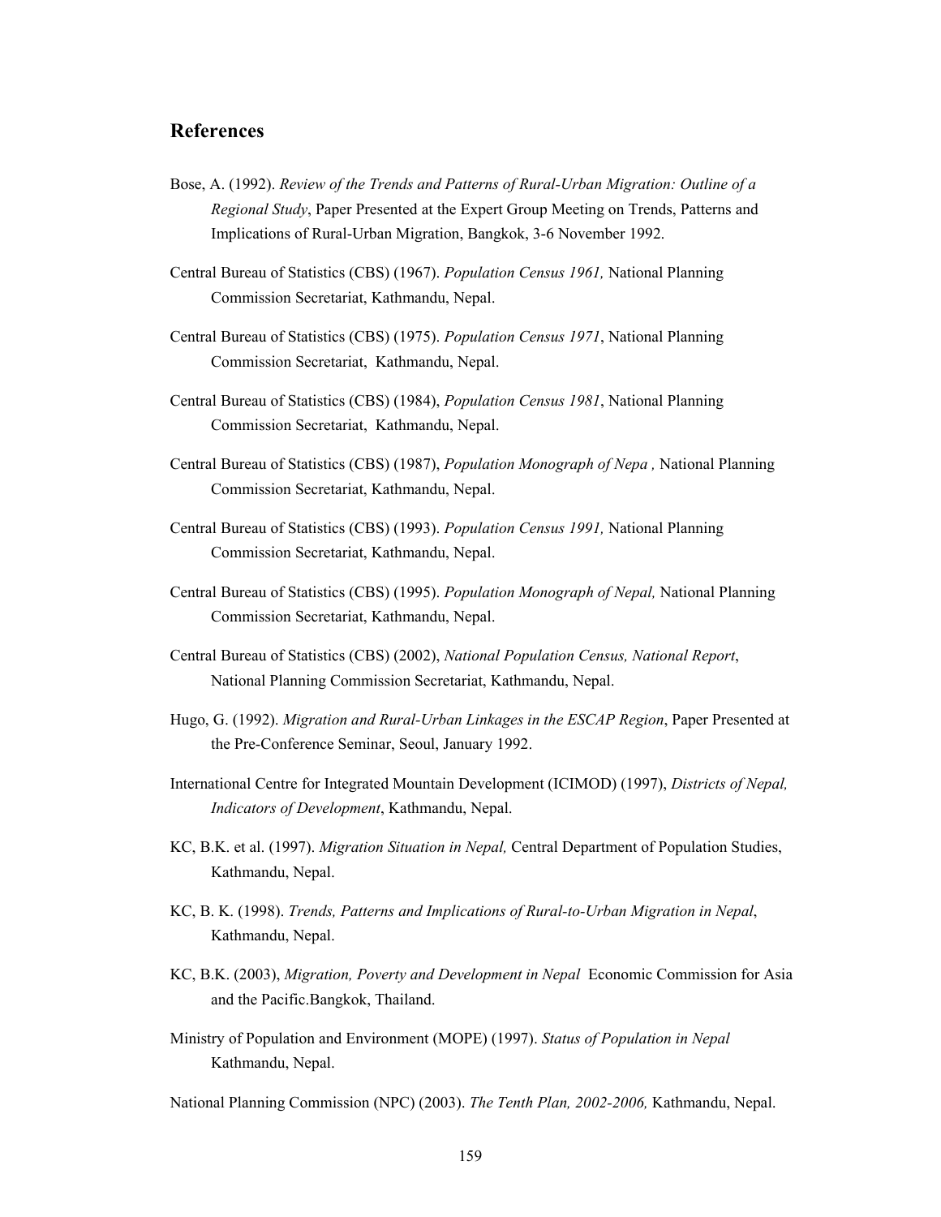## References

Bose, A. (1992). *Review of the Trends and Patterns of Rural-Urban Migration: Outline of a Regional Study*, Paper Presented at the Expert Group Meeting on Trends, Patterns and Implications of Rural-Urban Migration, Bangkok, 3-6 November 1992.

Central Bureau of Statistics (CBS) (1967). *Population Census 1961,* National Planning Commission Secretariat, Kathmandu, Nepal.

Central Bureau of Statistics (CBS) (1975). *Population Census 1971*, National Planning Commission Secretariat, Kathmandu, Nepal.

Central Bureau of Statistics (CBS) (1984), *Population Census 1981*, National Planning Commission Secretariat, Kathmandu, Nepal.

Central Bureau of Statistics (CBS) (1987), *Population Monograph of Nepa ,* National Planning Commission Secretariat, Kathmandu, Nepal.

Central Bureau of Statistics (CBS) (1993). *Population Census 1991,* National Planning Commission Secretariat, Kathmandu, Nepal.

Central Bureau of Statistics (CBS) (1995). *Population Monograph of Nepal,* National Planning Commission Secretariat, Kathmandu, Nepal.

Central Bureau of Statistics (CBS) (2002), *National Population Census, National Report*, National Planning Commission Secretariat, Kathmandu, Nepal.

Hugo, G. (1992). *Migration and Rural-Urban Linkages in the ESCAP Region*, Paper Presented at the Pre-Conference Seminar, Seoul, January 1992.

International Centre for Integrated Mountain Development (ICIMOD) (1997), *Districts of Nepal, Indicators of Development*, Kathmandu, Nepal.

KC, B.K. et al. (1997). *Migration Situation in Nepal,* Central Department of Population Studies, Kathmandu, Nepal.

KC, B. K. (1998). *Trends, Patterns and Implications of Rural-to-Urban Migration in Nepal*, Kathmandu, Nepal.

KC, B.K. (2003), *Migration, Poverty and Development in Nepal* Economic Commission for Asia and the Pacific.Bangkok, Thailand.

Ministry of Population and Environment (MOPE) (1997). *Status of Population in Nepal* Kathmandu, Nepal.

National Planning Commission (NPC) (2003). *The Tenth Plan, 2002-2006,* Kathmandu, Nepal.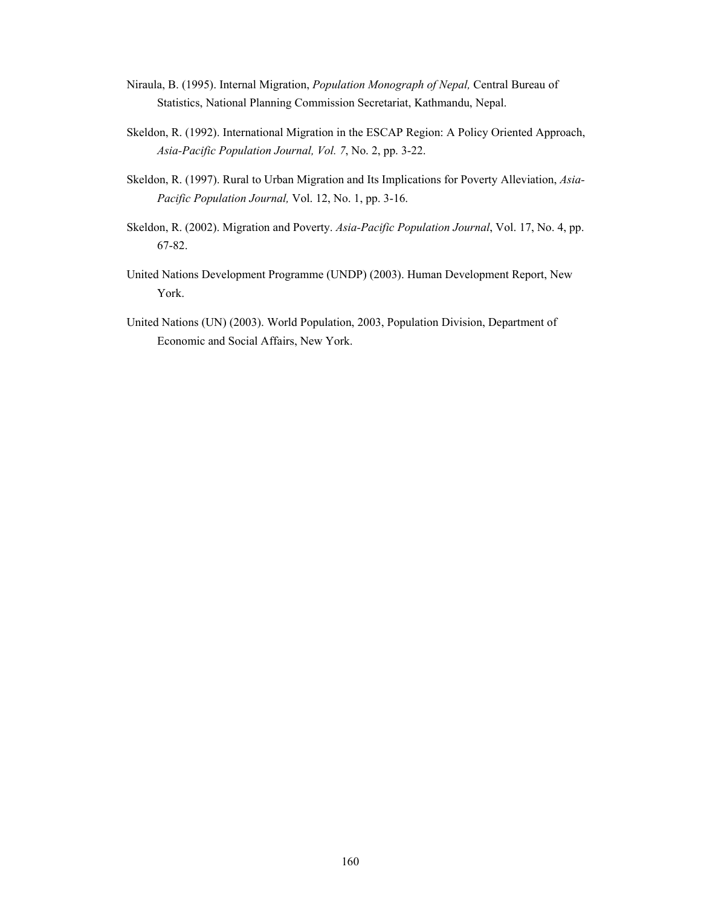Niraula, B. (1995). Internal Migration, *Population Monograph of Nepal,* Central Bureau of Statistics, National Planning Commission Secretariat, Kathmandu, Nepal.

Skeldon, R. (1992). International Migration in the ESCAP Region: A Policy Oriented Approach, *Asia-Pacific Population Journal, Vol. 7*, No. 2, pp. 3-22.

Skeldon, R. (1997). Rural to Urban Migration and Its Implications for Poverty Alleviation, *Asia-Pacific Population Journal,* Vol. 12, No. 1, pp. 3-16.

Skeldon, R. (2002). Migration and Poverty. *Asia-Pacific Population Journal*, Vol. 17, No. 4, pp. 67-82.

United Nations Development Programme (UNDP) (2003). Human Development Report, New York.

United Nations (UN) (2003). World Population, 2003, Population Division, Department of Economic and Social Affairs, New York.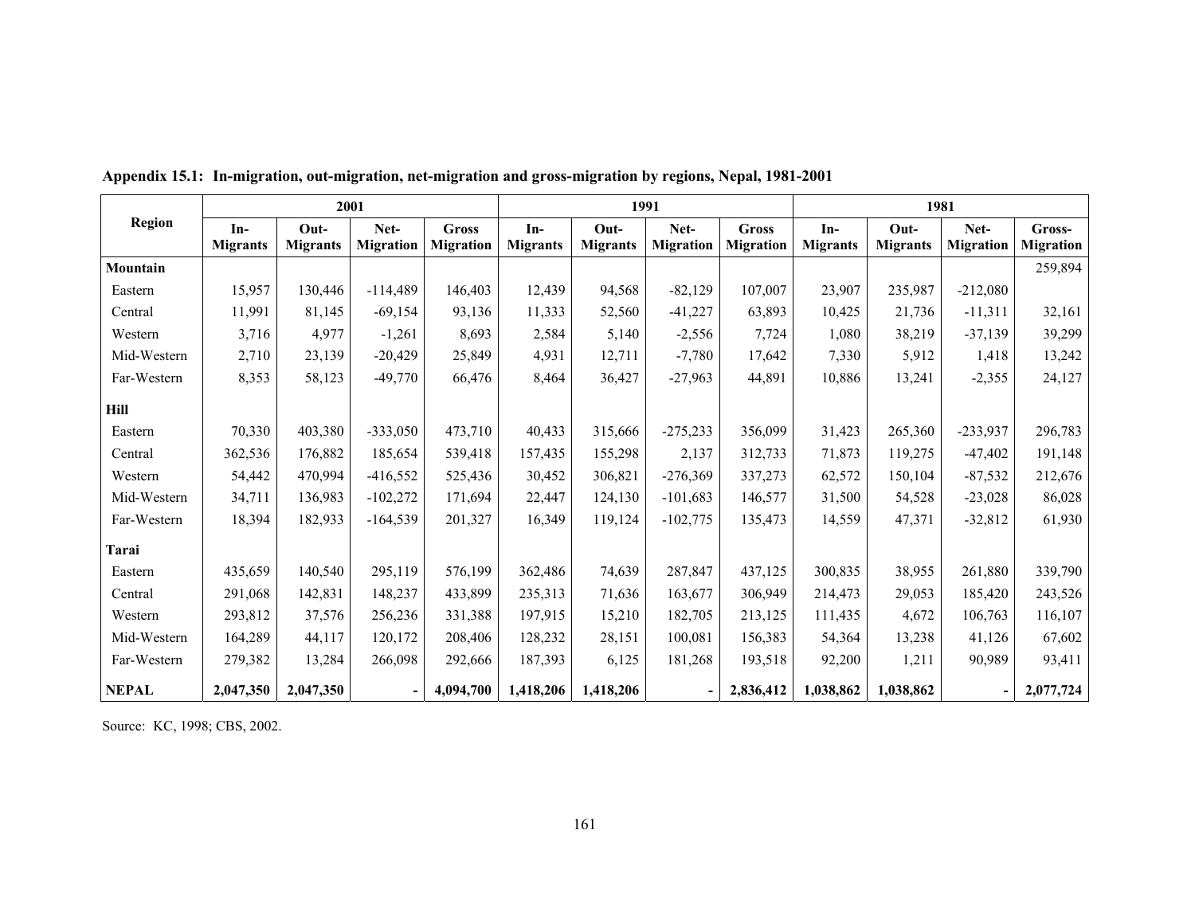**Appendix 15.1: In-migration, out-migration, net-migration and gross-migration by regions, Nepal, 1981-2001**

| Region | 2001 | | | | 1991 | | | | 1981 | | | |
|---|---|---|---|---|---|---|---|---|---|---|---|---|
| | In-Migrants | Out-Migrants | Net-Migration | Gross Migration | In-Migrants | Out-Migrants | Net-Migration | Gross Migration | In-Migrants | Out-Migrants | Net-Migration | Gross-Migration |
| **Mountain** | | | | | | | | | | | | 259,894 |
| Eastern | 15,957 | 130,446 | -114,489 | 146,403 | 12,439 | 94,568 | -82,129 | 107,007 | 23,907 | 235,987 | -212,080 | |
| Central | 11,991 | 81,145 | -69,154 | 93,136 | 11,333 | 52,560 | -41,227 | 63,893 | 10,425 | 21,736 | -11,311 | 32,161 |
| Western | 3,716 | 4,977 | -1,261 | 8,693 | 2,584 | 5,140 | -2,556 | 7,724 | 1,080 | 38,219 | -37,139 | 39,299 |
| Mid-Western | 2,710 | 23,139 | -20,429 | 25,849 | 4,931 | 12,711 | -7,780 | 17,642 | 7,330 | 5,912 | 1,418 | 13,242 |
| Far-Western | 8,353 | 58,123 | -49,770 | 66,476 | 8,464 | 36,427 | -27,963 | 44,891 | 10,886 | 13,241 | -2,355 | 24,127 |
| **Hill** | | | | | | | | | | | | |
| Eastern | 70,330 | 403,380 | -333,050 | 473,710 | 40,433 | 315,666 | -275,233 | 356,099 | 31,423 | 265,360 | -233,937 | 296,783 |
| Central | 362,536 | 176,882 | 185,654 | 539,418 | 157,435 | 155,298 | 2,137 | 312,733 | 71,873 | 119,275 | -47,402 | 191,148 |
| Western | 54,442 | 470,994 | -416,552 | 525,436 | 30,452 | 306,821 | -276,369 | 337,273 | 62,572 | 150,104 | -87,532 | 212,676 |
| Mid-Western | 34,711 | 136,983 | -102,272 | 171,694 | 22,447 | 124,130 | -101,683 | 146,577 | 31,500 | 54,528 | -23,028 | 86,028 |
| Far-Western | 18,394 | 182,933 | -164,539 | 201,327 | 16,349 | 119,124 | -102,775 | 135,473 | 14,559 | 47,371 | -32,812 | 61,930 |
| **Tarai** | | | | | | | | | | | | |
| Eastern | 435,659 | 140,540 | 295,119 | 576,199 | 362,486 | 74,639 | 287,847 | 437,125 | 300,835 | 38,955 | 261,880 | 339,790 |
| Central | 291,068 | 142,831 | 148,237 | 433,899 | 235,313 | 71,636 | 163,677 | 306,949 | 214,473 | 29,053 | 185,420 | 243,526 |
| Western | 293,812 | 37,576 | 256,236 | 331,388 | 197,915 | 15,210 | 182,705 | 213,125 | 111,435 | 4,672 | 106,763 | 116,107 |
| Mid-Western | 164,289 | 44,117 | 120,172 | 208,406 | 128,232 | 28,151 | 100,081 | 156,383 | 54,364 | 13,238 | 41,126 | 67,602 |
| Far-Western | 279,382 | 13,284 | 266,098 | 292,666 | 187,393 | 6,125 | 181,268 | 193,518 | 92,200 | 1,211 | 90,989 | 93,411 |
| **NEPAL** | **2,047,350** | **2,047,350** | **-** | **4,094,700** | **1,418,206** | **1,418,206** | **-** | **2,836,412** | **1,038,862** | **1,038,862** | **-** | **2,077,724** |

Source: KC, 1998; CBS, 2002.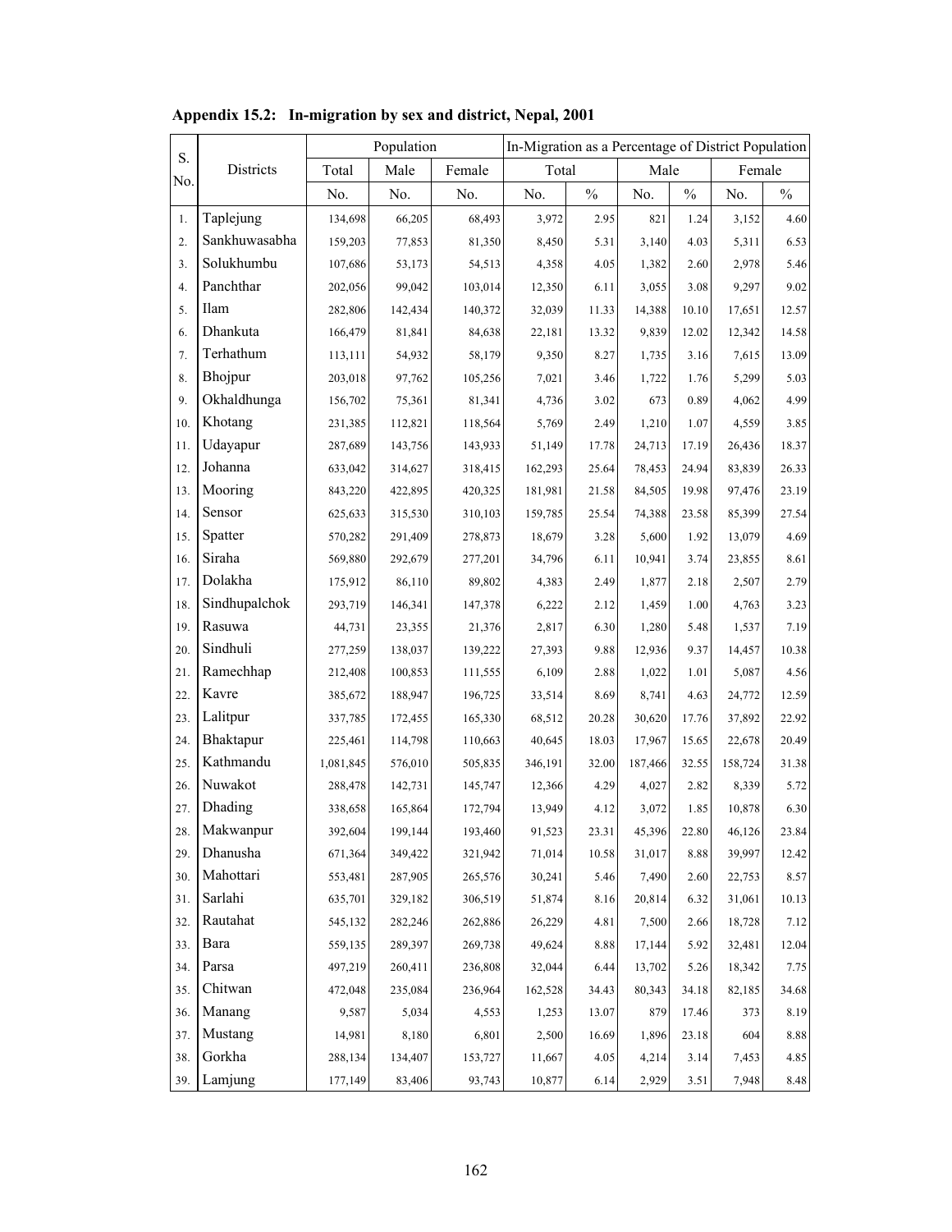**Appendix 15.2: In-migration by sex and district, Nepal, 2001**

| S. No. | Districts | Population | | | In-Migration as a Percentage of District Population | | | | | |
|---|---|---|---|---|---|---|---|---|---|---|
| | | Total | Male | Female | Total | | Male | | Female | |
| | | No. | No. | No. | No. | % | No. | % | No. | % |
| 1. | Taplejung | 134,698 | 66,205 | 68,493 | 3,972 | 2.95 | 821 | 1.24 | 3,152 | 4.60 |
| 2. | Sankhuwasabha | 159,203 | 77,853 | 81,350 | 8,450 | 5.31 | 3,140 | 4.03 | 5,311 | 6.53 |
| 3. | Solukhumbu | 107,686 | 53,173 | 54,513 | 4,358 | 4.05 | 1,382 | 2.60 | 2,978 | 5.46 |
| 4. | Panchthar | 202,056 | 99,042 | 103,014 | 12,350 | 6.11 | 3,055 | 3.08 | 9,297 | 9.02 |
| 5. | Ilam | 282,806 | 142,434 | 140,372 | 32,039 | 11.33 | 14,388 | 10.10 | 17,651 | 12.57 |
| 6. | Dhankuta | 166,479 | 81,841 | 84,638 | 22,181 | 13.32 | 9,839 | 12.02 | 12,342 | 14.58 |
| 7. | Terhathum | 113,111 | 54,932 | 58,179 | 9,350 | 8.27 | 1,735 | 3.16 | 7,615 | 13.09 |
| 8. | Bhojpur | 203,018 | 97,762 | 105,256 | 7,021 | 3.46 | 1,722 | 1.76 | 5,299 | 5.03 |
| 9. | Okhaldhunga | 156,702 | 75,361 | 81,341 | 4,736 | 3.02 | 673 | 0.89 | 4,062 | 4.99 |
| 10. | Khotang | 231,385 | 112,821 | 118,564 | 5,769 | 2.49 | 1,210 | 1.07 | 4,559 | 3.85 |
| 11. | Udayapur | 287,689 | 143,756 | 143,933 | 51,149 | 17.78 | 24,713 | 17.19 | 26,436 | 18.37 |
| 12. | Johanna | 633,042 | 314,627 | 318,415 | 162,293 | 25.64 | 78,453 | 24.94 | 83,839 | 26.33 |
| 13. | Mooring | 843,220 | 422,895 | 420,325 | 181,981 | 21.58 | 84,505 | 19.98 | 97,476 | 23.19 |
| 14. | Sensor | 625,633 | 315,530 | 310,103 | 159,785 | 25.54 | 74,388 | 23.58 | 85,399 | 27.54 |
| 15. | Spatter | 570,282 | 291,409 | 278,873 | 18,679 | 3.28 | 5,600 | 1.92 | 13,079 | 4.69 |
| 16. | Siraha | 569,880 | 292,679 | 277,201 | 34,796 | 6.11 | 10,941 | 3.74 | 23,855 | 8.61 |
| 17. | Dolakha | 175,912 | 86,110 | 89,802 | 4,383 | 2.49 | 1,877 | 2.18 | 2,507 | 2.79 |
| 18. | Sindhupalchok | 293,719 | 146,341 | 147,378 | 6,222 | 2.12 | 1,459 | 1.00 | 4,763 | 3.23 |
| 19. | Rasuwa | 44,731 | 23,355 | 21,376 | 2,817 | 6.30 | 1,280 | 5.48 | 1,537 | 7.19 |
| 20. | Sindhuli | 277,259 | 138,037 | 139,222 | 27,393 | 9.88 | 12,936 | 9.37 | 14,457 | 10.38 |
| 21. | Ramechhap | 212,408 | 100,853 | 111,555 | 6,109 | 2.88 | 1,022 | 1.01 | 5,087 | 4.56 |
| 22. | Kavre | 385,672 | 188,947 | 196,725 | 33,514 | 8.69 | 8,741 | 4.63 | 24,772 | 12.59 |
| 23. | Lalitpur | 337,785 | 172,455 | 165,330 | 68,512 | 20.28 | 30,620 | 17.76 | 37,892 | 22.92 |
| 24. | Bhaktapur | 225,461 | 114,798 | 110,663 | 40,645 | 18.03 | 17,967 | 15.65 | 22,678 | 20.49 |
| 25. | Kathmandu | 1,081,845 | 576,010 | 505,835 | 346,191 | 32.00 | 187,466 | 32.55 | 158,724 | 31.38 |
| 26. | Nuwakot | 288,478 | 142,731 | 145,747 | 12,366 | 4.29 | 4,027 | 2.82 | 8,339 | 5.72 |
| 27. | Dhading | 338,658 | 165,864 | 172,794 | 13,949 | 4.12 | 3,072 | 1.85 | 10,878 | 6.30 |
| 28. | Makwanpur | 392,604 | 199,144 | 193,460 | 91,523 | 23.31 | 45,396 | 22.80 | 46,126 | 23.84 |
| 29. | Dhanusha | 671,364 | 349,422 | 321,942 | 71,014 | 10.58 | 31,017 | 8.88 | 39,997 | 12.42 |
| 30. | Mahottari | 553,481 | 287,905 | 265,576 | 30,241 | 5.46 | 7,490 | 2.60 | 22,753 | 8.57 |
| 31. | Sarlahi | 635,701 | 329,182 | 306,519 | 51,874 | 8.16 | 20,814 | 6.32 | 31,061 | 10.13 |
| 32. | Rautahat | 545,132 | 282,246 | 262,886 | 26,229 | 4.81 | 7,500 | 2.66 | 18,728 | 7.12 |
| 33. | Bara | 559,135 | 289,397 | 269,738 | 49,624 | 8.88 | 17,144 | 5.92 | 32,481 | 12.04 |
| 34. | Parsa | 497,219 | 260,411 | 236,808 | 32,044 | 6.44 | 13,702 | 5.26 | 18,342 | 7.75 |
| 35. | Chitwan | 472,048 | 235,084 | 236,964 | 162,528 | 34.43 | 80,343 | 34.18 | 82,185 | 34.68 |
| 36. | Manang | 9,587 | 5,034 | 4,553 | 1,253 | 13.07 | 879 | 17.46 | 373 | 8.19 |
| 37. | Mustang | 14,981 | 8,180 | 6,801 | 2,500 | 16.69 | 1,896 | 23.18 | 604 | 8.88 |
| 38. | Gorkha | 288,134 | 134,407 | 153,727 | 11,667 | 4.05 | 4,214 | 3.14 | 7,453 | 4.85 |
| 39. | Lamjung | 177,149 | 83,406 | 93,743 | 10,877 | 6.14 | 2,929 | 3.51 | 7,948 | 8.48 |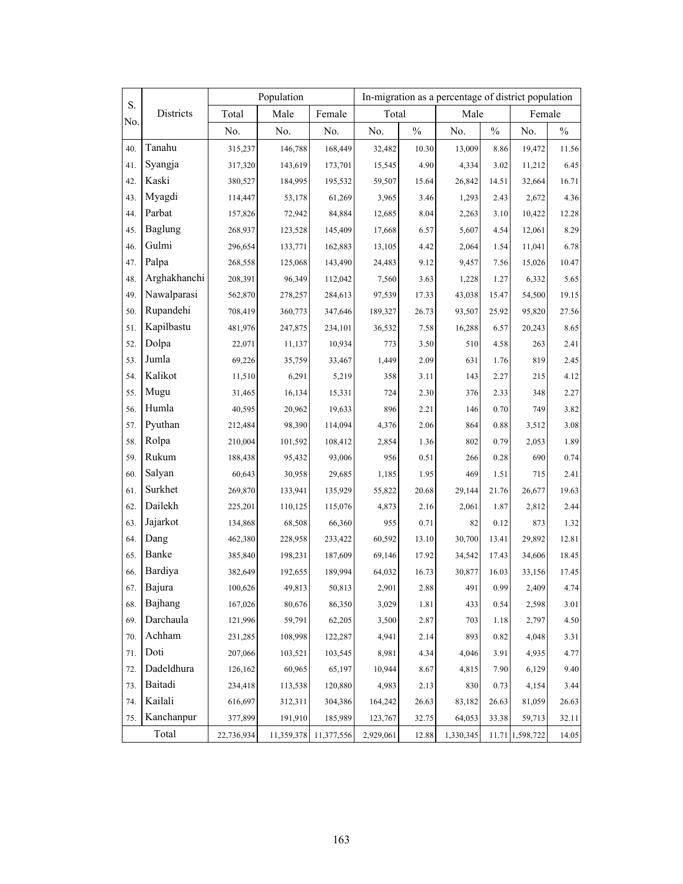| S. No. | Districts | Population | | | In-migration as a percentage of district population | | | | | |
|---|---|---|---|---|---|---|---|---|---|---|
| | | Total | Male | Female | Total | | Male | | Female | |
| | | No. | No. | No. | No. | % | No. | % | No. | % |
| 40. | Tanahu | 315,237 | 146,788 | 168,449 | 32,482 | 10.30 | 13,009 | 8.86 | 19,472 | 11.56 |
| 41. | Syangja | 317,320 | 143,619 | 173,701 | 15,545 | 4.90 | 4,334 | 3.02 | 11,212 | 6.45 |
| 42. | Kaski | 380,527 | 184,995 | 195,532 | 59,507 | 15.64 | 26,842 | 14.51 | 32,664 | 16.71 |
| 43. | Myagdi | 114,447 | 53,178 | 61,269 | 3,965 | 3.46 | 1,293 | 2.43 | 2,672 | 4.36 |
| 44. | Parbat | 157,826 | 72,942 | 84,884 | 12,685 | 8.04 | 2,263 | 3.10 | 10,422 | 12.28 |
| 45. | Baglung | 268,937 | 123,528 | 145,409 | 17,668 | 6.57 | 5,607 | 4.54 | 12,061 | 8.29 |
| 46. | Gulmi | 296,654 | 133,771 | 162,883 | 13,105 | 4.42 | 2,064 | 1.54 | 11,041 | 6.78 |
| 47. | Palpa | 268,558 | 125,068 | 143,490 | 24,483 | 9.12 | 9,457 | 7.56 | 15,026 | 10.47 |
| 48. | Arghakhanchi | 208,391 | 96,349 | 112,042 | 7,560 | 3.63 | 1,228 | 1.27 | 6,332 | 5.65 |
| 49. | Nawalparasi | 562,870 | 278,257 | 284,613 | 97,539 | 17.33 | 43,038 | 15.47 | 54,500 | 19.15 |
| 50. | Rupandehi | 708,419 | 360,773 | 347,646 | 189,327 | 26.73 | 93,507 | 25.92 | 95,820 | 27.56 |
| 51. | Kapilbastu | 481,976 | 247,875 | 234,101 | 36,532 | 7.58 | 16,288 | 6.57 | 20,243 | 8.65 |
| 52. | Dolpa | 22,071 | 11,137 | 10,934 | 773 | 3.50 | 510 | 4.58 | 263 | 2.41 |
| 53. | Jumla | 69,226 | 35,759 | 33,467 | 1,449 | 2.09 | 631 | 1.76 | 819 | 2.45 |
| 54. | Kalikot | 11,510 | 6,291 | 5,219 | 358 | 3.11 | 143 | 2.27 | 215 | 4.12 |
| 55. | Mugu | 31,465 | 16,134 | 15,331 | 724 | 2.30 | 376 | 2.33 | 348 | 2.27 |
| 56. | Humla | 40,595 | 20,962 | 19,633 | 896 | 2.21 | 146 | 0.70 | 749 | 3.82 |
| 57. | Pyuthan | 212,484 | 98,390 | 114,094 | 4,376 | 2.06 | 864 | 0.88 | 3,512 | 3.08 |
| 58. | Rolpa | 210,004 | 101,592 | 108,412 | 2,854 | 1.36 | 802 | 0.79 | 2,053 | 1.89 |
| 59. | Rukum | 188,438 | 95,432 | 93,006 | 956 | 0.51 | 266 | 0.28 | 690 | 0.74 |
| 60. | Salyan | 60,643 | 30,958 | 29,685 | 1,185 | 1.95 | 469 | 1.51 | 715 | 2.41 |
| 61. | Surkhet | 269,870 | 133,941 | 135,929 | 55,822 | 20.68 | 29,144 | 21.76 | 26,677 | 19.63 |
| 62. | Dailekh | 225,201 | 110,125 | 115,076 | 4,873 | 2.16 | 2,061 | 1.87 | 2,812 | 2.44 |
| 63. | Jajarkot | 134,868 | 68,508 | 66,360 | 955 | 0.71 | 82 | 0.12 | 873 | 1.32 |
| 64. | Dang | 462,380 | 228,958 | 233,422 | 60,592 | 13.10 | 30,700 | 13.41 | 29,892 | 12.81 |
| 65. | Banke | 385,840 | 198,231 | 187,609 | 69,146 | 17.92 | 34,542 | 17.43 | 34,606 | 18.45 |
| 66. | Bardiya | 382,649 | 192,655 | 189,994 | 64,032 | 16.73 | 30,877 | 16.03 | 33,156 | 17.45 |
| 67. | Bajura | 100,626 | 49,813 | 50,813 | 2,901 | 2.88 | 491 | 0.99 | 2,409 | 4.74 |
| 68. | Bajhang | 167,026 | 80,676 | 86,350 | 3,029 | 1.81 | 433 | 0.54 | 2,598 | 3.01 |
| 69. | Darchaula | 121,996 | 59,791 | 62,205 | 3,500 | 2.87 | 703 | 1.18 | 2,797 | 4.50 |
| 70. | Achham | 231,285 | 108,998 | 122,287 | 4,941 | 2.14 | 893 | 0.82 | 4,048 | 3.31 |
| 71. | Doti | 207,066 | 103,521 | 103,545 | 8,981 | 4.34 | 4,046 | 3.91 | 4,935 | 4.77 |
| 72. | Dadeldhura | 126,162 | 60,965 | 65,197 | 10,944 | 8.67 | 4,815 | 7.90 | 6,129 | 9.40 |
| 73. | Baitadi | 234,418 | 113,538 | 120,880 | 4,983 | 2.13 | 830 | 0.73 | 4,154 | 3.44 |
| 74. | Kailali | 616,697 | 312,311 | 304,386 | 164,242 | 26.63 | 83,182 | 26.63 | 81,059 | 26.63 |
| 75. | Kanchanpur | 377,899 | 191,910 | 185,989 | 123,767 | 32.75 | 64,053 | 33.38 | 59,713 | 32.11 |
| | Total | 22,736,934 | 11,359,378 | 11,377,556 | 2,929,061 | 12.88 | 1,330,345 | 11.71 | 1,598,722 | 14.05 |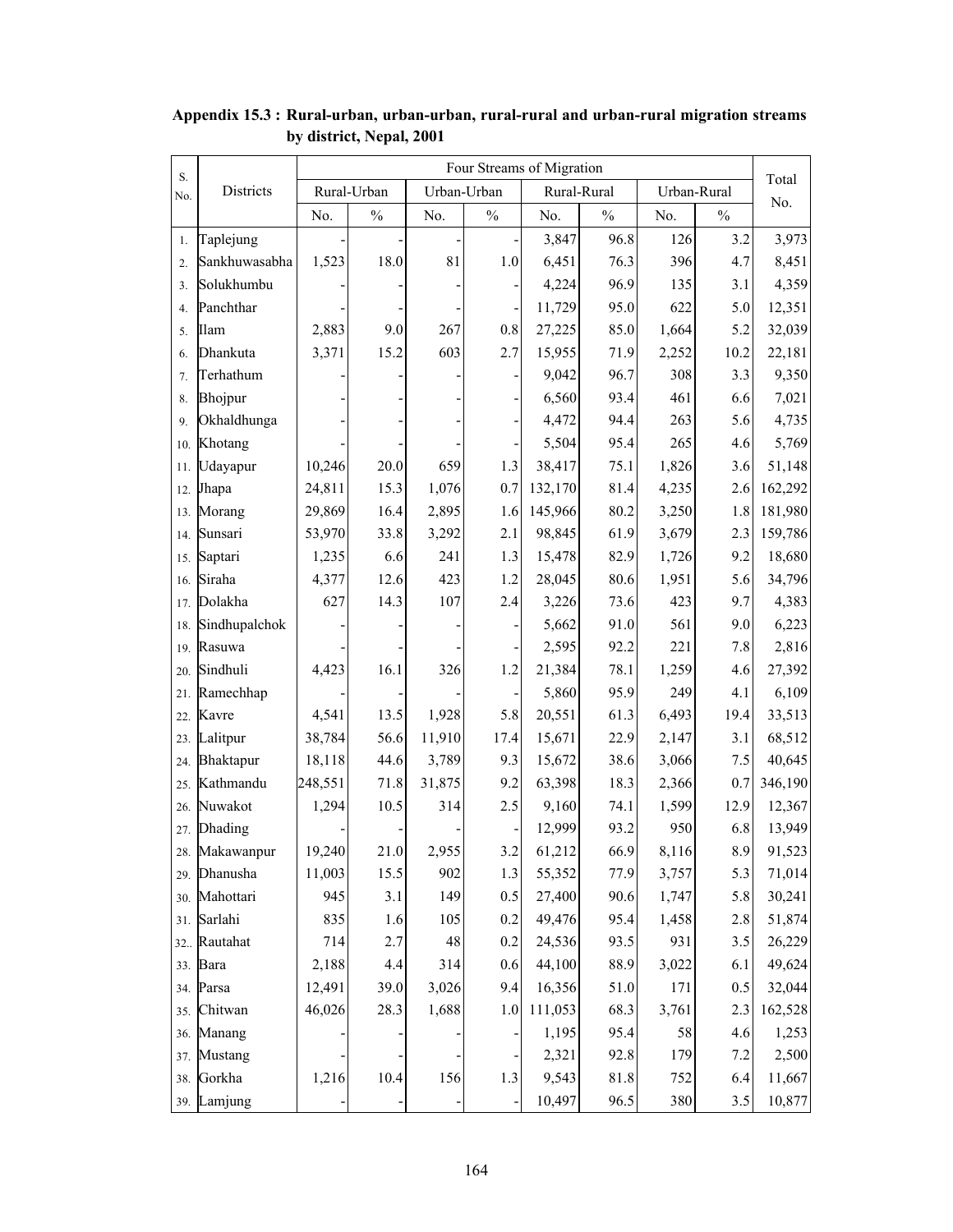**Appendix 15.3 : Rural-urban, urban-urban, rural-rural and urban-rural migration streams by district, Nepal, 2001**

| S. No. | Districts | Four Streams of Migration | | | | | | | | Total No. |
|---|---|---|---|---|---|---|---|---|---|---|
| | | Rural-Urban | | Urban-Urban | | Rural-Rural | | Urban-Rural | | |
| | | No. | % | No. | % | No. | % | No. | % | |
| 1. | Taplejung | - | - | - | - | 3,847 | 96.8 | 126 | 3.2 | 3,973 |
| 2. | Sankhuwasabha | 1,523 | 18.0 | 81 | 1.0 | 6,451 | 76.3 | 396 | 4.7 | 8,451 |
| 3. | Solukhumbu | - | - | - | - | 4,224 | 96.9 | 135 | 3.1 | 4,359 |
| 4. | Panchthar | - | - | - | - | 11,729 | 95.0 | 622 | 5.0 | 12,351 |
| 5. | Ilam | 2,883 | 9.0 | 267 | 0.8 | 27,225 | 85.0 | 1,664 | 5.2 | 32,039 |
| 6. | Dhankuta | 3,371 | 15.2 | 603 | 2.7 | 15,955 | 71.9 | 2,252 | 10.2 | 22,181 |
| 7. | Terhathum | - | - | - | - | 9,042 | 96.7 | 308 | 3.3 | 9,350 |
| 8. | Bhojpur | - | - | - | - | 6,560 | 93.4 | 461 | 6.6 | 7,021 |
| 9. | Okhaldhunga | - | - | - | - | 4,472 | 94.4 | 263 | 5.6 | 4,735 |
| 10. | Khotang | - | - | - | - | 5,504 | 95.4 | 265 | 4.6 | 5,769 |
| 11. | Udayapur | 10,246 | 20.0 | 659 | 1.3 | 38,417 | 75.1 | 1,826 | 3.6 | 51,148 |
| 12. | Jhapa | 24,811 | 15.3 | 1,076 | 0.7 | 132,170 | 81.4 | 4,235 | 2.6 | 162,292 |
| 13. | Morang | 29,869 | 16.4 | 2,895 | 1.6 | 145,966 | 80.2 | 3,250 | 1.8 | 181,980 |
| 14. | Sunsari | 53,970 | 33.8 | 3,292 | 2.1 | 98,845 | 61.9 | 3,679 | 2.3 | 159,786 |
| 15. | Saptari | 1,235 | 6.6 | 241 | 1.3 | 15,478 | 82.9 | 1,726 | 9.2 | 18,680 |
| 16. | Siraha | 4,377 | 12.6 | 423 | 1.2 | 28,045 | 80.6 | 1,951 | 5.6 | 34,796 |
| 17. | Dolakha | 627 | 14.3 | 107 | 2.4 | 3,226 | 73.6 | 423 | 9.7 | 4,383 |
| 18. | Sindhupalchok | - | - | - | - | 5,662 | 91.0 | 561 | 9.0 | 6,223 |
| 19. | Rasuwa | - | - | - | - | 2,595 | 92.2 | 221 | 7.8 | 2,816 |
| 20. | Sindhuli | 4,423 | 16.1 | 326 | 1.2 | 21,384 | 78.1 | 1,259 | 4.6 | 27,392 |
| 21. | Ramechhap | - | - | - | - | 5,860 | 95.9 | 249 | 4.1 | 6,109 |
| 22. | Kavre | 4,541 | 13.5 | 1,928 | 5.8 | 20,551 | 61.3 | 6,493 | 19.4 | 33,513 |
| 23. | Lalitpur | 38,784 | 56.6 | 11,910 | 17.4 | 15,671 | 22.9 | 2,147 | 3.1 | 68,512 |
| 24. | Bhaktapur | 18,118 | 44.6 | 3,789 | 9.3 | 15,672 | 38.6 | 3,066 | 7.5 | 40,645 |
| 25. | Kathmandu | 248,551 | 71.8 | 31,875 | 9.2 | 63,398 | 18.3 | 2,366 | 0.7 | 346,190 |
| 26. | Nuwakot | 1,294 | 10.5 | 314 | 2.5 | 9,160 | 74.1 | 1,599 | 12.9 | 12,367 |
| 27. | Dhading | - | - | - | - | 12,999 | 93.2 | 950 | 6.8 | 13,949 |
| 28. | Makawanpur | 19,240 | 21.0 | 2,955 | 3.2 | 61,212 | 66.9 | 8,116 | 8.9 | 91,523 |
| 29. | Dhanusha | 11,003 | 15.5 | 902 | 1.3 | 55,352 | 77.9 | 3,757 | 5.3 | 71,014 |
| 30. | Mahottari | 945 | 3.1 | 149 | 0.5 | 27,400 | 90.6 | 1,747 | 5.8 | 30,241 |
| 31. | Sarlahi | 835 | 1.6 | 105 | 0.2 | 49,476 | 95.4 | 1,458 | 2.8 | 51,874 |
| 32.. | Rautahat | 714 | 2.7 | 48 | 0.2 | 24,536 | 93.5 | 931 | 3.5 | 26,229 |
| 33. | Bara | 2,188 | 4.4 | 314 | 0.6 | 44,100 | 88.9 | 3,022 | 6.1 | 49,624 |
| 34. | Parsa | 12,491 | 39.0 | 3,026 | 9.4 | 16,356 | 51.0 | 171 | 0.5 | 32,044 |
| 35. | Chitwan | 46,026 | 28.3 | 1,688 | 1.0 | 111,053 | 68.3 | 3,761 | 2.3 | 162,528 |
| 36. | Manang | - | - | - | - | 1,195 | 95.4 | 58 | 4.6 | 1,253 |
| 37. | Mustang | - | - | - | - | 2,321 | 92.8 | 179 | 7.2 | 2,500 |
| 38. | Gorkha | 1,216 | 10.4 | 156 | 1.3 | 9,543 | 81.8 | 752 | 6.4 | 11,667 |
| 39. | Lamjung | - | - | - | - | 10,497 | 96.5 | 380 | 3.5 | 10,877 |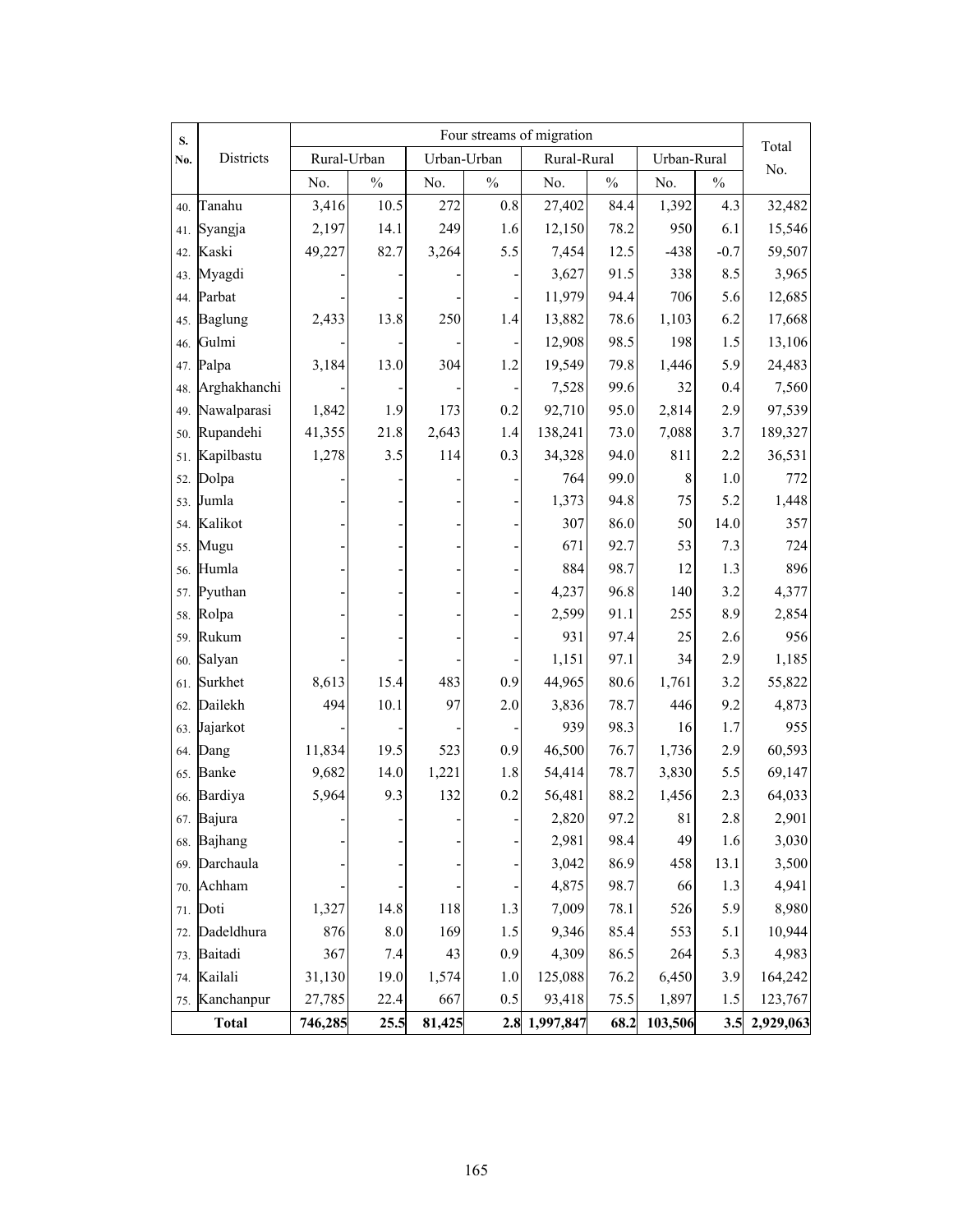| S. No. | Districts | Four streams of migration | | | | | | | | Total No. |
|---|---|---|---|---|---|---|---|---|---|---|
| | | Rural-Urban | | Urban-Urban | | Rural-Rural | | Urban-Rural | | |
| | | No. | % | No. | % | No. | % | No. | % | |
| 40. | Tanahu | 3,416 | 10.5 | 272 | 0.8 | 27,402 | 84.4 | 1,392 | 4.3 | 32,482 |
| 41. | Syangja | 2,197 | 14.1 | 249 | 1.6 | 12,150 | 78.2 | 950 | 6.1 | 15,546 |
| 42. | Kaski | 49,227 | 82.7 | 3,264 | 5.5 | 7,454 | 12.5 | -438 | -0.7 | 59,507 |
| 43. | Myagdi | - | - | - | - | 3,627 | 91.5 | 338 | 8.5 | 3,965 |
| 44. | Parbat | - | - | - | - | 11,979 | 94.4 | 706 | 5.6 | 12,685 |
| 45. | Baglung | 2,433 | 13.8 | 250 | 1.4 | 13,882 | 78.6 | 1,103 | 6.2 | 17,668 |
| 46. | Gulmi | - | - | - | - | 12,908 | 98.5 | 198 | 1.5 | 13,106 |
| 47. | Palpa | 3,184 | 13.0 | 304 | 1.2 | 19,549 | 79.8 | 1,446 | 5.9 | 24,483 |
| 48. | Arghakhanchi | - | - | - | - | 7,528 | 99.6 | 32 | 0.4 | 7,560 |
| 49. | Nawalparasi | 1,842 | 1.9 | 173 | 0.2 | 92,710 | 95.0 | 2,814 | 2.9 | 97,539 |
| 50. | Rupandehi | 41,355 | 21.8 | 2,643 | 1.4 | 138,241 | 73.0 | 7,088 | 3.7 | 189,327 |
| 51. | Kapilbastu | 1,278 | 3.5 | 114 | 0.3 | 34,328 | 94.0 | 811 | 2.2 | 36,531 |
| 52. | Dolpa | - | - | - | - | 764 | 99.0 | 8 | 1.0 | 772 |
| 53. | Jumla | - | - | - | - | 1,373 | 94.8 | 75 | 5.2 | 1,448 |
| 54. | Kalikot | - | - | - | - | 307 | 86.0 | 50 | 14.0 | 357 |
| 55. | Mugu | - | - | - | - | 671 | 92.7 | 53 | 7.3 | 724 |
| 56. | Humla | - | - | - | - | 884 | 98.7 | 12 | 1.3 | 896 |
| 57. | Pyuthan | - | - | - | - | 4,237 | 96.8 | 140 | 3.2 | 4,377 |
| 58. | Rolpa | - | - | - | - | 2,599 | 91.1 | 255 | 8.9 | 2,854 |
| 59. | Rukum | - | - | - | - | 931 | 97.4 | 25 | 2.6 | 956 |
| 60. | Salyan | - | - | - | - | 1,151 | 97.1 | 34 | 2.9 | 1,185 |
| 61. | Surkhet | 8,613 | 15.4 | 483 | 0.9 | 44,965 | 80.6 | 1,761 | 3.2 | 55,822 |
| 62. | Dailekh | 494 | 10.1 | 97 | 2.0 | 3,836 | 78.7 | 446 | 9.2 | 4,873 |
| 63. | Jajarkot | - | - | - | - | 939 | 98.3 | 16 | 1.7 | 955 |
| 64. | Dang | 11,834 | 19.5 | 523 | 0.9 | 46,500 | 76.7 | 1,736 | 2.9 | 60,593 |
| 65. | Banke | 9,682 | 14.0 | 1,221 | 1.8 | 54,414 | 78.7 | 3,830 | 5.5 | 69,147 |
| 66. | Bardiya | 5,964 | 9.3 | 132 | 0.2 | 56,481 | 88.2 | 1,456 | 2.3 | 64,033 |
| 67. | Bajura | - | - | - | - | 2,820 | 97.2 | 81 | 2.8 | 2,901 |
| 68. | Bajhang | - | - | - | - | 2,981 | 98.4 | 49 | 1.6 | 3,030 |
| 69. | Darchaula | - | - | - | - | 3,042 | 86.9 | 458 | 13.1 | 3,500 |
| 70. | Achham | - | - | - | - | 4,875 | 98.7 | 66 | 1.3 | 4,941 |
| 71. | Doti | 1,327 | 14.8 | 118 | 1.3 | 7,009 | 78.1 | 526 | 5.9 | 8,980 |
| 72. | Dadeldhura | 876 | 8.0 | 169 | 1.5 | 9,346 | 85.4 | 553 | 5.1 | 10,944 |
| 73. | Baitadi | 367 | 7.4 | 43 | 0.9 | 4,309 | 86.5 | 264 | 5.3 | 4,983 |
| 74. | Kailali | 31,130 | 19.0 | 1,574 | 1.0 | 125,088 | 76.2 | 6,450 | 3.9 | 164,242 |
| 75. | Kanchanpur | 27,785 | 22.4 | 667 | 0.5 | 93,418 | 75.5 | 1,897 | 1.5 | 123,767 |
| | **Total** | **746,285** | **25.5** | **81,425** | **2.8** | **1,997,847** | **68.2** | **103,506** | **3.5** | **2,929,063** |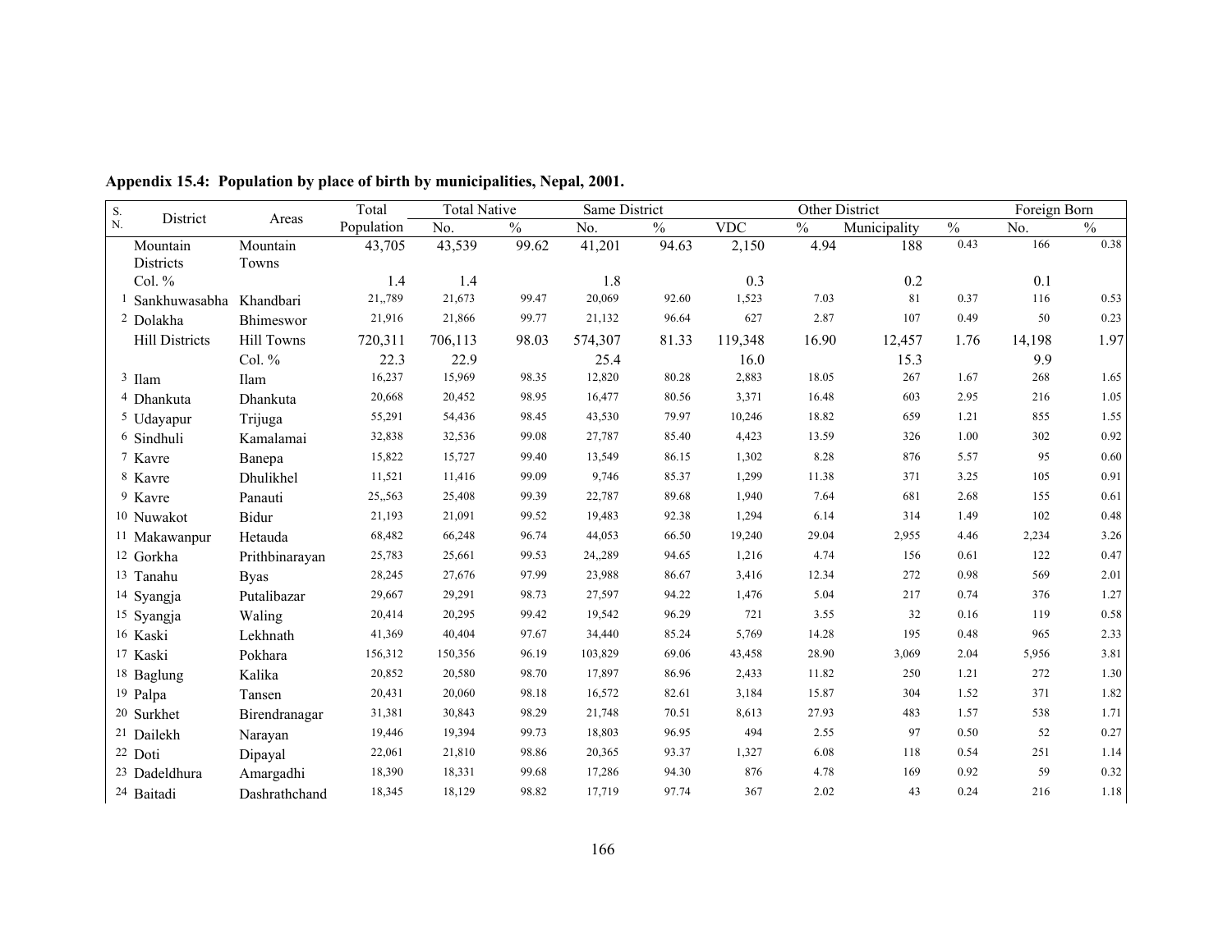**Appendix 15.4: Population by place of birth by municipalities, Nepal, 2001.**

| S. N. | District | Areas | Total Population | Total Native | | Same District | | Other District | | | | Foreign Born | |
|---|---|---|---|---|---|---|---|---|---|---|---|---|---|
| | | | | No. | % | No. | % | VDC | % | Municipality | % | No. | % |
| | Mountain Districts | Mountain Towns | 43,705 | 43,539 | 99.62 | 41,201 | 94.63 | 2,150 | 4.94 | 188 | 0.43 | 166 | 0.38 |
| | Col. % | | 1.4 | 1.4 | | 1.8 | | 0.3 | | 0.2 | | 0.1 | |
| 1 | Sankhuwasabha | Khandbari | 21,,789 | 21,673 | 99.47 | 20,069 | 92.60 | 1,523 | 7.03 | 81 | 0.37 | 116 | 0.53 |
| 2 | Dolakha | Bhimeswor | 21,916 | 21,866 | 99.77 | 21,132 | 96.64 | 627 | 2.87 | 107 | 0.49 | 50 | 0.23 |
| | Hill Districts | Hill Towns | 720,311 | 706,113 | 98.03 | 574,307 | 81.33 | 119,348 | 16.90 | 12,457 | 1.76 | 14,198 | 1.97 |
| | | Col. % | 22.3 | 22.9 | | 25.4 | | 16.0 | | 15.3 | | 9.9 | |
| 3 | Ilam | Ilam | 16,237 | 15,969 | 98.35 | 12,820 | 80.28 | 2,883 | 18.05 | 267 | 1.67 | 268 | 1.65 |
| 4 | Dhankuta | Dhankuta | 20,668 | 20,452 | 98.95 | 16,477 | 80.56 | 3,371 | 16.48 | 603 | 2.95 | 216 | 1.05 |
| 5 | Udayapur | Trijuga | 55,291 | 54,436 | 98.45 | 43,530 | 79.97 | 10,246 | 18.82 | 659 | 1.21 | 855 | 1.55 |
| 6 | Sindhuli | Kamalamai | 32,838 | 32,536 | 99.08 | 27,787 | 85.40 | 4,423 | 13.59 | 326 | 1.00 | 302 | 0.92 |
| 7 | Kavre | Banepa | 15,822 | 15,727 | 99.40 | 13,549 | 86.15 | 1,302 | 8.28 | 876 | 5.57 | 95 | 0.60 |
| 8 | Kavre | Dhulikhel | 11,521 | 11,416 | 99.09 | 9,746 | 85.37 | 1,299 | 11.38 | 371 | 3.25 | 105 | 0.91 |
| 9 | Kavre | Panauti | 25,,563 | 25,408 | 99.39 | 22,787 | 89.68 | 1,940 | 7.64 | 681 | 2.68 | 155 | 0.61 |
| 10 | Nuwakot | Bidur | 21,193 | 21,091 | 99.52 | 19,483 | 92.38 | 1,294 | 6.14 | 314 | 1.49 | 102 | 0.48 |
| 11 | Makawanpur | Hetauda | 68,482 | 66,248 | 96.74 | 44,053 | 66.50 | 19,240 | 29.04 | 2,955 | 4.46 | 2,234 | 3.26 |
| 12 | Gorkha | Prithbinarayan | 25,783 | 25,661 | 99.53 | 24,,289 | 94.65 | 1,216 | 4.74 | 156 | 0.61 | 122 | 0.47 |
| 13 | Tanahu | Byas | 28,245 | 27,676 | 97.99 | 23,988 | 86.67 | 3,416 | 12.34 | 272 | 0.98 | 569 | 2.01 |
| 14 | Syangja | Putalibazar | 29,667 | 29,291 | 98.73 | 27,597 | 94.22 | 1,476 | 5.04 | 217 | 0.74 | 376 | 1.27 |
| 15 | Syangja | Waling | 20,414 | 20,295 | 99.42 | 19,542 | 96.29 | 721 | 3.55 | 32 | 0.16 | 119 | 0.58 |
| 16 | Kaski | Lekhnath | 41,369 | 40,404 | 97.67 | 34,440 | 85.24 | 5,769 | 14.28 | 195 | 0.48 | 965 | 2.33 |
| 17 | Kaski | Pokhara | 156,312 | 150,356 | 96.19 | 103,829 | 69.06 | 43,458 | 28.90 | 3,069 | 2.04 | 5,956 | 3.81 |
| 18 | Baglung | Kalika | 20,852 | 20,580 | 98.70 | 17,897 | 86.96 | 2,433 | 11.82 | 250 | 1.21 | 272 | 1.30 |
| 19 | Palpa | Tansen | 20,431 | 20,060 | 98.18 | 16,572 | 82.61 | 3,184 | 15.87 | 304 | 1.52 | 371 | 1.82 |
| 20 | Surkhet | Birendranagar | 31,381 | 30,843 | 98.29 | 21,748 | 70.51 | 8,613 | 27.93 | 483 | 1.57 | 538 | 1.71 |
| 21 | Dailekh | Narayan | 19,446 | 19,394 | 99.73 | 18,803 | 96.95 | 494 | 2.55 | 97 | 0.50 | 52 | 0.27 |
| 22 | Doti | Dipayal | 22,061 | 21,810 | 98.86 | 20,365 | 93.37 | 1,327 | 6.08 | 118 | 0.54 | 251 | 1.14 |
| 23 | Dadeldhura | Amargadhi | 18,390 | 18,331 | 99.68 | 17,286 | 94.30 | 876 | 4.78 | 169 | 0.92 | 59 | 0.32 |
| 24 | Baitadi | Dashrathchand | 18,345 | 18,129 | 98.82 | 17,719 | 97.74 | 367 | 2.02 | 43 | 0.24 | 216 | 1.18 |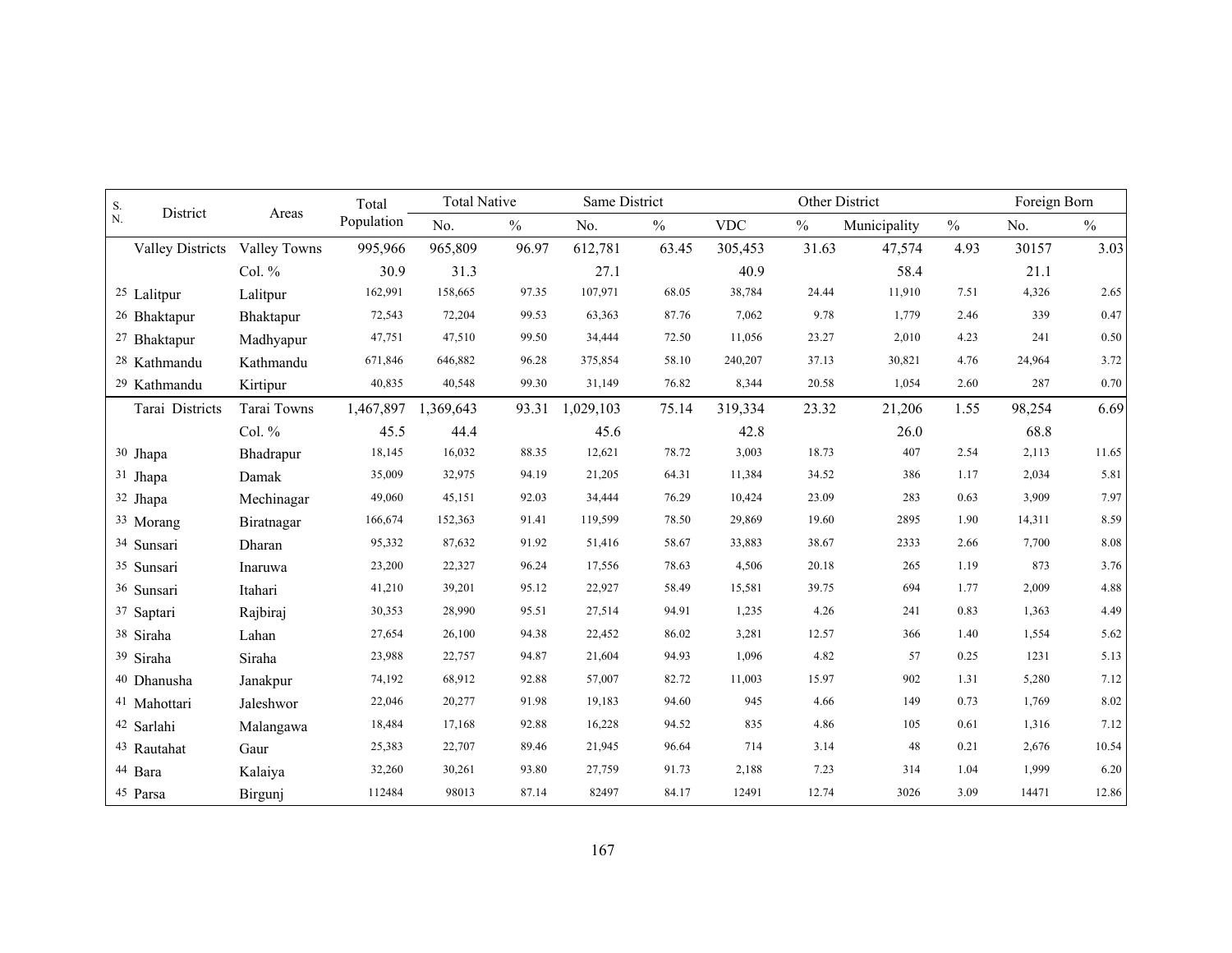| S. N. | District | Areas | Total Population | Total Native | | Same District | | Other District | | | | Foreign Born | |
|---|---|---|---|---|---|---|---|---|---|---|---|---|---|
| | | | | No. | % | No. | % | VDC | % | Municipality | % | No. | % |
| | Valley Districts | Valley Towns | 995,966 | 965,809 | 96.97 | 612,781 | 63.45 | 305,453 | 31.63 | 47,574 | 4.93 | 30157 | 3.03 |
| | | Col. % | 30.9 | 31.3 | | 27.1 | | 40.9 | | 58.4 | | 21.1 | |
| 25 | Lalitpur | Lalitpur | 162,991 | 158,665 | 97.35 | 107,971 | 68.05 | 38,784 | 24.44 | 11,910 | 7.51 | 4,326 | 2.65 |
| 26 | Bhaktapur | Bhaktapur | 72,543 | 72,204 | 99.53 | 63,363 | 87.76 | 7,062 | 9.78 | 1,779 | 2.46 | 339 | 0.47 |
| 27 | Bhaktapur | Madhyapur | 47,751 | 47,510 | 99.50 | 34,444 | 72.50 | 11,056 | 23.27 | 2,010 | 4.23 | 241 | 0.50 |
| 28 | Kathmandu | Kathmandu | 671,846 | 646,882 | 96.28 | 375,854 | 58.10 | 240,207 | 37.13 | 30,821 | 4.76 | 24,964 | 3.72 |
| 29 | Kathmandu | Kirtipur | 40,835 | 40,548 | 99.30 | 31,149 | 76.82 | 8,344 | 20.58 | 1,054 | 2.60 | 287 | 0.70 |
| | Tarai Districts | Tarai Towns | 1,467,897 | 1,369,643 | 93.31 | 1,029,103 | 75.14 | 319,334 | 23.32 | 21,206 | 1.55 | 98,254 | 6.69 |
| | | Col. % | 45.5 | 44.4 | | 45.6 | | 42.8 | | 26.0 | | 68.8 | |
| 30 | Jhapa | Bhadrapur | 18,145 | 16,032 | 88.35 | 12,621 | 78.72 | 3,003 | 18.73 | 407 | 2.54 | 2,113 | 11.65 |
| 31 | Jhapa | Damak | 35,009 | 32,975 | 94.19 | 21,205 | 64.31 | 11,384 | 34.52 | 386 | 1.17 | 2,034 | 5.81 |
| 32 | Jhapa | Mechinagar | 49,060 | 45,151 | 92.03 | 34,444 | 76.29 | 10,424 | 23.09 | 283 | 0.63 | 3,909 | 7.97 |
| 33 | Morang | Biratnagar | 166,674 | 152,363 | 91.41 | 119,599 | 78.50 | 29,869 | 19.60 | 2895 | 1.90 | 14,311 | 8.59 |
| 34 | Sunsari | Dharan | 95,332 | 87,632 | 91.92 | 51,416 | 58.67 | 33,883 | 38.67 | 2333 | 2.66 | 7,700 | 8.08 |
| 35 | Sunsari | Inaruwa | 23,200 | 22,327 | 96.24 | 17,556 | 78.63 | 4,506 | 20.18 | 265 | 1.19 | 873 | 3.76 |
| 36 | Sunsari | Itahari | 41,210 | 39,201 | 95.12 | 22,927 | 58.49 | 15,581 | 39.75 | 694 | 1.77 | 2,009 | 4.88 |
| 37 | Saptari | Rajbiraj | 30,353 | 28,990 | 95.51 | 27,514 | 94.91 | 1,235 | 4.26 | 241 | 0.83 | 1,363 | 4.49 |
| 38 | Siraha | Lahan | 27,654 | 26,100 | 94.38 | 22,452 | 86.02 | 3,281 | 12.57 | 366 | 1.40 | 1,554 | 5.62 |
| 39 | Siraha | Siraha | 23,988 | 22,757 | 94.87 | 21,604 | 94.93 | 1,096 | 4.82 | 57 | 0.25 | 1231 | 5.13 |
| 40 | Dhanusha | Janakpur | 74,192 | 68,912 | 92.88 | 57,007 | 82.72 | 11,003 | 15.97 | 902 | 1.31 | 5,280 | 7.12 |
| 41 | Mahottari | Jaleshwor | 22,046 | 20,277 | 91.98 | 19,183 | 94.60 | 945 | 4.66 | 149 | 0.73 | 1,769 | 8.02 |
| 42 | Sarlahi | Malangawa | 18,484 | 17,168 | 92.88 | 16,228 | 94.52 | 835 | 4.86 | 105 | 0.61 | 1,316 | 7.12 |
| 43 | Rautahat | Gaur | 25,383 | 22,707 | 89.46 | 21,945 | 96.64 | 714 | 3.14 | 48 | 0.21 | 2,676 | 10.54 |
| 44 | Bara | Kalaiya | 32,260 | 30,261 | 93.80 | 27,759 | 91.73 | 2,188 | 7.23 | 314 | 1.04 | 1,999 | 6.20 |
| 45 | Parsa | Birgunj | 112484 | 98013 | 87.14 | 82497 | 84.17 | 12491 | 12.74 | 3026 | 3.09 | 14471 | 12.86 |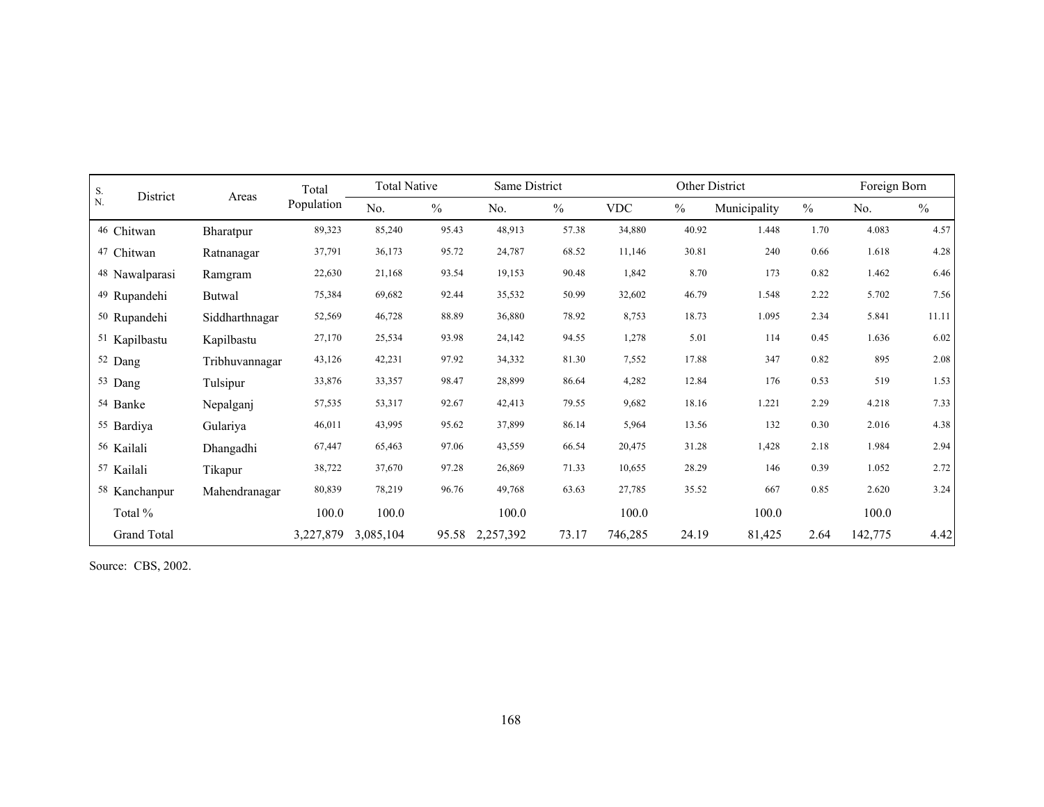| S. N. | District | Areas | Total Population | Total Native | | Same District | | Other District | | | | Foreign Born | |
|---|---|---|---|---|---|---|---|---|---|---|---|---|---|
| | | | | No. | % | No. | % | VDC | % | Municipality | % | No. | % |
| 46 | Chitwan | Bharatpur | 89,323 | 85,240 | 95.43 | 48,913 | 57.38 | 34,880 | 40.92 | 1.448 | 1.70 | 4.083 | 4.57 |
| 47 | Chitwan | Ratnanagar | 37,791 | 36,173 | 95.72 | 24,787 | 68.52 | 11,146 | 30.81 | 240 | 0.66 | 1.618 | 4.28 |
| 48 | Nawalparasi | Ramgram | 22,630 | 21,168 | 93.54 | 19,153 | 90.48 | 1,842 | 8.70 | 173 | 0.82 | 1.462 | 6.46 |
| 49 | Rupandehi | Butwal | 75,384 | 69,682 | 92.44 | 35,532 | 50.99 | 32,602 | 46.79 | 1.548 | 2.22 | 5.702 | 7.56 |
| 50 | Rupandehi | Siddharthnagar | 52,569 | 46,728 | 88.89 | 36,880 | 78.92 | 8,753 | 18.73 | 1.095 | 2.34 | 5.841 | 11.11 |
| 51 | Kapilbastu | Kapilbastu | 27,170 | 25,534 | 93.98 | 24,142 | 94.55 | 1,278 | 5.01 | 114 | 0.45 | 1.636 | 6.02 |
| 52 | Dang | Tribhuvannagar | 43,126 | 42,231 | 97.92 | 34,332 | 81.30 | 7,552 | 17.88 | 347 | 0.82 | 895 | 2.08 |
| 53 | Dang | Tulsipur | 33,876 | 33,357 | 98.47 | 28,899 | 86.64 | 4,282 | 12.84 | 176 | 0.53 | 519 | 1.53 |
| 54 | Banke | Nepalganj | 57,535 | 53,317 | 92.67 | 42,413 | 79.55 | 9,682 | 18.16 | 1.221 | 2.29 | 4.218 | 7.33 |
| 55 | Bardiya | Gulariya | 46,011 | 43,995 | 95.62 | 37,899 | 86.14 | 5,964 | 13.56 | 132 | 0.30 | 2.016 | 4.38 |
| 56 | Kailali | Dhangadhi | 67,447 | 65,463 | 97.06 | 43,559 | 66.54 | 20,475 | 31.28 | 1,428 | 2.18 | 1.984 | 2.94 |
| 57 | Kailali | Tikapur | 38,722 | 37,670 | 97.28 | 26,869 | 71.33 | 10,655 | 28.29 | 146 | 0.39 | 1.052 | 2.72 |
| 58 | Kanchanpur | Mahendranagar | 80,839 | 78,219 | 96.76 | 49,768 | 63.63 | 27,785 | 35.52 | 667 | 0.85 | 2.620 | 3.24 |
| | Total % | | 100.0 | 100.0 | | 100.0 | | 100.0 | | 100.0 | | 100.0 | |
| | Grand Total | | 3,227,879 | 3,085,104 | 95.58 | 2,257,392 | 73.17 | 746,285 | 24.19 | 81,425 | 2.64 | 142,775 | 4.42 |

Source: CBS, 2002.